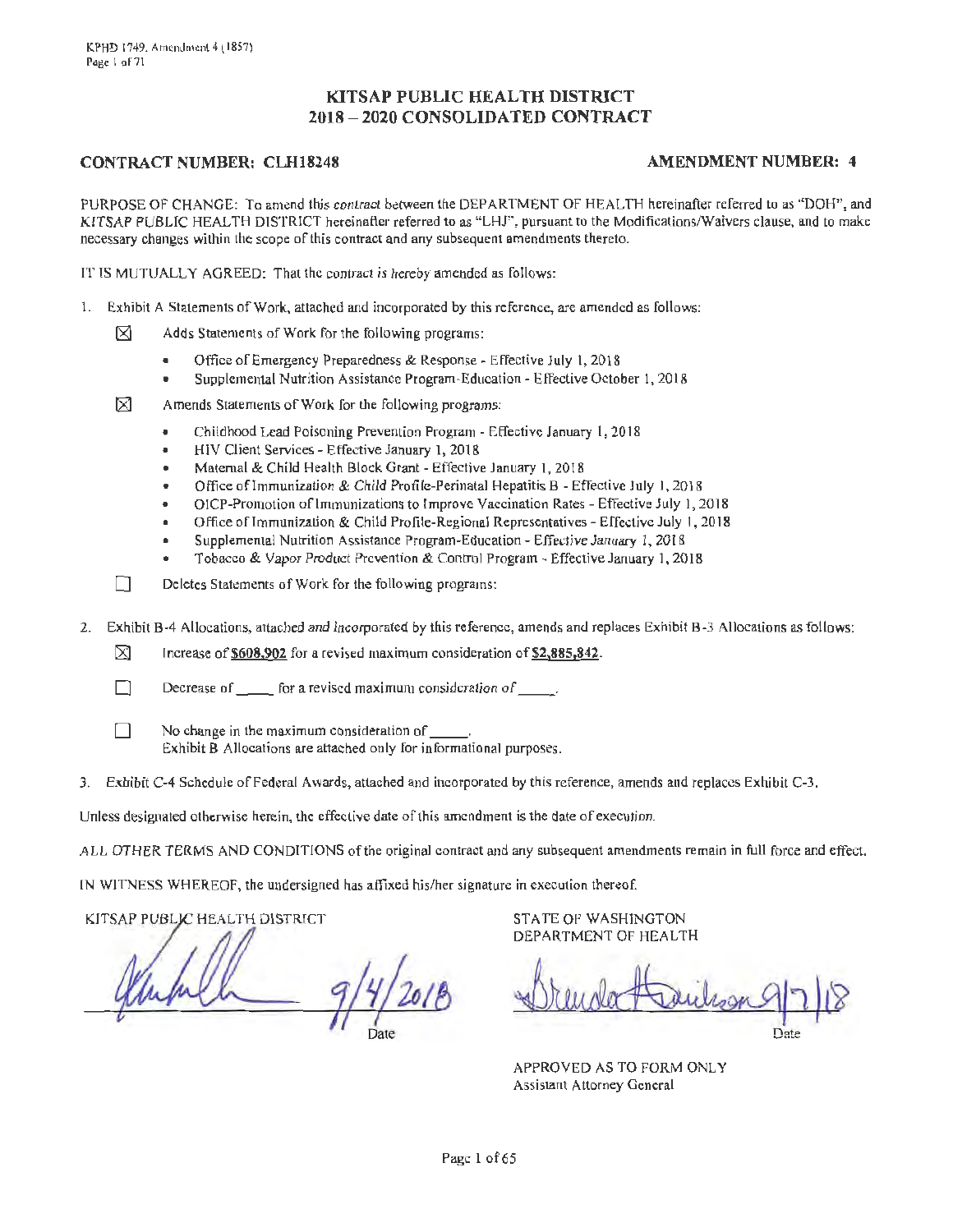# KITSAP PUBLIC HEALTH DISTRICT
# 2018 – 2020 CONSOLIDATED CONTRACT

**CONTRACT NUMBER: CLH18248** **AMENDMENT NUMBER: 4**

PURPOSE OF CHANGE: To amend this *contract* between the DEPARTMENT OF HEALTH hereinafter referred to as "DOH", and KITSAP PUBLIC HEALTH DISTRICT hereinafter referred to as "LHJ", pursuant to the Modifications/Waivers clause, and to make necessary changes within the scope of this contract and any subsequent amendments thereto.

IT IS MUTUALLY AGREED: That the contract is hereby amended as follows:

1. Exhibit A Statements of Work, attached and incorporated by this reference, are amended as follows:

   ☒ Adds Statements of Work for the following programs:

   - Office of Emergency Preparedness & Response - Effective July 1, 2018
   - Supplemental Nutrition Assistance Program-Education - Effective October 1, 2018

   ☒ Amends Statements of Work for the following programs:

   - Childhood Lead Poisoning Prevention Program - Effective January 1, 2018
   - HIV Client Services - Effective January 1, 2018
   - Maternal & Child Health Block Grant - Effective January 1, 2018
   - Office of Immunization & Child Profile-Perinatal Hepatitis B - Effective July 1, 2018
   - OICP-Promotion of Immunizations to Improve Vaccination Rates - Effective July 1, 2018
   - Office of Immunization & Child Profile-Regional Representatives - Effective July 1, 2018
   - Supplemental Nutrition Assistance Program-Education - Effective January 1, 2018
   - Tobacco & Vapor Product Prevention & Control Program - Effective January 1, 2018

   ☐ Deletes Statements of Work for the following programs:

2. Exhibit B-4 Allocations, attached and incorporated by this reference, amends and replaces Exhibit B-3 Allocations as follows:

   ☒ Increase of **$608,902** for a revised maximum consideration of **$2,885,842**.

   ☐ Decrease of _____ for a revised maximum consideration of _____.

   ☐ No change in the maximum consideration of _____.
   Exhibit B Allocations are attached only for informational purposes.

3. Exhibit C-4 Schedule of Federal Awards, attached and incorporated by this reference, amends and replaces Exhibit C-3.

Unless designated otherwise herein, the effective date of this amendment is the date of execution.

ALL OTHER TERMS AND CONDITIONS of the original contract and any subsequent amendments remain in full force and effect.

IN WITNESS WHEREOF, the undersigned has affixed his/her signature in execution thereof.

KITSAP PUBLIC HEALTH DISTRICT

[Signature] 9/4/2018
Date

STATE OF WASHINGTON
DEPARTMENT OF HEALTH

[Signature] 9/7/18
Date

APPROVED AS TO FORM ONLY
Assistant Attorney General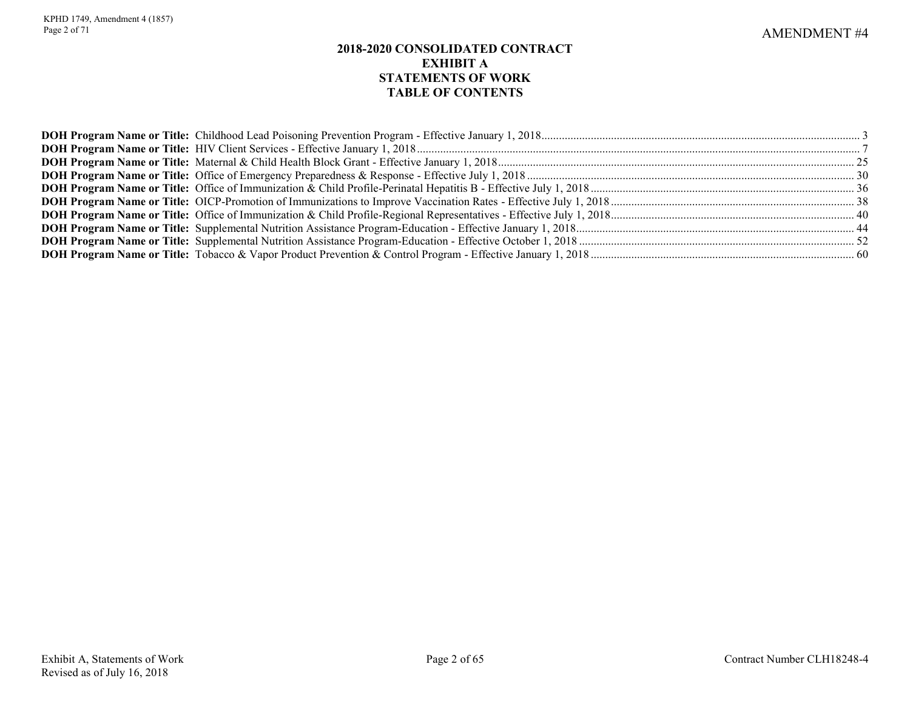AMENDMENT #4

# 2018-2020 CONSOLIDATED CONTRACT
# EXHIBIT A
# STATEMENTS OF WORK
# TABLE OF CONTENTS

**DOH Program Name or Title:** Childhood Lead Poisoning Prevention Program - Effective January 1, 2018 .... 3
**DOH Program Name or Title:** HIV Client Services - Effective January 1, 2018 .... 7
**DOH Program Name or Title:** Maternal & Child Health Block Grant - Effective January 1, 2018 .... 25
**DOH Program Name or Title:** Office of Emergency Preparedness & Response - Effective July 1, 2018 .... 30
**DOH Program Name or Title:** Office of Immunization & Child Profile-Perinatal Hepatitis B - Effective July 1, 2018 .... 36
**DOH Program Name or Title:** OICP-Promotion of Immunizations to Improve Vaccination Rates - Effective July 1, 2018 .... 38
**DOH Program Name or Title:** Office of Immunization & Child Profile-Regional Representatives - Effective July 1, 2018 .... 40
**DOH Program Name or Title:** Supplemental Nutrition Assistance Program-Education - Effective January 1, 2018 .... 44
**DOH Program Name or Title:** Supplemental Nutrition Assistance Program-Education - Effective October 1, 2018 .... 52
**DOH Program Name or Title:** Tobacco & Vapor Product Prevention & Control Program - Effective January 1, 2018 .... 60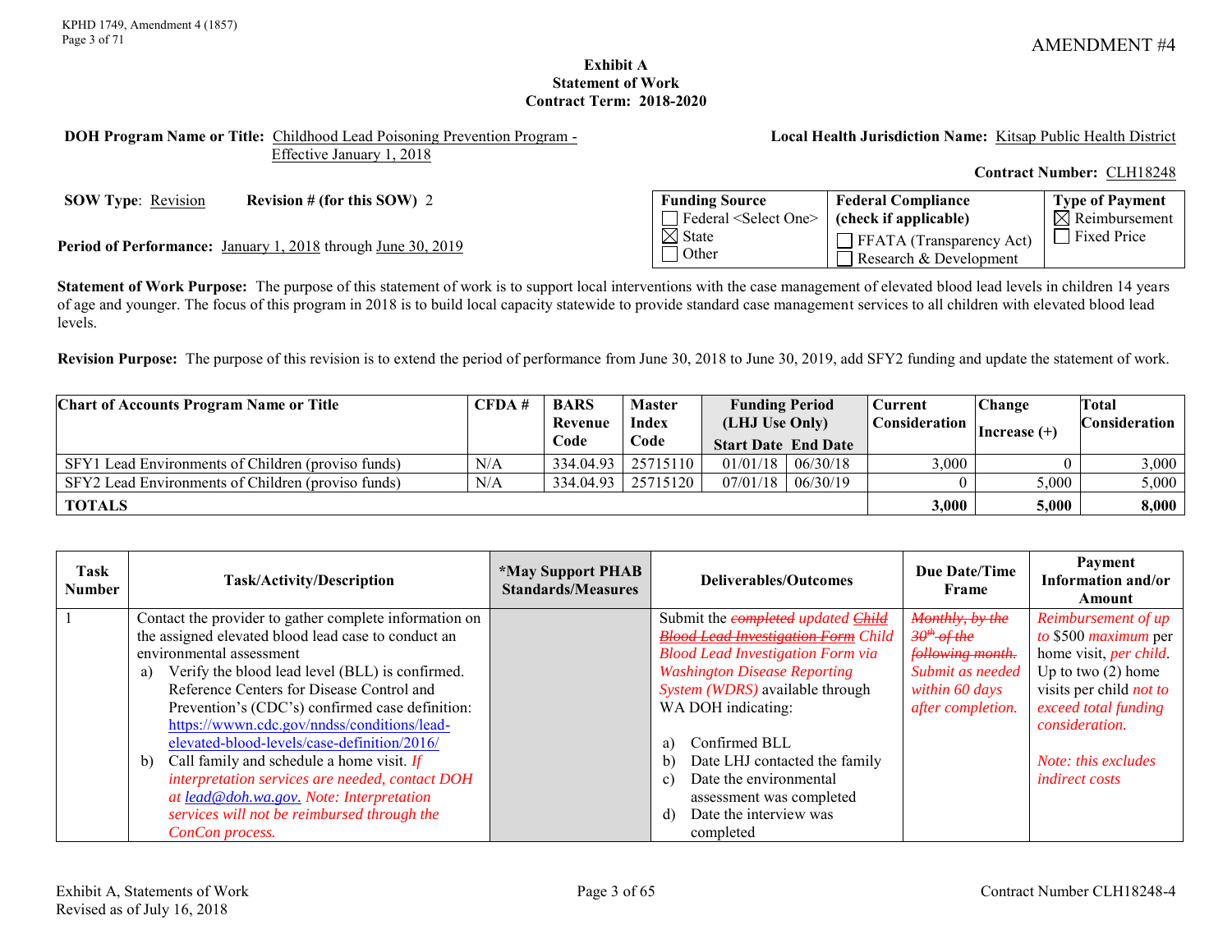AMENDMENT #4

## Exhibit A
## Statement of Work
## Contract Term: 2018-2020

**DOH Program Name or Title:** Childhood Lead Poisoning Prevention Program - Effective January 1, 2018

**Local Health Jurisdiction Name:** Kitsap Public Health District

**Contract Number:** CLH18248

**SOW Type**: Revision **Revision # (for this SOW)** 2

**Period of Performance:** January 1, 2018 through June 30, 2019

| Funding Source | Federal Compliance (check if applicable) | Type of Payment |
|---|---|---|
| ☐ Federal <Select One> ☒ State ☐ Other | ☐ FFATA (Transparency Act) ☐ Research & Development | ☒ Reimbursement ☐ Fixed Price |

**Statement of Work Purpose:** The purpose of this statement of work is to support local interventions with the case management of elevated blood lead levels in children 14 years of age and younger. The focus of this program in 2018 is to build local capacity statewide to provide standard case management services to all children with elevated blood lead levels.

**Revision Purpose:** The purpose of this revision is to extend the period of performance from June 30, 2018 to June 30, 2019, add SFY2 funding and update the statement of work.

| Chart of Accounts Program Name or Title | CFDA # | BARS Revenue Code | Master Index Code | Funding Period (LHJ Use Only) Start Date | End Date | Current Consideration | Change Increase (+) | Total Consideration |
|---|---|---|---|---|---|---|---|---|
| SFY1 Lead Environments of Children (proviso funds) | N/A | 334.04.93 | 25715110 | 01/01/18 | 06/30/18 | 3,000 | 0 | 3,000 |
| SFY2 Lead Environments of Children (proviso funds) | N/A | 334.04.93 | 25715120 | 07/01/18 | 06/30/19 | 0 | 5,000 | 5,000 |
| **TOTALS** | | | | | | **3,000** | **5,000** | **8,000** |

| Task Number | Task/Activity/Description | *May Support PHAB Standards/Measures | Deliverables/Outcomes | Due Date/Time Frame | Payment Information and/or Amount |
|---|---|---|---|---|---|
| 1 | Contact the provider to gather complete information on the assigned elevated blood lead case to conduct an environmental assessment<br>a) Verify the blood lead level (BLL) is confirmed. Reference Centers for Disease Control and Prevention's (CDC's) confirmed case definition: https://wwwn.cdc.gov/nndss/conditions/lead-elevated-blood-levels/case-definition/2016/<br>b) Call family and schedule a home visit. *If interpretation services are needed, contact DOH at lead@doh.wa.gov. Note: Interpretation services will not be reimbursed through the ConCon process.* | | Submit the ~~completed~~ *updated* ~~Child Blood Lead Investigation Form~~ Child Blood Lead Investigation Form *via Washington Disease Reporting System (WDRS)* available through WA DOH indicating:<br>a) Confirmed BLL<br>b) Date LHJ contacted the family<br>c) Date the environmental assessment was completed<br>d) Date the interview was completed | ~~Monthly, by the 30th of the following month.~~ *Submit as needed within 60 days after completion.* | *Reimbursement of up to* $500 *maximum* per home visit, *per child*. Up to two (2) home visits per child *not to exceed total funding consideration.*<br><br>*Note: this excludes indirect costs* |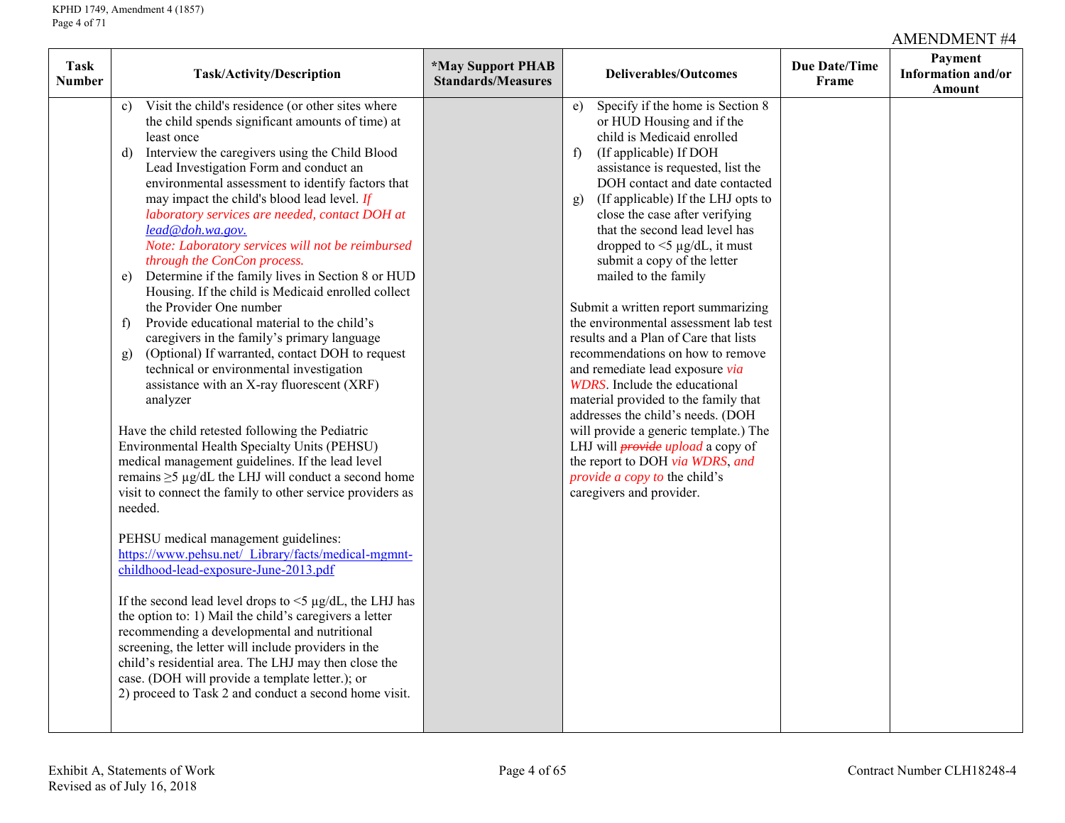AMENDMENT #4

| Task Number | Task/Activity/Description | *May Support PHAB Standards/Measures | Deliverables/Outcomes | Due Date/Time Frame | Payment Information and/or Amount |
|---|---|---|---|---|---|
| | c) Visit the child's residence (or other sites where the child spends significant amounts of time) at least once<br>d) Interview the caregivers using the Child Blood Lead Investigation Form and conduct an environmental assessment to identify factors that may impact the child's blood lead level. *If laboratory services are needed, contact DOH at lead@doh.wa.gov.* *Note: Laboratory services will not be reimbursed through the ConCon process.*<br>e) Determine if the family lives in Section 8 or HUD Housing. If the child is Medicaid enrolled collect the Provider One number<br>f) Provide educational material to the child's caregivers in the family's primary language<br>g) (Optional) If warranted, contact DOH to request technical or environmental investigation assistance with an X-ray fluorescent (XRF) analyzer<br><br>Have the child retested following the Pediatric Environmental Health Specialty Units (PEHSU) medical management guidelines. If the lead level remains ≥5 µg/dL the LHJ will conduct a second home visit to connect the family to other service providers as needed.<br><br>PEHSU medical management guidelines: https://www.pehsu.net/_Library/facts/medical-mgmnt-childhood-lead-exposure-June-2013.pdf<br><br>If the second lead level drops to <5 µg/dL, the LHJ has the option to: 1) Mail the child's caregivers a letter recommending a developmental and nutritional screening, the letter will include providers in the child's residential area. The LHJ may then close the case. (DOH will provide a template letter.); or<br>2) proceed to Task 2 and conduct a second home visit. | | e) Specify if the home is Section 8 or HUD Housing and if the child is Medicaid enrolled<br>f) (If applicable) If DOH assistance is requested, list the DOH contact and date contacted<br>g) (If applicable) If the LHJ opts to close the case after verifying that the second lead level has dropped to <5 µg/dL, it must submit a copy of the letter mailed to the family<br><br>Submit a written report summarizing the environmental assessment lab test results and a Plan of Care that lists recommendations on how to remove and remediate lead exposure *via WDRS*. Include the educational material provided to the family that addresses the child's needs. (DOH will provide a generic template.) The LHJ will ~~*provide*~~ *upload* a copy of the report to DOH *via WDRS*, *and provide a copy to* the child's caregivers and provider. | | |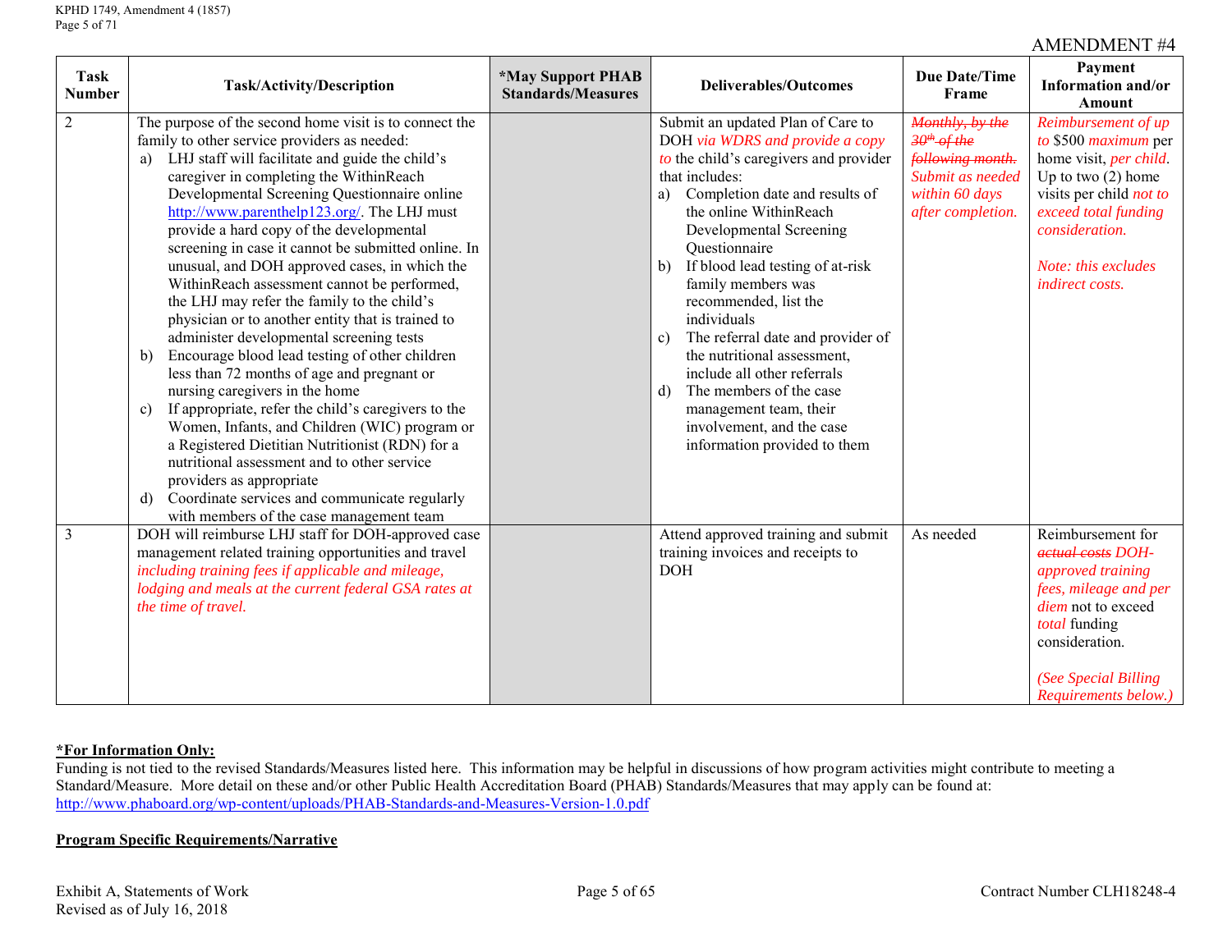AMENDMENT #4

| Task Number | Task/Activity/Description | *May Support PHAB Standards/Measures | Deliverables/Outcomes | Due Date/Time Frame | Payment Information and/or Amount |
|---|---|---|---|---|---|
| 2 | The purpose of the second home visit is to connect the family to other service providers as needed:<br>a) LHJ staff will facilitate and guide the child's caregiver in completing the WithinReach Developmental Screening Questionnaire online http://www.parenthelp123.org/. The LHJ must provide a hard copy of the developmental screening in case it cannot be submitted online. In unusual, and DOH approved cases, in which the WithinReach assessment cannot be performed, the LHJ may refer the family to the child's physician or to another entity that is trained to administer developmental screening tests<br>b) Encourage blood lead testing of other children less than 72 months of age and pregnant or nursing caregivers in the home<br>c) If appropriate, refer the child's caregivers to the Women, Infants, and Children (WIC) program or a Registered Dietitian Nutritionist (RDN) for a nutritional assessment and to other service providers as appropriate<br>d) Coordinate services and communicate regularly with members of the case management team | | Submit an updated Plan of Care to DOH *via WDRS and provide a copy to* the child's caregivers and provider that includes:<br>a) Completion date and results of the online WithinReach Developmental Screening Questionnaire<br>b) If blood lead testing of at-risk family members was recommended, list the individuals<br>c) The referral date and provider of the nutritional assessment, include all other referrals<br>d) The members of the case management team, their involvement, and the case information provided to them | ~~*Monthly, by the 30th of the following month.*~~ *Submit as needed within 60 days after completion.* | *Reimbursement of up to* $500 *maximum* per home visit, *per child*. Up to two (2) home visits per child *not to exceed total funding consideration.*<br><br>*Note: this excludes indirect costs.* |
| 3 | DOH will reimburse LHJ staff for DOH-approved case management related training opportunities and travel *including training fees if applicable and mileage, lodging and meals at the current federal GSA rates at the time of travel.* | | Attend approved training and submit training invoices and receipts to DOH | As needed | Reimbursement for ~~*actual costs*~~ *DOH-approved training fees, mileage and per diem* not to exceed *total* funding consideration.<br><br>*(See Special Billing Requirements below.)* |

**\*For Information Only:**
Funding is not tied to the revised Standards/Measures listed here. This information may be helpful in discussions of how program activities might contribute to meeting a Standard/Measure. More detail on these and/or other Public Health Accreditation Board (PHAB) Standards/Measures that may apply can be found at: http://www.phaboard.org/wp-content/uploads/PHAB-Standards-and-Measures-Version-1.0.pdf

**Program Specific Requirements/Narrative**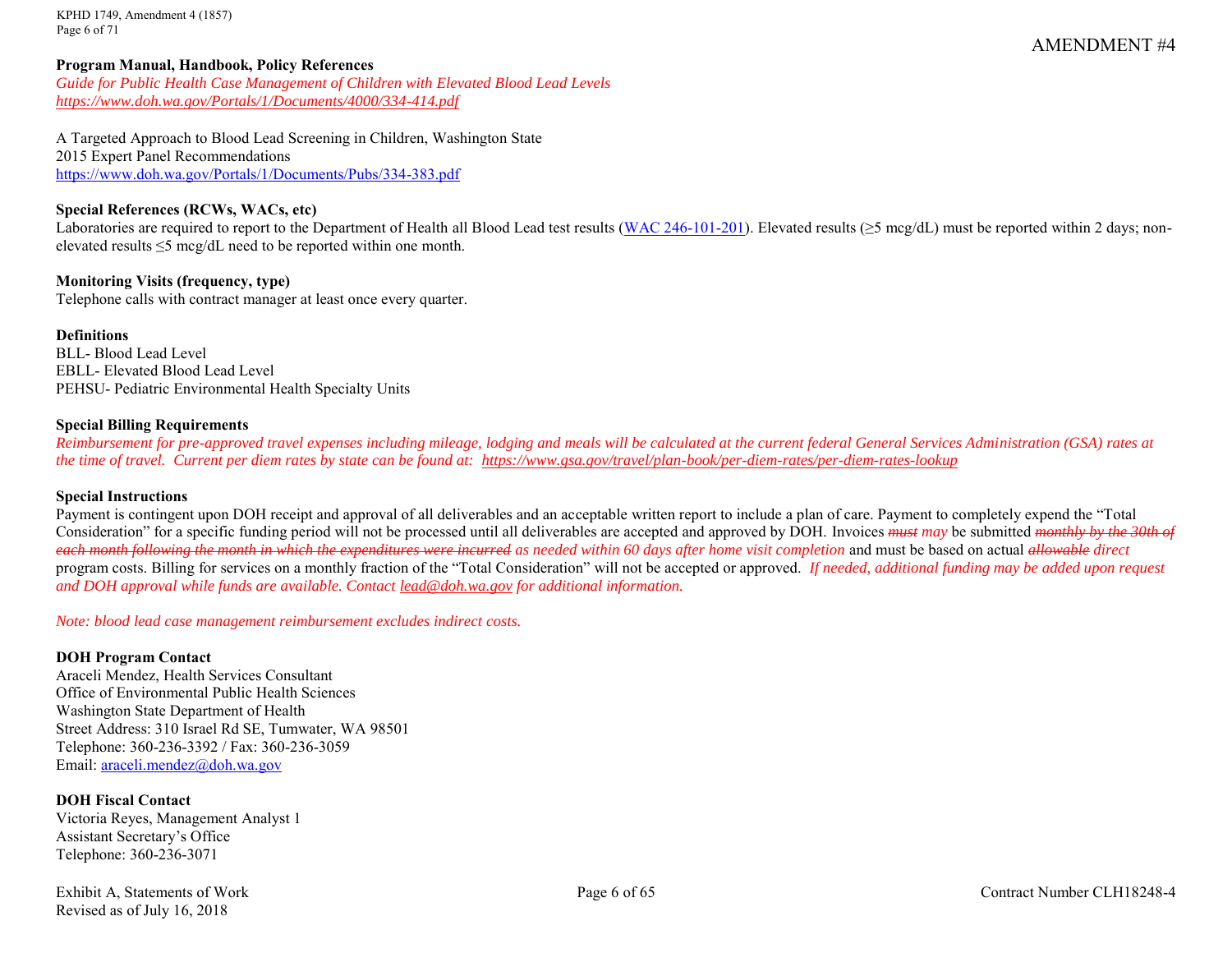AMENDMENT #4

**Program Manual, Handbook, Policy References**

*Guide for Public Health Case Management of Children with Elevated Blood Lead Levels*
*https://www.doh.wa.gov/Portals/1/Documents/4000/334-414.pdf*

A Targeted Approach to Blood Lead Screening in Children, Washington State
2015 Expert Panel Recommendations
https://www.doh.wa.gov/Portals/1/Documents/Pubs/334-383.pdf

**Special References (RCWs, WACs, etc)**

Laboratories are required to report to the Department of Health all Blood Lead test results (WAC 246-101-201). Elevated results (≥5 mcg/dL) must be reported within 2 days; non-elevated results ≤5 mcg/dL need to be reported within one month.

**Monitoring Visits (frequency, type)**

Telephone calls with contract manager at least once every quarter.

**Definitions**

BLL- Blood Lead Level
EBLL- Elevated Blood Lead Level
PEHSU- Pediatric Environmental Health Specialty Units

**Special Billing Requirements**

*Reimbursement for pre-approved travel expenses including mileage, lodging and meals will be calculated at the current federal General Services Administration (GSA) rates at the time of travel. Current per diem rates by state can be found at: https://www.gsa.gov/travel/plan-book/per-diem-rates/per-diem-rates-lookup*

**Special Instructions**

Payment is contingent upon DOH receipt and approval of all deliverables and an acceptable written report to include a plan of care. Payment to completely expend the "Total Consideration" for a specific funding period will not be processed until all deliverables are accepted and approved by DOH. Invoices ~~must~~ *may* be submitted ~~monthly by the 30th of each month following the month in which the expenditures were incurred~~ *as needed within 60 days after home visit completion* and must be based on actual ~~allowable~~ *direct* program costs. Billing for services on a monthly fraction of the "Total Consideration" will not be accepted or approved. *If needed, additional funding may be added upon request and DOH approval while funds are available. Contact lead@doh.wa.gov for additional information.*

*Note: blood lead case management reimbursement excludes indirect costs.*

**DOH Program Contact**

Araceli Mendez, Health Services Consultant
Office of Environmental Public Health Sciences
Washington State Department of Health
Street Address: 310 Israel Rd SE, Tumwater, WA 98501
Telephone: 360-236-3392 / Fax: 360-236-3059
Email: araceli.mendez@doh.wa.gov

**DOH Fiscal Contact**

Victoria Reyes, Management Analyst 1
Assistant Secretary's Office
Telephone: 360-236-3071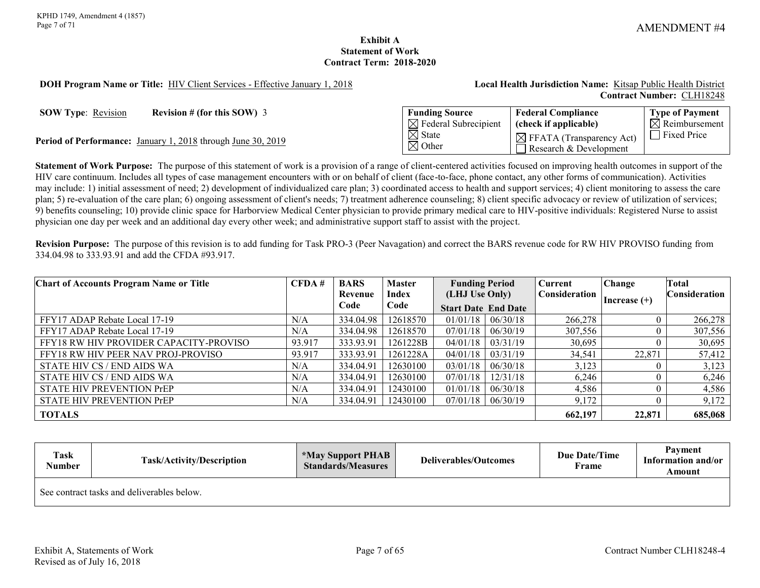AMENDMENT #4

**Exhibit A**
**Statement of Work**
**Contract Term: 2018-2020**

**DOH Program Name or Title:** HIV Client Services - Effective January 1, 2018

**Local Health Jurisdiction Name:** Kitsap Public Health District
**Contract Number:** CLH18248

**SOW Type**: Revision **Revision # (for this SOW)** 3

**Period of Performance:** January 1, 2018 through June 30, 2019

| Funding Source | Federal Compliance (check if applicable) | Type of Payment |
|---|---|---|
| ☒ Federal Subrecipient<br>☒ State<br>☒ Other | ☒ FFATA (Transparency Act)<br>☐ Research & Development | ☒ Reimbursement<br>☐ Fixed Price |

**Statement of Work Purpose:** The purpose of this statement of work is a provision of a range of client-centered activities focused on improving health outcomes in support of the HIV care continuum. Includes all types of case management encounters with or on behalf of client (face-to-face, phone contact, any other forms of communication). Activities may include: 1) initial assessment of need; 2) development of individualized care plan; 3) coordinated access to health and support services; 4) client monitoring to assess the care plan; 5) re-evaluation of the care plan; 6) ongoing assessment of client's needs; 7) treatment adherence counseling; 8) client specific advocacy or review of utilization of services; 9) benefits counseling; 10) provide clinic space for Harborview Medical Center physician to provide primary medical care to HIV-positive individuals: Registered Nurse to assist physician one day per week and an additional day every other week; and administrative support staff to assist with the project.

**Revision Purpose:** The purpose of this revision is to add funding for Task PRO-3 (Peer Navagation) and correct the BARS revenue code for RW HIV PROVISO funding from 334.04.98 to 333.93.91 and add the CFDA #93.917.

| Chart of Accounts Program Name or Title | CFDA # | BARS Revenue Code | Master Index Code | Funding Period (LHJ Use Only) Start Date | End Date | Current Consideration | Change Increase (+) | Total Consideration |
|---|---|---|---|---|---|---|---|---|
| FFY17 ADAP Rebate Local 17-19 | N/A | 334.04.98 | 12618570 | 01/01/18 | 06/30/18 | 266,278 | 0 | 266,278 |
| FFY17 ADAP Rebate Local 17-19 | N/A | 334.04.98 | 12618570 | 07/01/18 | 06/30/19 | 307,556 | 0 | 307,556 |
| FFY18 RW HIV PROVIDER CAPACITY-PROVISO | 93.917 | 333.93.91 | 1261228B | 04/01/18 | 03/31/19 | 30,695 | 0 | 30,695 |
| FFY18 RW HIV PEER NAV PROJ-PROVISO | 93.917 | 333.93.91 | 1261228A | 04/01/18 | 03/31/19 | 34,541 | 22,871 | 57,412 |
| STATE HIV CS / END AIDS WA | N/A | 334.04.91 | 12630100 | 03/01/18 | 06/30/18 | 3,123 | 0 | 3,123 |
| STATE HIV CS / END AIDS WA | N/A | 334.04.91 | 12630100 | 07/01/18 | 12/31/18 | 6,246 | 0 | 6,246 |
| STATE HIV PREVENTION PrEP | N/A | 334.04.91 | 12430100 | 01/01/18 | 06/30/18 | 4,586 | 0 | 4,586 |
| STATE HIV PREVENTION PrEP | N/A | 334.04.91 | 12430100 | 07/01/18 | 06/30/19 | 9,172 | 0 | 9,172 |
| **TOTALS** | | | | | | **662,197** | **22,871** | **685,068** |

| Task Number | Task/Activity/Description | *May Support PHAB Standards/Measures | Deliverables/Outcomes | Due Date/Time Frame | Payment Information and/or Amount |
|---|---|---|---|---|---|
| See contract tasks and deliverables below. | | | | | |

Exhibit A, Statements of Work
Revised as of July 16, 2018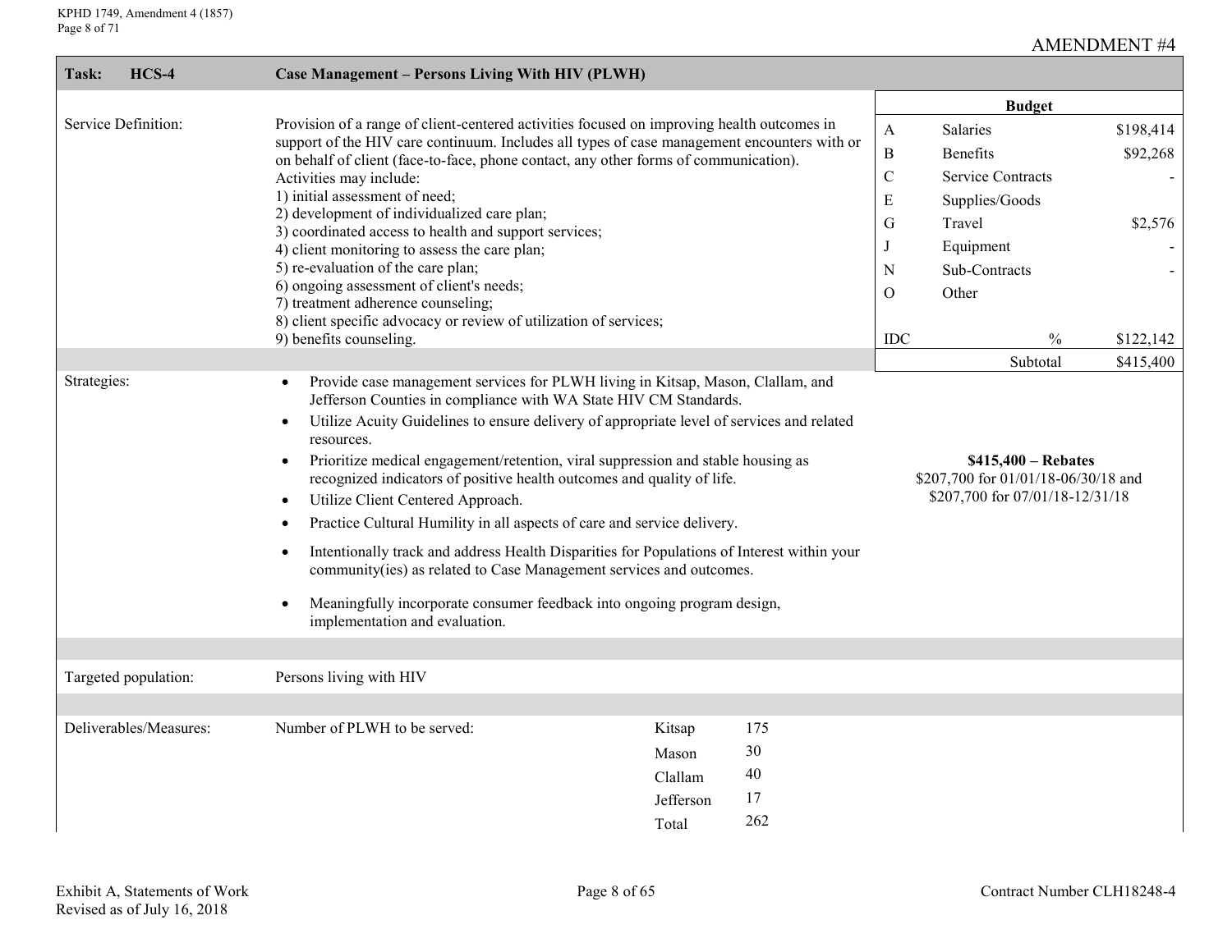AMENDMENT #4

| Task: HCS-4 | Case Management – Persons Living With HIV (PLWH) |
|---|---|

**Service Definition:**

Provision of a range of client-centered activities focused on improving health outcomes in support of the HIV care continuum. Includes all types of case management encounters with or on behalf of client (face-to-face, phone contact, any other forms of communication).
Activities may include:
1) initial assessment of need;
2) development of individualized care plan;
3) coordinated access to health and support services;
4) client monitoring to assess the care plan;
5) re-evaluation of the care plan;
6) ongoing assessment of client's needs;
7) treatment adherence counseling;
8) client specific advocacy or review of utilization of services;
9) benefits counseling.

| | Budget | |
|---|---|---|
| A | Salaries | $198,414 |
| B | Benefits | $92,268 |
| C | Service Contracts | - |
| E | Supplies/Goods | |
| G | Travel | $2,576 |
| J | Equipment | - |
| N | Sub-Contracts | - |
| O | Other | |
| IDC | % | $122,142 |
| | Subtotal | $415,400 |

**Strategies:**

- Provide case management services for PLWH living in Kitsap, Mason, Clallam, and Jefferson Counties in compliance with WA State HIV CM Standards.
- Utilize Acuity Guidelines to ensure delivery of appropriate level of services and related resources.
- Prioritize medical engagement/retention, viral suppression and stable housing as recognized indicators of positive health outcomes and quality of life.
- Utilize Client Centered Approach.
- Practice Cultural Humility in all aspects of care and service delivery.
- Intentionally track and address Health Disparities for Populations of Interest within your community(ies) as related to Case Management services and outcomes.
- Meaningfully incorporate consumer feedback into ongoing program design, implementation and evaluation.

**$415,400 – Rebates**
$207,700 for 01/01/18-06/30/18 and
$207,700 for 07/01/18-12/31/18

**Targeted population:** Persons living with HIV

**Deliverables/Measures:** Number of PLWH to be served:

| County | Number |
|---|---|
| Kitsap | 175 |
| Mason | 30 |
| Clallam | 40 |
| Jefferson | 17 |
| Total | 262 |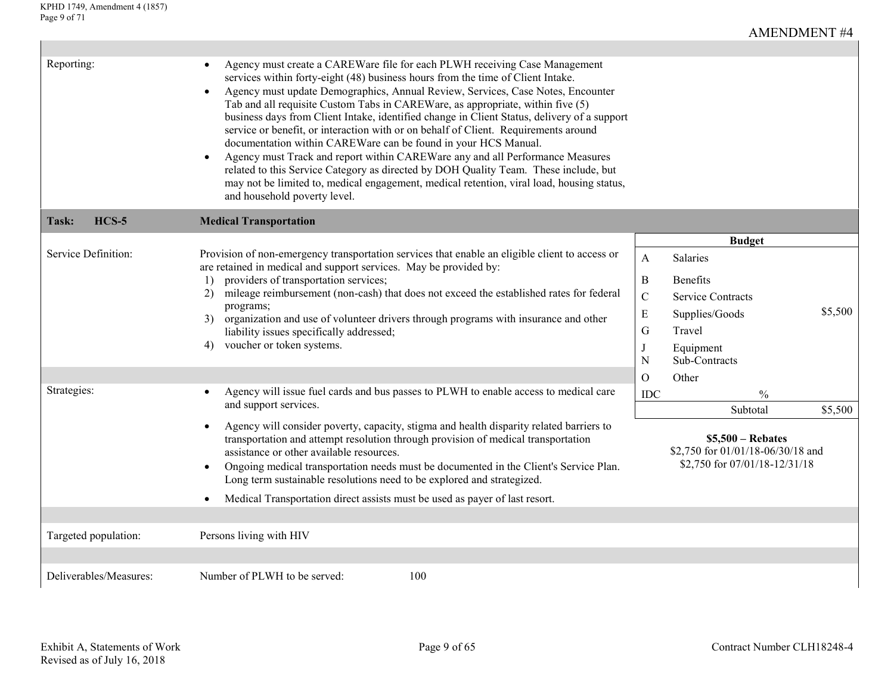AMENDMENT #4

**Reporting:**

- Agency must create a CAREWare file for each PLWH receiving Case Management services within forty-eight (48) business hours from the time of Client Intake.
- Agency must update Demographics, Annual Review, Services, Case Notes, Encounter Tab and all requisite Custom Tabs in CAREWare, as appropriate, within five (5) business days from Client Intake, identified change in Client Status, delivery of a support service or benefit, or interaction with or on behalf of Client. Requirements around documentation within CAREWare can be found in your HCS Manual.
- Agency must Track and report within CAREWare any and all Performance Measures related to this Service Category as directed by DOH Quality Team. These include, but may not be limited to, medical engagement, medical retention, viral load, housing status, and household poverty level.

## Task: HCS-5 Medical Transportation

**Service Definition:**

Provision of non-emergency transportation services that enable an eligible client to access or are retained in medical and support services. May be provided by:

1) providers of transportation services;
2) mileage reimbursement (non-cash) that does not exceed the established rates for federal programs;
3) organization and use of volunteer drivers through programs with insurance and other liability issues specifically addressed;
4) voucher or token systems.

**Strategies:**

- Agency will issue fuel cards and bus passes to PLWH to enable access to medical care and support services.
- Agency will consider poverty, capacity, stigma and health disparity related barriers to transportation and attempt resolution through provision of medical transportation assistance or other available resources.
- Ongoing medical transportation needs must be documented in the Client's Service Plan. Long term sustainable resolutions need to be explored and strategized.
- Medical Transportation direct assists must be used as payer of last resort.

| | Budget | |
|---|---|---|
| A | Salaries | |
| B | Benefits | |
| C | Service Contracts | |
| E | Supplies/Goods | $5,500 |
| G | Travel | |
| J | Equipment | |
| N | Sub-Contracts | |
| O | Other | |
| IDC | % | |
| | Subtotal | $5,500 |

**$5,500 – Rebates**
$2,750 for 01/01/18-06/30/18 and
$2,750 for 07/01/18-12/31/18

**Targeted population:** Persons living with HIV

**Deliverables/Measures:** Number of PLWH to be served: 100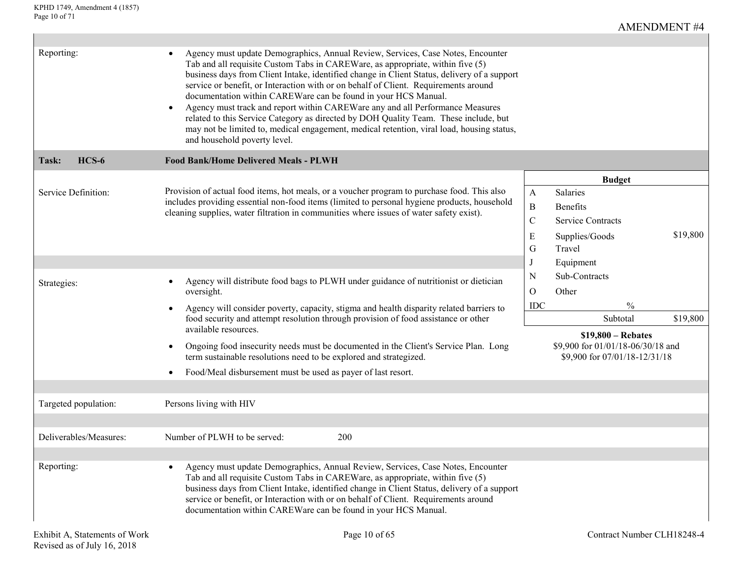AMENDMENT #4

**Reporting:**

- Agency must update Demographics, Annual Review, Services, Case Notes, Encounter Tab and all requisite Custom Tabs in CAREWare, as appropriate, within five (5) business days from Client Intake, identified change in Client Status, delivery of a support service or benefit, or Interaction with or on behalf of Client. Requirements around documentation within CAREWare can be found in your HCS Manual.
- Agency must track and report within CAREWare any and all Performance Measures related to this Service Category as directed by DOH Quality Team. These include, but may not be limited to, medical engagement, medical retention, viral load, housing status, and household poverty level.

## Task: HCS-6 Food Bank/Home Delivered Meals - PLWH

**Service Definition:** Provision of actual food items, hot meals, or a voucher program to purchase food. This also includes providing essential non-food items (limited to personal hygiene products, household cleaning supplies, water filtration in communities where issues of water safety exist).

**Budget**

| | | |
|---|---|---|
| A | Salaries | |
| B | Benefits | |
| C | Service Contracts | |
| E | Supplies/Goods | $19,800 |
| G | Travel | |
| J | Equipment | |
| N | Sub-Contracts | |
| O | Other | |
| IDC | % | |
| | Subtotal | $19,800 |

**$19,800 – Rebates**
$9,900 for 01/01/18-06/30/18 and
$9,900 for 07/01/18-12/31/18

**Strategies:**

- Agency will distribute food bags to PLWH under guidance of nutritionist or dietician oversight.
- Agency will consider poverty, capacity, stigma and health disparity related barriers to food security and attempt resolution through provision of food assistance or other available resources.
- Ongoing food insecurity needs must be documented in the Client's Service Plan. Long term sustainable resolutions need to be explored and strategized.
- Food/Meal disbursement must be used as payer of last resort.

**Targeted population:** Persons living with HIV

**Deliverables/Measures:** Number of PLWH to be served: 200

**Reporting:**

- Agency must update Demographics, Annual Review, Services, Case Notes, Encounter Tab and all requisite Custom Tabs in CAREWare, as appropriate, within five (5) business days from Client Intake, identified change in Client Status, delivery of a support service or benefit, or Interaction with or on behalf of Client. Requirements around documentation within CAREWare can be found in your HCS Manual.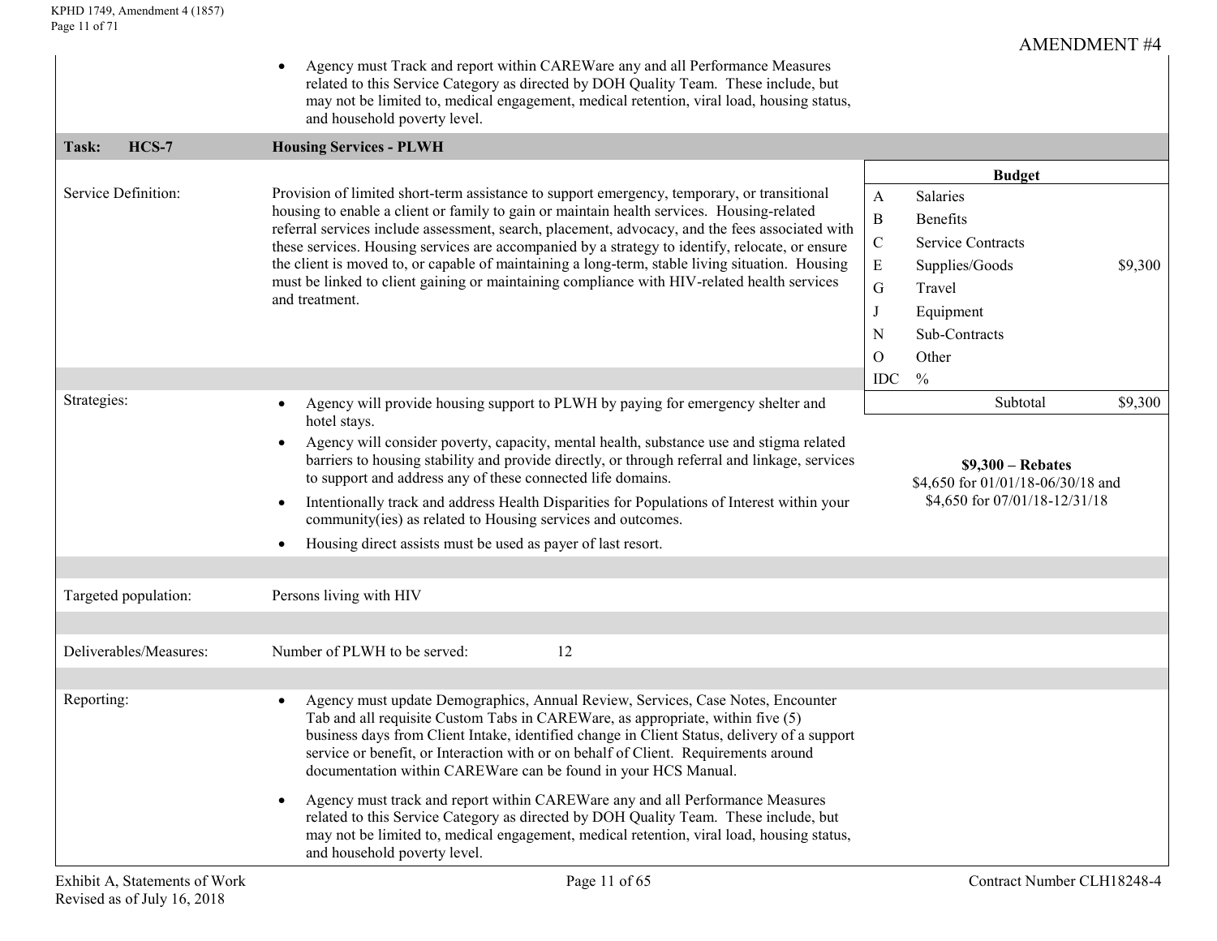AMENDMENT #4

- Agency must Track and report within CAREWare any and all Performance Measures related to this Service Category as directed by DOH Quality Team. These include, but may not be limited to, medical engagement, medical retention, viral load, housing status, and household poverty level.

| Task: HCS-7 | Housing Services - PLWH |
|---|---|

**Service Definition:**

Provision of limited short-term assistance to support emergency, temporary, or transitional housing to enable a client or family to gain or maintain health services. Housing-related referral services include assessment, search, placement, advocacy, and the fees associated with these services. Housing services are accompanied by a strategy to identify, relocate, or ensure the client is moved to, or capable of maintaining a long-term, stable living situation. Housing must be linked to client gaining or maintaining compliance with HIV-related health services and treatment.

| | Budget | |
|---|---|---|
| A | Salaries | |
| B | Benefits | |
| C | Service Contracts | |
| E | Supplies/Goods | $9,300 |
| G | Travel | |
| J | Equipment | |
| N | Sub-Contracts | |
| O | Other | |
| IDC | % | |
| | Subtotal | $9,300 |

**$9,300 – Rebates**
$4,650 for 01/01/18-06/30/18 and
$4,650 for 07/01/18-12/31/18

**Strategies:**

- Agency will provide housing support to PLWH by paying for emergency shelter and hotel stays.
- Agency will consider poverty, capacity, mental health, substance use and stigma related barriers to housing stability and provide directly, or through referral and linkage, services to support and address any of these connected life domains.
- Intentionally track and address Health Disparities for Populations of Interest within your community(ies) as related to Housing services and outcomes.
- Housing direct assists must be used as payer of last resort.

**Targeted population:** Persons living with HIV

**Deliverables/Measures:** Number of PLWH to be served: 12

**Reporting:**

- Agency must update Demographics, Annual Review, Services, Case Notes, Encounter Tab and all requisite Custom Tabs in CAREWare, as appropriate, within five (5) business days from Client Intake, identified change in Client Status, delivery of a support service or benefit, or Interaction with or on behalf of Client. Requirements around documentation within CAREWare can be found in your HCS Manual.
- Agency must track and report within CAREWare any and all Performance Measures related to this Service Category as directed by DOH Quality Team. These include, but may not be limited to, medical engagement, medical retention, viral load, housing status, and household poverty level.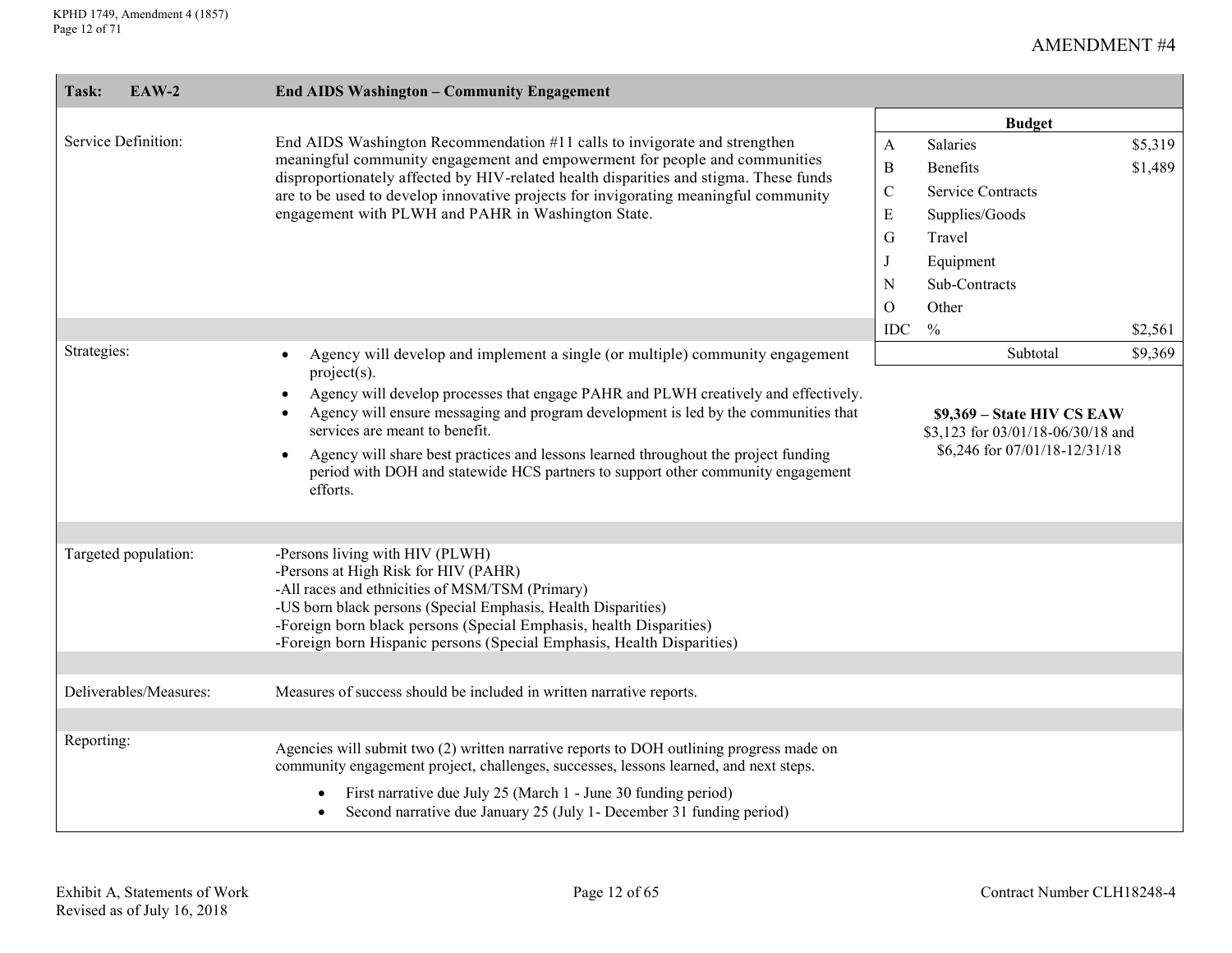# AMENDMENT #4

## Task: EAW-2 — End AIDS Washington – Community Engagement

**Service Definition:**

End AIDS Washington Recommendation #11 calls to invigorate and strengthen meaningful community engagement and empowerment for people and communities disproportionately affected by HIV-related health disparities and stigma. These funds are to be used to develop innovative projects for invigorating meaningful community engagement with PLWH and PAHR in Washington State.

**Budget**

| | | |
|---|---|---|
| A | Salaries | $5,319 |
| B | Benefits | $1,489 |
| C | Service Contracts | |
| E | Supplies/Goods | |
| G | Travel | |
| J | Equipment | |
| N | Sub-Contracts | |
| O | Other | |
| IDC | % | $2,561 |
| | Subtotal | $9,369 |

**$9,369 – State HIV CS EAW**
$3,123 for 03/01/18-06/30/18 and
$6,246 for 07/01/18-12/31/18

**Strategies:**

- Agency will develop and implement a single (or multiple) community engagement project(s).
- Agency will develop processes that engage PAHR and PLWH creatively and effectively.
- Agency will ensure messaging and program development is led by the communities that services are meant to benefit.
- Agency will share best practices and lessons learned throughout the project funding period with DOH and statewide HCS partners to support other community engagement efforts.

**Targeted population:**

-Persons living with HIV (PLWH)
-Persons at High Risk for HIV (PAHR)
-All races and ethnicities of MSM/TSM (Primary)
-US born black persons (Special Emphasis, Health Disparities)
-Foreign born black persons (Special Emphasis, health Disparities)
-Foreign born Hispanic persons (Special Emphasis, Health Disparities)

**Deliverables/Measures:**

Measures of success should be included in written narrative reports.

**Reporting:**

Agencies will submit two (2) written narrative reports to DOH outlining progress made on community engagement project, challenges, successes, lessons learned, and next steps.

- First narrative due July 25 (March 1 - June 30 funding period)
- Second narrative due January 25 (July 1- December 31 funding period)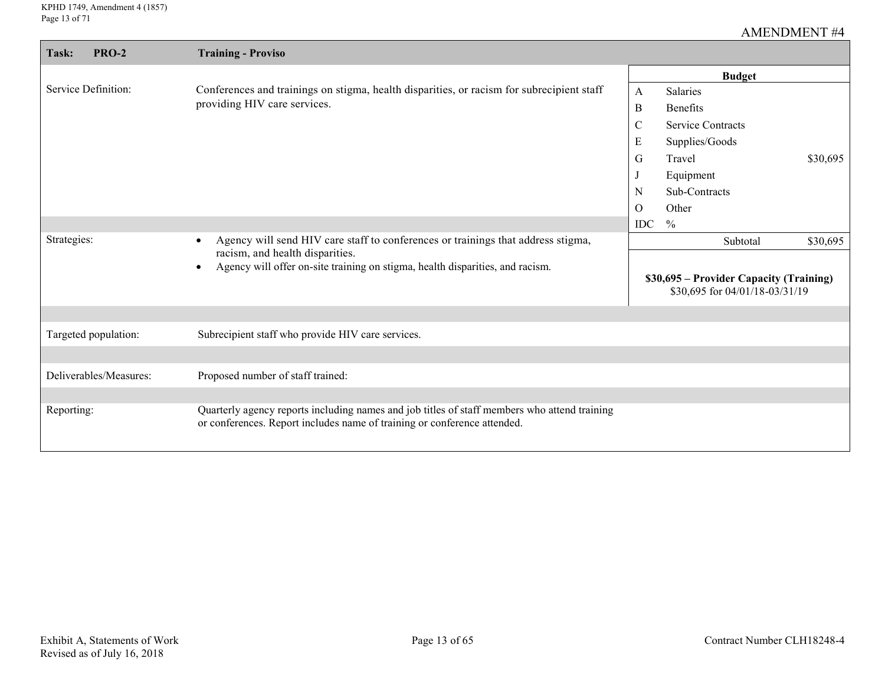AMENDMENT #4

| Task: PRO-2 | Training - Proviso | | |
|---|---|---|---|
| Service Definition: | Conferences and trainings on stigma, health disparities, or racism for subrecipient staff providing HIV care services. | **Budget** | |
| | | A Salaries | |
| | | B Benefits | |
| | | C Service Contracts | |
| | | E Supplies/Goods | |
| | | G Travel | $30,695 |
| | | J Equipment | |
| | | N Sub-Contracts | |
| | | O Other | |
| | | IDC % | |
| Strategies: | • Agency will send HIV care staff to conferences or trainings that address stigma, racism, and health disparities.<br>• Agency will offer on-site training on stigma, health disparities, and racism. | Subtotal | $30,695 |
| | | **$30,695 – Provider Capacity (Training)**<br>$30,695 for 04/01/18-03/31/19 | |
| Targeted population: | Subrecipient staff who provide HIV care services. | | |
| Deliverables/Measures: | Proposed number of staff trained: | | |
| Reporting: | Quarterly agency reports including names and job titles of staff members who attend training or conferences. Report includes name of training or conference attended. | | |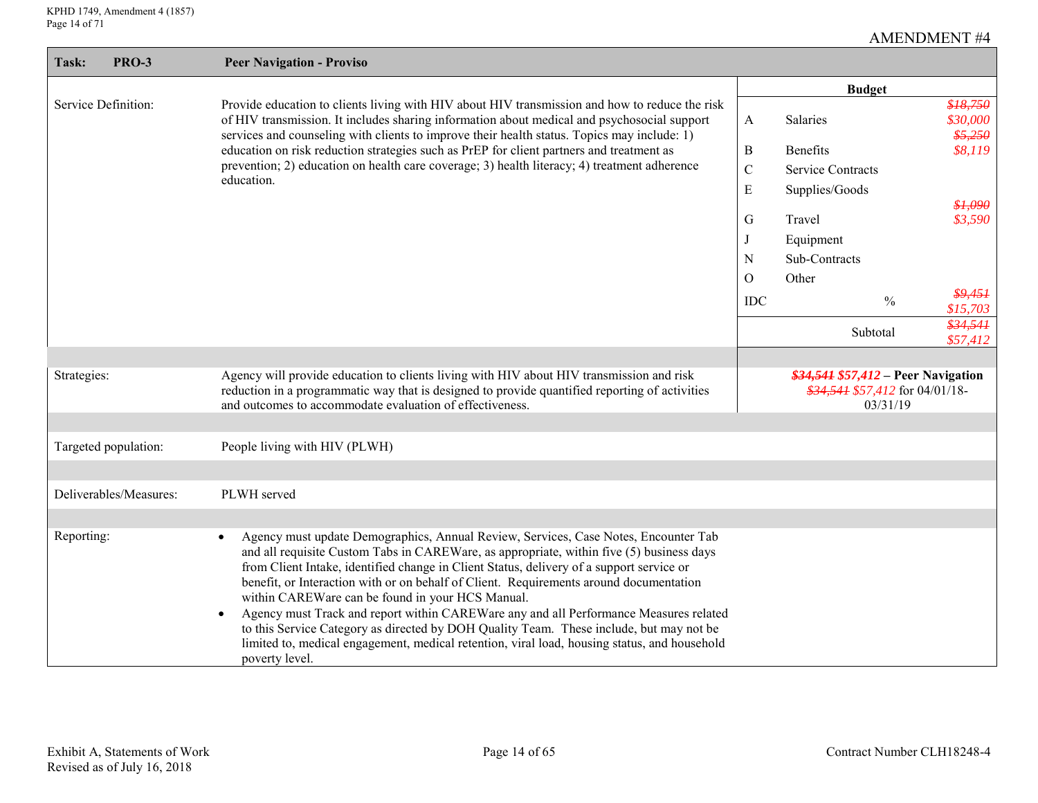AMENDMENT #4

| Task: PRO-3 | Peer Navigation - Proviso | | | |
|---|---|---|---|---|
| Service Definition: | Provide education to clients living with HIV about HIV transmission and how to reduce the risk of HIV transmission. It includes sharing information about medical and psychosocial support services and counseling with clients to improve their health status. Topics may include: 1) education on risk reduction strategies such as PrEP for client partners and treatment as prevention; 2) education on health care coverage; 3) health literacy; 4) treatment adherence education. | **Budget** | | |
| | | A | Salaries | ~~$18,750~~ $30,000 |
| | | B | Benefits | ~~$5,250~~ $8,119 |
| | | C | Service Contracts | |
| | | E | Supplies/Goods | |
| | | G | Travel | ~~$1,090~~ $3,590 |
| | | J | Equipment | |
| | | N | Sub-Contracts | |
| | | O | Other | |
| | | IDC | % | ~~$9,451~~ $15,703 |
| | | | Subtotal | ~~$34,541~~ $57,412 |
| Strategies: | Agency will provide education to clients living with HIV about HIV transmission and risk reduction in a programmatic way that is designed to provide quantified reporting of activities and outcomes to accommodate evaluation of effectiveness. | **~~$34,541~~ $57,412 – Peer Navigation** ~~$34,541~~ $57,412 for 04/01/18-03/31/19 | | |
| Targeted population: | People living with HIV (PLWH) | | | |
| Deliverables/Measures: | PLWH served | | | |
| Reporting: | • Agency must update Demographics, Annual Review, Services, Case Notes, Encounter Tab and all requisite Custom Tabs in CAREWare, as appropriate, within five (5) business days from Client Intake, identified change in Client Status, delivery of a support service or benefit, or Interaction with or on behalf of Client. Requirements around documentation within CAREWare can be found in your HCS Manual.<br>• Agency must Track and report within CAREWare any and all Performance Measures related to this Service Category as directed by DOH Quality Team. These include, but may not be limited to, medical engagement, medical retention, viral load, housing status, and household poverty level. | | | |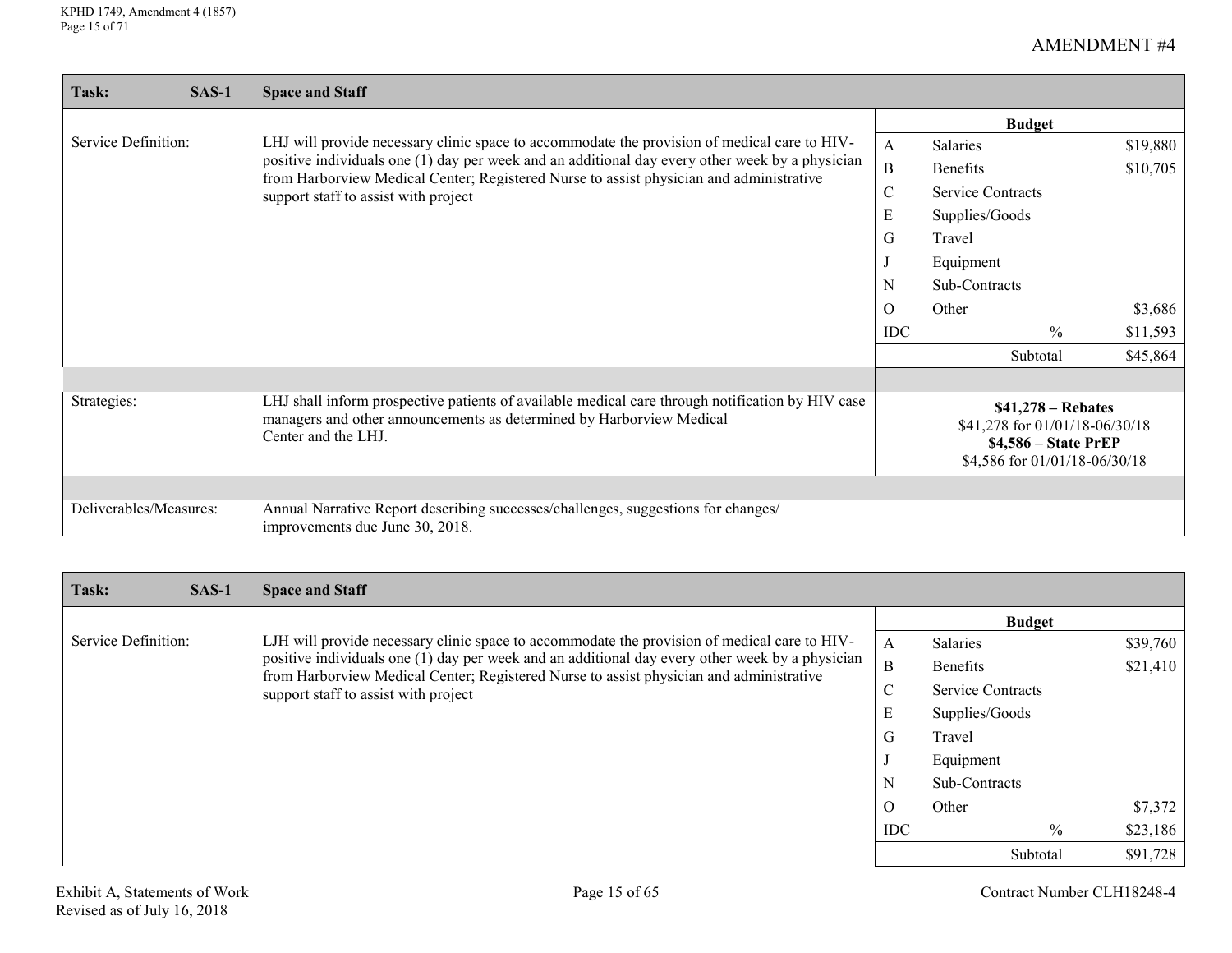AMENDMENT #4

| Task: | SAS-1 | Space and Staff | | | |
|---|---|---|---|---|---|
| Service Definition: | | LHJ will provide necessary clinic space to accommodate the provision of medical care to HIV-positive individuals one (1) day per week and an additional day every other week by a physician from Harborview Medical Center; Registered Nurse to assist physician and administrative support staff to assist with project | | **Budget** | |
| | | | A | Salaries | $19,880 |
| | | | B | Benefits | $10,705 |
| | | | C | Service Contracts | |
| | | | E | Supplies/Goods | |
| | | | G | Travel | |
| | | | J | Equipment | |
| | | | N | Sub-Contracts | |
| | | | O | Other | $3,686 |
| | | | IDC | % | $11,593 |
| | | | | Subtotal | $45,864 |
| Strategies: | | LHJ shall inform prospective patients of available medical care through notification by HIV case managers and other announcements as determined by Harborview Medical Center and the LHJ. | | **$41,278 – Rebates**<br>$41,278 for 01/01/18-06/30/18<br>**$4,586 – State PrEP**<br>$4,586 for 01/01/18-06/30/18 | |
| Deliverables/Measures: | | Annual Narrative Report describing successes/challenges, suggestions for changes/ improvements due June 30, 2018. | | | |

| Task: | SAS-1 | Space and Staff | | | |
|---|---|---|---|---|---|
| Service Definition: | | LJH will provide necessary clinic space to accommodate the provision of medical care to HIV-positive individuals one (1) day per week and an additional day every other week by a physician from Harborview Medical Center; Registered Nurse to assist physician and administrative support staff to assist with project | | **Budget** | |
| | | | A | Salaries | $39,760 |
| | | | B | Benefits | $21,410 |
| | | | C | Service Contracts | |
| | | | E | Supplies/Goods | |
| | | | G | Travel | |
| | | | J | Equipment | |
| | | | N | Sub-Contracts | |
| | | | O | Other | $7,372 |
| | | | IDC | % | $23,186 |
| | | | | Subtotal | $91,728 |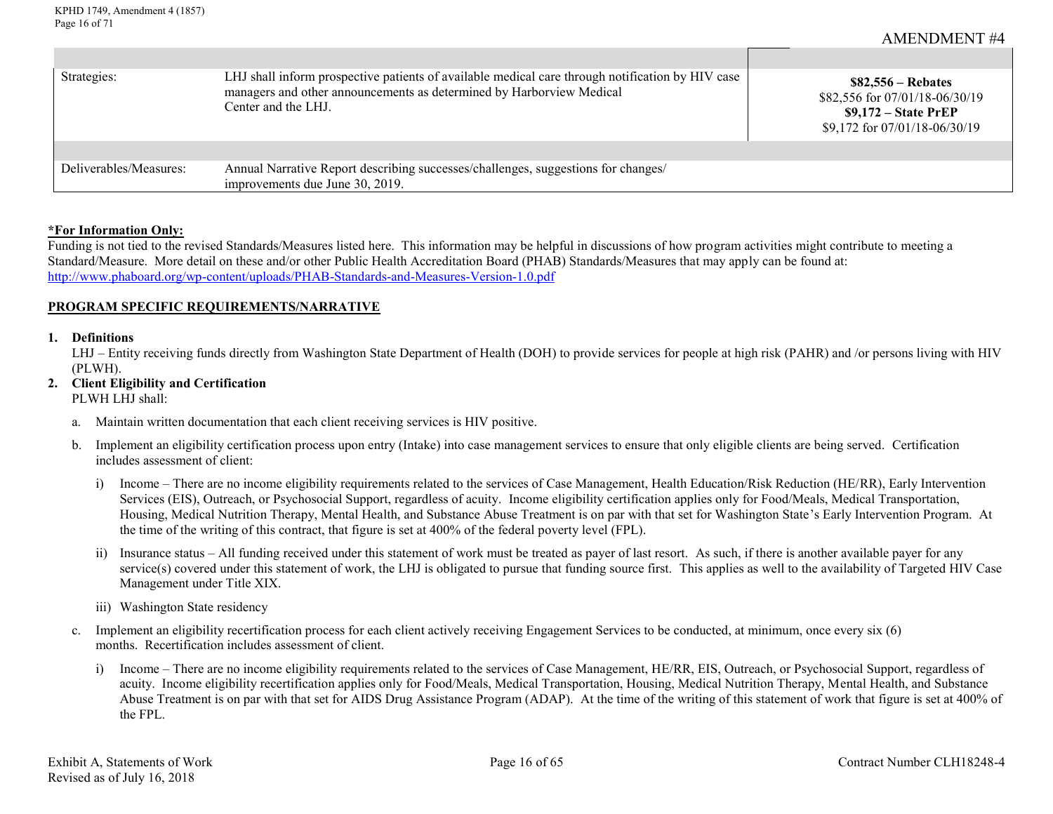AMENDMENT #4

| | | |
|---|---|---|
| Strategies: | LHJ shall inform prospective patients of available medical care through notification by HIV case managers and other announcements as determined by Harborview Medical Center and the LHJ. | **$82,556 – Rebates**<br>$82,556 for 07/01/18-06/30/19<br>**$9,172 – State PrEP**<br>$9,172 for 07/01/18-06/30/19 |
| | | |
| Deliverables/Measures: | Annual Narrative Report describing successes/challenges, suggestions for changes/ improvements due June 30, 2019. | |

**\*For Information Only:**
Funding is not tied to the revised Standards/Measures listed here. This information may be helpful in discussions of how program activities might contribute to meeting a Standard/Measure. More detail on these and/or other Public Health Accreditation Board (PHAB) Standards/Measures that may apply can be found at: http://www.phaboard.org/wp-content/uploads/PHAB-Standards-and-Measures-Version-1.0.pdf

**PROGRAM SPECIFIC REQUIREMENTS/NARRATIVE**

1. **Definitions**
   LHJ – Entity receiving funds directly from Washington State Department of Health (DOH) to provide services for people at high risk (PAHR) and /or persons living with HIV (PLWH).
2. **Client Eligibility and Certification**
   PLWH LHJ shall:

   a. Maintain written documentation that each client receiving services is HIV positive.

   b. Implement an eligibility certification process upon entry (Intake) into case management services to ensure that only eligible clients are being served. Certification includes assessment of client:

      i) Income – There are no income eligibility requirements related to the services of Case Management, Health Education/Risk Reduction (HE/RR), Early Intervention Services (EIS), Outreach, or Psychosocial Support, regardless of acuity. Income eligibility certification applies only for Food/Meals, Medical Transportation, Housing, Medical Nutrition Therapy, Mental Health, and Substance Abuse Treatment is on par with that set for Washington State's Early Intervention Program. At the time of the writing of this contract, that figure is set at 400% of the federal poverty level (FPL).

      ii) Insurance status – All funding received under this statement of work must be treated as payer of last resort. As such, if there is another available payer for any service(s) covered under this statement of work, the LHJ is obligated to pursue that funding source first. This applies as well to the availability of Targeted HIV Case Management under Title XIX.

      iii) Washington State residency

   c. Implement an eligibility recertification process for each client actively receiving Engagement Services to be conducted, at minimum, once every six (6) months. Recertification includes assessment of client.

      i) Income – There are no income eligibility requirements related to the services of Case Management, HE/RR, EIS, Outreach, or Psychosocial Support, regardless of acuity. Income eligibility recertification applies only for Food/Meals, Medical Transportation, Housing, Medical Nutrition Therapy, Mental Health, and Substance Abuse Treatment is on par with that set for AIDS Drug Assistance Program (ADAP). At the time of the writing of this statement of work that figure is set at 400% of the FPL.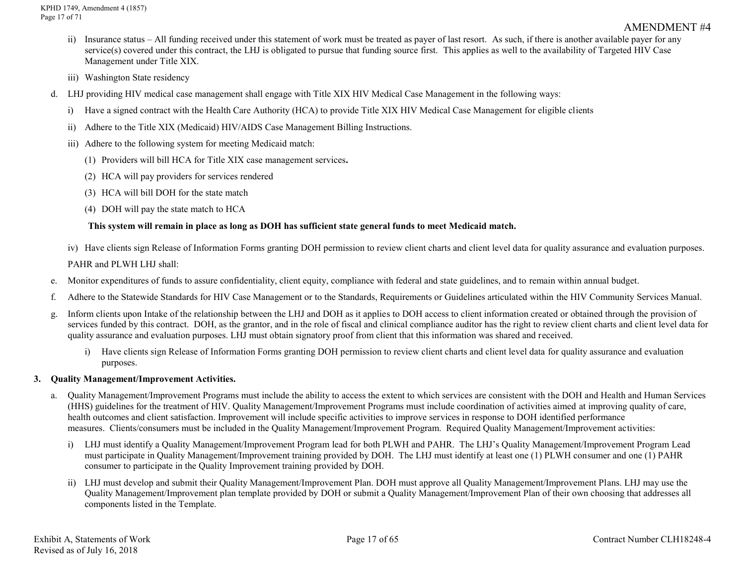ii) Insurance status – All funding received under this statement of work must be treated as payer of last resort. As such, if there is another available payer for any service(s) covered under this contract, the LHJ is obligated to pursue that funding source first. This applies as well to the availability of Targeted HIV Case Management under Title XIX.

iii) Washington State residency

d. LHJ providing HIV medical case management shall engage with Title XIX HIV Medical Case Management in the following ways:

   i) Have a signed contract with the Health Care Authority (HCA) to provide Title XIX HIV Medical Case Management for eligible clients

   ii) Adhere to the Title XIX (Medicaid) HIV/AIDS Case Management Billing Instructions.

   iii) Adhere to the following system for meeting Medicaid match:

      (1) Providers will bill HCA for Title XIX case management services**.**

      (2) HCA will pay providers for services rendered

      (3) HCA will bill DOH for the state match

      (4) DOH will pay the state match to HCA

      **This system will remain in place as long as DOH has sufficient state general funds to meet Medicaid match.**

   iv) Have clients sign Release of Information Forms granting DOH permission to review client charts and client level data for quality assurance and evaluation purposes.

   PAHR and PLWH LHJ shall:

e. Monitor expenditures of funds to assure confidentiality, client equity, compliance with federal and state guidelines, and to remain within annual budget.

f. Adhere to the Statewide Standards for HIV Case Management or to the Standards, Requirements or Guidelines articulated within the HIV Community Services Manual.

g. Inform clients upon Intake of the relationship between the LHJ and DOH as it applies to DOH access to client information created or obtained through the provision of services funded by this contract. DOH, as the grantor, and in the role of fiscal and clinical compliance auditor has the right to review client charts and client level data for quality assurance and evaluation purposes. LHJ must obtain signatory proof from client that this information was shared and received.

   i) Have clients sign Release of Information Forms granting DOH permission to review client charts and client level data for quality assurance and evaluation purposes.

**3. Quality Management/Improvement Activities.**

a. Quality Management/Improvement Programs must include the ability to access the extent to which services are consistent with the DOH and Health and Human Services (HHS) guidelines for the treatment of HIV. Quality Management/Improvement Programs must include coordination of activities aimed at improving quality of care, health outcomes and client satisfaction. Improvement will include specific activities to improve services in response to DOH identified performance measures. Clients/consumers must be included in the Quality Management/Improvement Program. Required Quality Management/Improvement activities:

   i) LHJ must identify a Quality Management/Improvement Program lead for both PLWH and PAHR. The LHJ's Quality Management/Improvement Program Lead must participate in Quality Management/Improvement training provided by DOH. The LHJ must identify at least one (1) PLWH consumer and one (1) PAHR consumer to participate in the Quality Improvement training provided by DOH.

   ii) LHJ must develop and submit their Quality Management/Improvement Plan. DOH must approve all Quality Management/Improvement Plans. LHJ may use the Quality Management/Improvement plan template provided by DOH or submit a Quality Management/Improvement Plan of their own choosing that addresses all components listed in the Template.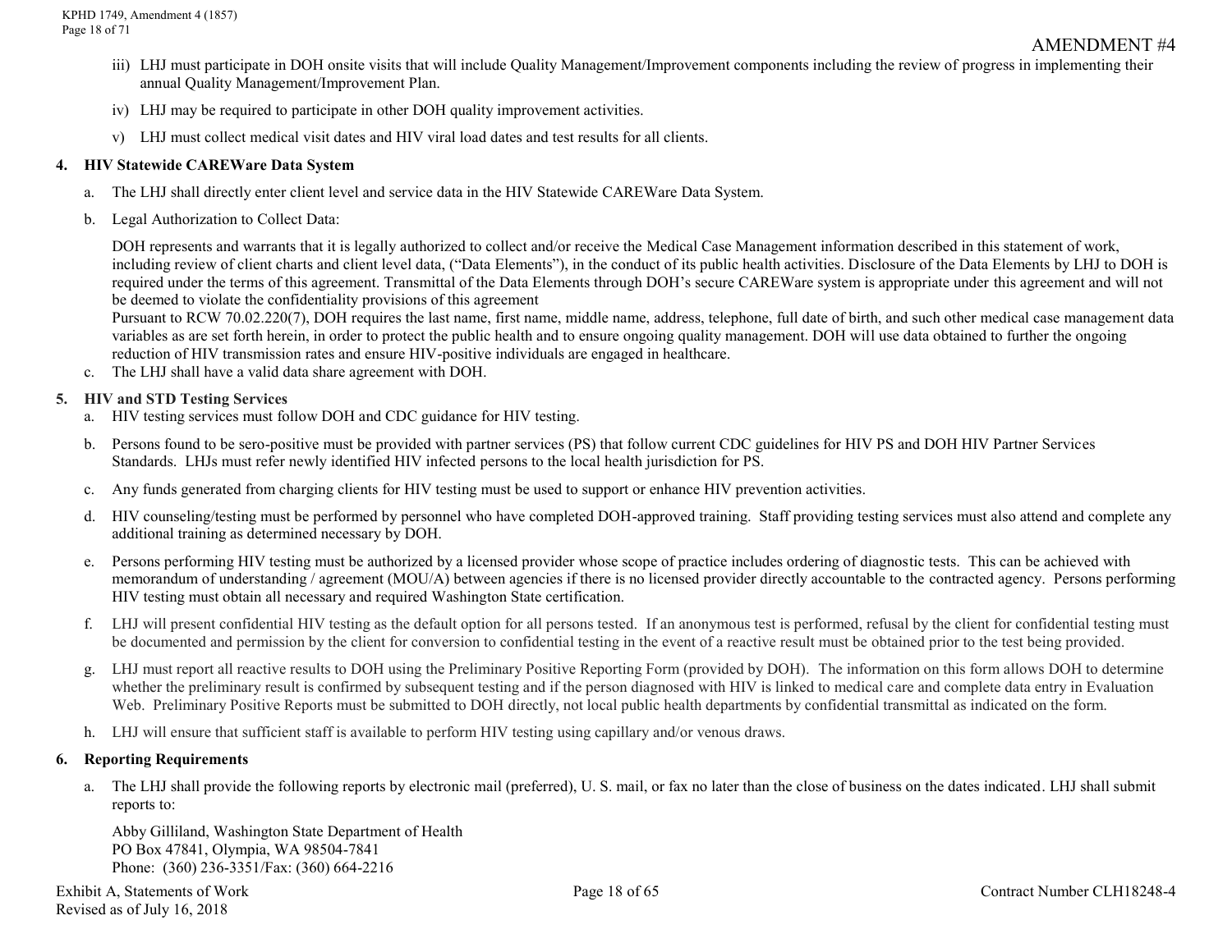iii) LHJ must participate in DOH onsite visits that will include Quality Management/Improvement components including the review of progress in implementing their annual Quality Management/Improvement Plan.

iv) LHJ may be required to participate in other DOH quality improvement activities.

v) LHJ must collect medical visit dates and HIV viral load dates and test results for all clients.

**4. HIV Statewide CAREWare Data System**

a. The LHJ shall directly enter client level and service data in the HIV Statewide CAREWare Data System.

b. Legal Authorization to Collect Data:

DOH represents and warrants that it is legally authorized to collect and/or receive the Medical Case Management information described in this statement of work, including review of client charts and client level data, ("Data Elements"), in the conduct of its public health activities. Disclosure of the Data Elements by LHJ to DOH is required under the terms of this agreement. Transmittal of the Data Elements through DOH's secure CAREWare system is appropriate under this agreement and will not be deemed to violate the confidentiality provisions of this agreement

Pursuant to RCW 70.02.220(7), DOH requires the last name, first name, middle name, address, telephone, full date of birth, and such other medical case management data variables as are set forth herein, in order to protect the public health and to ensure ongoing quality management. DOH will use data obtained to further the ongoing reduction of HIV transmission rates and ensure HIV-positive individuals are engaged in healthcare.

c. The LHJ shall have a valid data share agreement with DOH.

**5. HIV and STD Testing Services**

a. HIV testing services must follow DOH and CDC guidance for HIV testing.

b. Persons found to be sero-positive must be provided with partner services (PS) that follow current CDC guidelines for HIV PS and DOH HIV Partner Services Standards. LHJs must refer newly identified HIV infected persons to the local health jurisdiction for PS.

c. Any funds generated from charging clients for HIV testing must be used to support or enhance HIV prevention activities.

d. HIV counseling/testing must be performed by personnel who have completed DOH-approved training. Staff providing testing services must also attend and complete any additional training as determined necessary by DOH.

e. Persons performing HIV testing must be authorized by a licensed provider whose scope of practice includes ordering of diagnostic tests. This can be achieved with memorandum of understanding / agreement (MOU/A) between agencies if there is no licensed provider directly accountable to the contracted agency. Persons performing HIV testing must obtain all necessary and required Washington State certification.

f. LHJ will present confidential HIV testing as the default option for all persons tested. If an anonymous test is performed, refusal by the client for confidential testing must be documented and permission by the client for conversion to confidential testing in the event of a reactive result must be obtained prior to the test being provided.

g. LHJ must report all reactive results to DOH using the Preliminary Positive Reporting Form (provided by DOH). The information on this form allows DOH to determine whether the preliminary result is confirmed by subsequent testing and if the person diagnosed with HIV is linked to medical care and complete data entry in Evaluation Web. Preliminary Positive Reports must be submitted to DOH directly, not local public health departments by confidential transmittal as indicated on the form.

h. LHJ will ensure that sufficient staff is available to perform HIV testing using capillary and/or venous draws.

**6. Reporting Requirements**

a. The LHJ shall provide the following reports by electronic mail (preferred), U. S. mail, or fax no later than the close of business on the dates indicated. LHJ shall submit reports to:

Abby Gilliland, Washington State Department of Health
PO Box 47841, Olympia, WA 98504-7841
Phone: (360) 236-3351/Fax: (360) 664-2216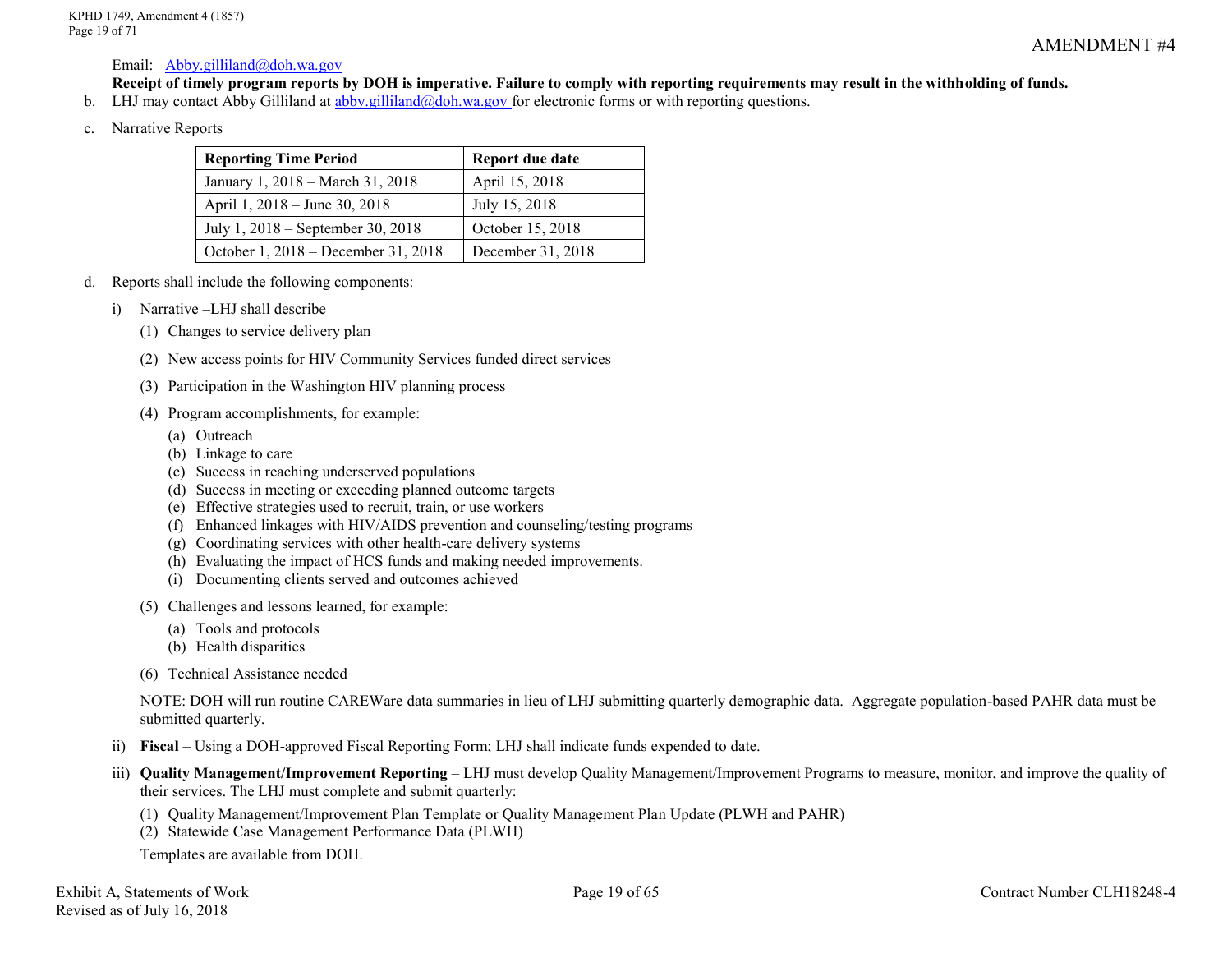AMENDMENT #4

Email: Abby.gilliland@doh.wa.gov

**Receipt of timely program reports by DOH is imperative. Failure to comply with reporting requirements may result in the withholding of funds.**

b. LHJ may contact Abby Gilliland at abby.gilliland@doh.wa.gov for electronic forms or with reporting questions.

c. Narrative Reports

| Reporting Time Period | Report due date |
|---|---|
| January 1, 2018 – March 31, 2018 | April 15, 2018 |
| April 1, 2018 – June 30, 2018 | July 15, 2018 |
| July 1, 2018 – September 30, 2018 | October 15, 2018 |
| October 1, 2018 – December 31, 2018 | December 31, 2018 |

d. Reports shall include the following components:

i) Narrative –LHJ shall describe

(1) Changes to service delivery plan

(2) New access points for HIV Community Services funded direct services

(3) Participation in the Washington HIV planning process

(4) Program accomplishments, for example:

(a) Outreach
(b) Linkage to care
(c) Success in reaching underserved populations
(d) Success in meeting or exceeding planned outcome targets
(e) Effective strategies used to recruit, train, or use workers
(f) Enhanced linkages with HIV/AIDS prevention and counseling/testing programs
(g) Coordinating services with other health-care delivery systems
(h) Evaluating the impact of HCS funds and making needed improvements.
(i) Documenting clients served and outcomes achieved

(5) Challenges and lessons learned, for example:

(a) Tools and protocols
(b) Health disparities

(6) Technical Assistance needed

NOTE: DOH will run routine CAREWare data summaries in lieu of LHJ submitting quarterly demographic data. Aggregate population-based PAHR data must be submitted quarterly.

ii) **Fiscal** – Using a DOH-approved Fiscal Reporting Form; LHJ shall indicate funds expended to date.

iii) **Quality Management/Improvement Reporting** – LHJ must develop Quality Management/Improvement Programs to measure, monitor, and improve the quality of their services. The LHJ must complete and submit quarterly:

(1) Quality Management/Improvement Plan Template or Quality Management Plan Update (PLWH and PAHR)
(2) Statewide Case Management Performance Data (PLWH)

Templates are available from DOH.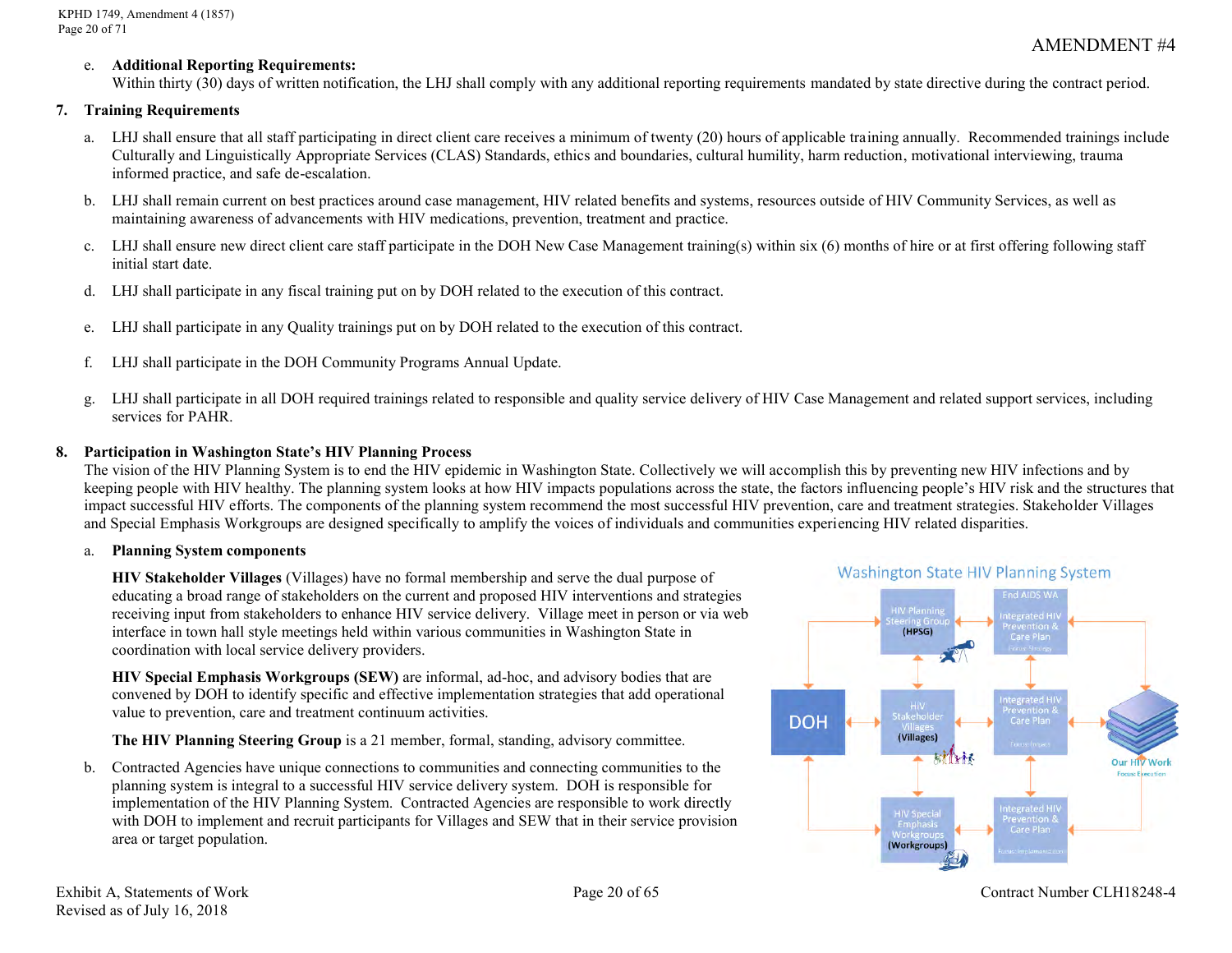AMENDMENT #4

e. **Additional Reporting Requirements:**
Within thirty (30) days of written notification, the LHJ shall comply with any additional reporting requirements mandated by state directive during the contract period.

7. **Training Requirements**

a. LHJ shall ensure that all staff participating in direct client care receives a minimum of twenty (20) hours of applicable training annually. Recommended trainings include Culturally and Linguistically Appropriate Services (CLAS) Standards, ethics and boundaries, cultural humility, harm reduction, motivational interviewing, trauma informed practice, and safe de-escalation.

b. LHJ shall remain current on best practices around case management, HIV related benefits and systems, resources outside of HIV Community Services, as well as maintaining awareness of advancements with HIV medications, prevention, treatment and practice.

c. LHJ shall ensure new direct client care staff participate in the DOH New Case Management training(s) within six (6) months of hire or at first offering following staff initial start date.

d. LHJ shall participate in any fiscal training put on by DOH related to the execution of this contract.

e. LHJ shall participate in any Quality trainings put on by DOH related to the execution of this contract.

f. LHJ shall participate in the DOH Community Programs Annual Update.

g. LHJ shall participate in all DOH required trainings related to responsible and quality service delivery of HIV Case Management and related support services, including services for PAHR.

8. **Participation in Washington State's HIV Planning Process**
The vision of the HIV Planning System is to end the HIV epidemic in Washington State. Collectively we will accomplish this by preventing new HIV infections and by keeping people with HIV healthy. The planning system looks at how HIV impacts populations across the state, the factors influencing people's HIV risk and the structures that impact successful HIV efforts. The components of the planning system recommend the most successful HIV prevention, care and treatment strategies. Stakeholder Villages and Special Emphasis Workgroups are designed specifically to amplify the voices of individuals and communities experiencing HIV related disparities.

a. **Planning System components**

**HIV Stakeholder Villages** (Villages) have no formal membership and serve the dual purpose of educating a broad range of stakeholders on the current and proposed HIV interventions and strategies receiving input from stakeholders to enhance HIV service delivery. Village meet in person or via web interface in town hall style meetings held within various communities in Washington State in coordination with local service delivery providers.

**HIV Special Emphasis Workgroups (SEW)** are informal, ad-hoc, and advisory bodies that are convened by DOH to identify specific and effective implementation strategies that add operational value to prevention, care and treatment continuum activities.

**The HIV Planning Steering Group** is a 21 member, formal, standing, advisory committee.

b. Contracted Agencies have unique connections to communities and connecting communities to the planning system is integral to a successful HIV service delivery system. DOH is responsible for implementation of the HIV Planning System. Contracted Agencies are responsible to work directly with DOH to implement and recruit participants for Villages and SEW that in their service provision area or target population.

Washington State HIV Planning System

DOH — HIV Planning Steering Group (HPSG); HIV Stakeholder Villages (Villages); HIV Special Emphasis Workgroups (Workgroups); End AIDS WA — Integrated HIV Prevention & Care Plan (Focus: Strategy); Integrated HIV Prevention & Care Plan (Focus: Impact); Integrated HIV Prevention & Care Plan (Focus: Implementation); Our HIV Work (Focus: Execution)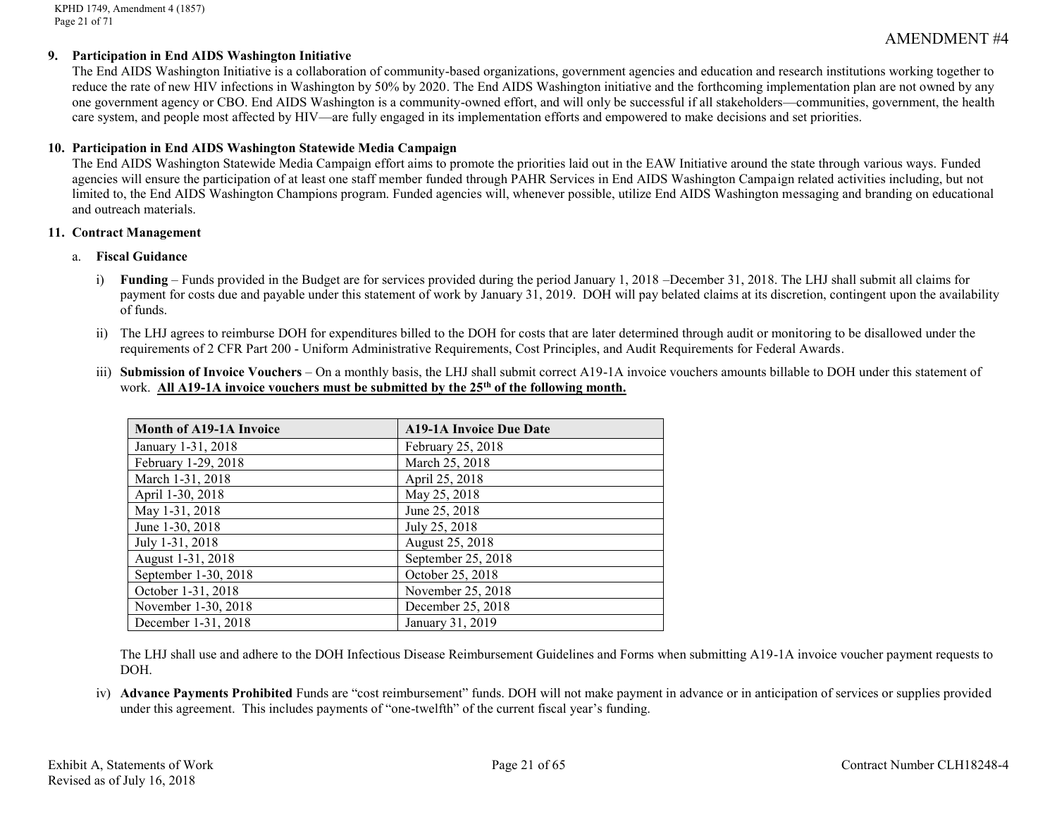AMENDMENT #4

**9. Participation in End AIDS Washington Initiative**

The End AIDS Washington Initiative is a collaboration of community-based organizations, government agencies and education and research institutions working together to reduce the rate of new HIV infections in Washington by 50% by 2020. The End AIDS Washington initiative and the forthcoming implementation plan are not owned by any one government agency or CBO. End AIDS Washington is a community-owned effort, and will only be successful if all stakeholders—communities, government, the health care system, and people most affected by HIV—are fully engaged in its implementation efforts and empowered to make decisions and set priorities.

**10. Participation in End AIDS Washington Statewide Media Campaign**

The End AIDS Washington Statewide Media Campaign effort aims to promote the priorities laid out in the EAW Initiative around the state through various ways. Funded agencies will ensure the participation of at least one staff member funded through PAHR Services in End AIDS Washington Campaign related activities including, but not limited to, the End AIDS Washington Champions program. Funded agencies will, whenever possible, utilize End AIDS Washington messaging and branding on educational and outreach materials.

**11. Contract Management**

a. **Fiscal Guidance**

i) **Funding** – Funds provided in the Budget are for services provided during the period January 1, 2018 –December 31, 2018. The LHJ shall submit all claims for payment for costs due and payable under this statement of work by January 31, 2019. DOH will pay belated claims at its discretion, contingent upon the availability of funds.

ii) The LHJ agrees to reimburse DOH for expenditures billed to the DOH for costs that are later determined through audit or monitoring to be disallowed under the requirements of 2 CFR Part 200 - Uniform Administrative Requirements, Cost Principles, and Audit Requirements for Federal Awards.

iii) **Submission of Invoice Vouchers** – On a monthly basis, the LHJ shall submit correct A19-1A invoice vouchers amounts billable to DOH under this statement of work. **All A19-1A invoice vouchers must be submitted by the 25th of the following month.**

| Month of A19-1A Invoice | A19-1A Invoice Due Date |
|---|---|
| January 1-31, 2018 | February 25, 2018 |
| February 1-29, 2018 | March 25, 2018 |
| March 1-31, 2018 | April 25, 2018 |
| April 1-30, 2018 | May 25, 2018 |
| May 1-31, 2018 | June 25, 2018 |
| June 1-30, 2018 | July 25, 2018 |
| July 1-31, 2018 | August 25, 2018 |
| August 1-31, 2018 | September 25, 2018 |
| September 1-30, 2018 | October 25, 2018 |
| October 1-31, 2018 | November 25, 2018 |
| November 1-30, 2018 | December 25, 2018 |
| December 1-31, 2018 | January 31, 2019 |

The LHJ shall use and adhere to the DOH Infectious Disease Reimbursement Guidelines and Forms when submitting A19-1A invoice voucher payment requests to DOH.

iv) **Advance Payments Prohibited** Funds are "cost reimbursement" funds. DOH will not make payment in advance or in anticipation of services or supplies provided under this agreement. This includes payments of "one-twelfth" of the current fiscal year's funding.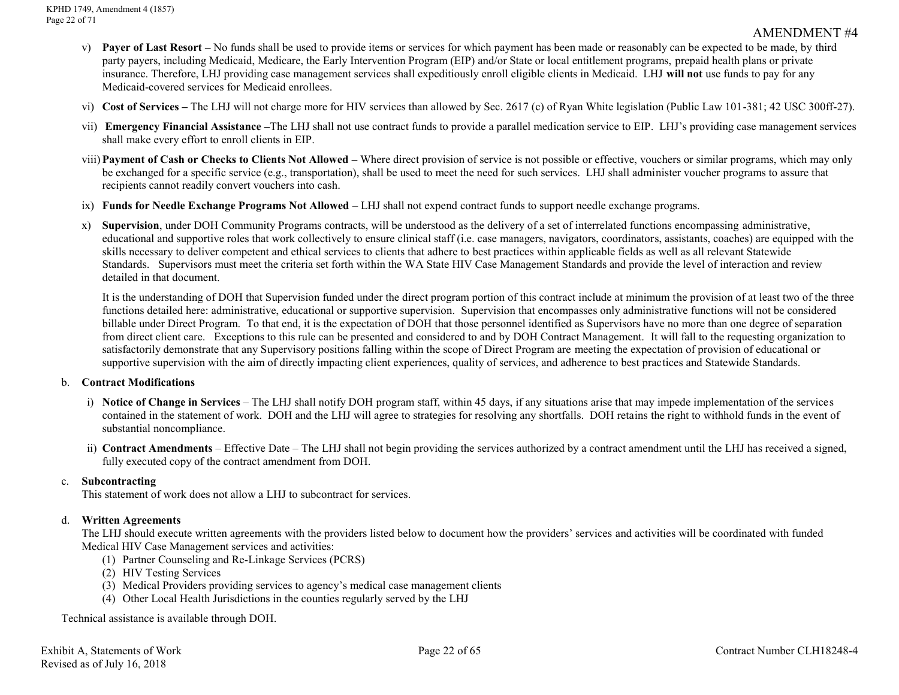AMENDMENT #4

v) **Payer of Last Resort –** No funds shall be used to provide items or services for which payment has been made or reasonably can be expected to be made, by third party payers, including Medicaid, Medicare, the Early Intervention Program (EIP) and/or State or local entitlement programs, prepaid health plans or private insurance. Therefore, LHJ providing case management services shall expeditiously enroll eligible clients in Medicaid. LHJ **will not** use funds to pay for any Medicaid-covered services for Medicaid enrollees.

vi) **Cost of Services –** The LHJ will not charge more for HIV services than allowed by Sec. 2617 (c) of Ryan White legislation (Public Law 101-381; 42 USC 300ff-27).

vii) **Emergency Financial Assistance –**The LHJ shall not use contract funds to provide a parallel medication service to EIP. LHJ's providing case management services shall make every effort to enroll clients in EIP.

viii) **Payment of Cash or Checks to Clients Not Allowed –** Where direct provision of service is not possible or effective, vouchers or similar programs, which may only be exchanged for a specific service (e.g., transportation), shall be used to meet the need for such services. LHJ shall administer voucher programs to assure that recipients cannot readily convert vouchers into cash.

ix) **Funds for Needle Exchange Programs Not Allowed** – LHJ shall not expend contract funds to support needle exchange programs.

x) **Supervision**, under DOH Community Programs contracts, will be understood as the delivery of a set of interrelated functions encompassing administrative, educational and supportive roles that work collectively to ensure clinical staff (i.e. case managers, navigators, coordinators, assistants, coaches) are equipped with the skills necessary to deliver competent and ethical services to clients that adhere to best practices within applicable fields as well as all relevant Statewide Standards. Supervisors must meet the criteria set forth within the WA State HIV Case Management Standards and provide the level of interaction and review detailed in that document.

It is the understanding of DOH that Supervision funded under the direct program portion of this contract include at minimum the provision of at least two of the three functions detailed here: administrative, educational or supportive supervision. Supervision that encompasses only administrative functions will not be considered billable under Direct Program. To that end, it is the expectation of DOH that those personnel identified as Supervisors have no more than one degree of separation from direct client care. Exceptions to this rule can be presented and considered to and by DOH Contract Management. It will fall to the requesting organization to satisfactorily demonstrate that any Supervisory positions falling within the scope of Direct Program are meeting the expectation of provision of educational or supportive supervision with the aim of directly impacting client experiences, quality of services, and adherence to best practices and Statewide Standards.

b. **Contract Modifications**

i) **Notice of Change in Services** – The LHJ shall notify DOH program staff, within 45 days, if any situations arise that may impede implementation of the services contained in the statement of work. DOH and the LHJ will agree to strategies for resolving any shortfalls. DOH retains the right to withhold funds in the event of substantial noncompliance.

ii) **Contract Amendments** – Effective Date – The LHJ shall not begin providing the services authorized by a contract amendment until the LHJ has received a signed, fully executed copy of the contract amendment from DOH.

c. **Subcontracting**
This statement of work does not allow a LHJ to subcontract for services.

d. **Written Agreements**
The LHJ should execute written agreements with the providers listed below to document how the providers' services and activities will be coordinated with funded Medical HIV Case Management services and activities:
(1) Partner Counseling and Re-Linkage Services (PCRS)
(2) HIV Testing Services
(3) Medical Providers providing services to agency's medical case management clients
(4) Other Local Health Jurisdictions in the counties regularly served by the LHJ

Technical assistance is available through DOH.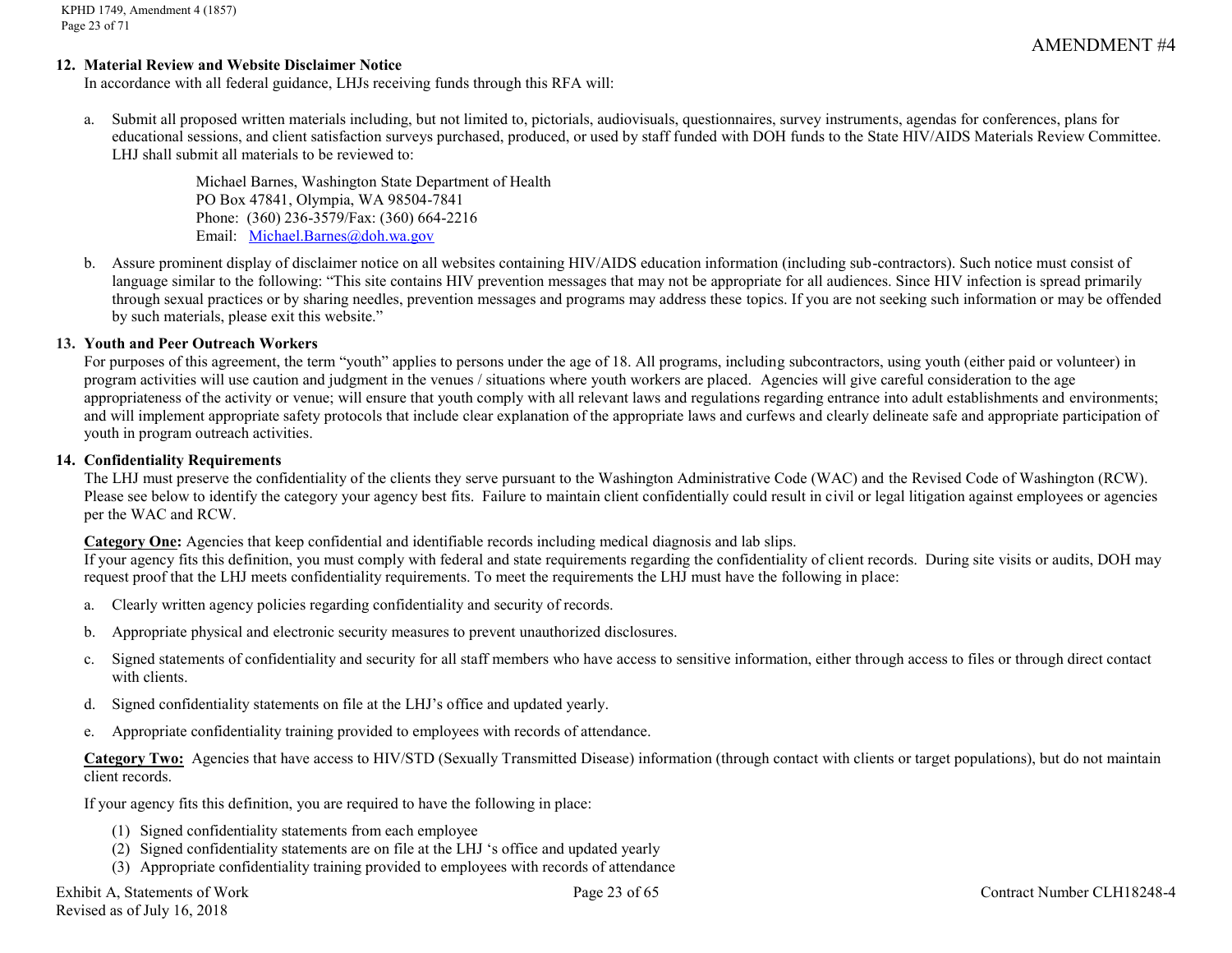AMENDMENT #4

**12. Material Review and Website Disclaimer Notice**

In accordance with all federal guidance, LHJs receiving funds through this RFA will:

a. Submit all proposed written materials including, but not limited to, pictorials, audiovisuals, questionnaires, survey instruments, agendas for conferences, plans for educational sessions, and client satisfaction surveys purchased, produced, or used by staff funded with DOH funds to the State HIV/AIDS Materials Review Committee. LHJ shall submit all materials to be reviewed to:

   Michael Barnes, Washington State Department of Health
   PO Box 47841, Olympia, WA 98504-7841
   Phone: (360) 236-3579/Fax: (360) 664-2216
   Email: Michael.Barnes@doh.wa.gov

b. Assure prominent display of disclaimer notice on all websites containing HIV/AIDS education information (including sub-contractors). Such notice must consist of language similar to the following: "This site contains HIV prevention messages that may not be appropriate for all audiences. Since HIV infection is spread primarily through sexual practices or by sharing needles, prevention messages and programs may address these topics. If you are not seeking such information or may be offended by such materials, please exit this website."

**13. Youth and Peer Outreach Workers**

For purposes of this agreement, the term "youth" applies to persons under the age of 18. All programs, including subcontractors, using youth (either paid or volunteer) in program activities will use caution and judgment in the venues / situations where youth workers are placed. Agencies will give careful consideration to the age appropriateness of the activity or venue; will ensure that youth comply with all relevant laws and regulations regarding entrance into adult establishments and environments; and will implement appropriate safety protocols that include clear explanation of the appropriate laws and curfews and clearly delineate safe and appropriate participation of youth in program outreach activities.

**14. Confidentiality Requirements**

The LHJ must preserve the confidentiality of the clients they serve pursuant to the Washington Administrative Code (WAC) and the Revised Code of Washington (RCW). Please see below to identify the category your agency best fits. Failure to maintain client confidentially could result in civil or legal litigation against employees or agencies per the WAC and RCW.

**Category One:** Agencies that keep confidential and identifiable records including medical diagnosis and lab slips.
If your agency fits this definition, you must comply with federal and state requirements regarding the confidentiality of client records. During site visits or audits, DOH may request proof that the LHJ meets confidentiality requirements. To meet the requirements the LHJ must have the following in place:

a. Clearly written agency policies regarding confidentiality and security of records.

b. Appropriate physical and electronic security measures to prevent unauthorized disclosures.

c. Signed statements of confidentiality and security for all staff members who have access to sensitive information, either through access to files or through direct contact with clients.

d. Signed confidentiality statements on file at the LHJ's office and updated yearly.

e. Appropriate confidentiality training provided to employees with records of attendance.

**Category Two:** Agencies that have access to HIV/STD (Sexually Transmitted Disease) information (through contact with clients or target populations), but do not maintain client records.

If your agency fits this definition, you are required to have the following in place:

(1) Signed confidentiality statements from each employee
(2) Signed confidentiality statements are on file at the LHJ 's office and updated yearly
(3) Appropriate confidentiality training provided to employees with records of attendance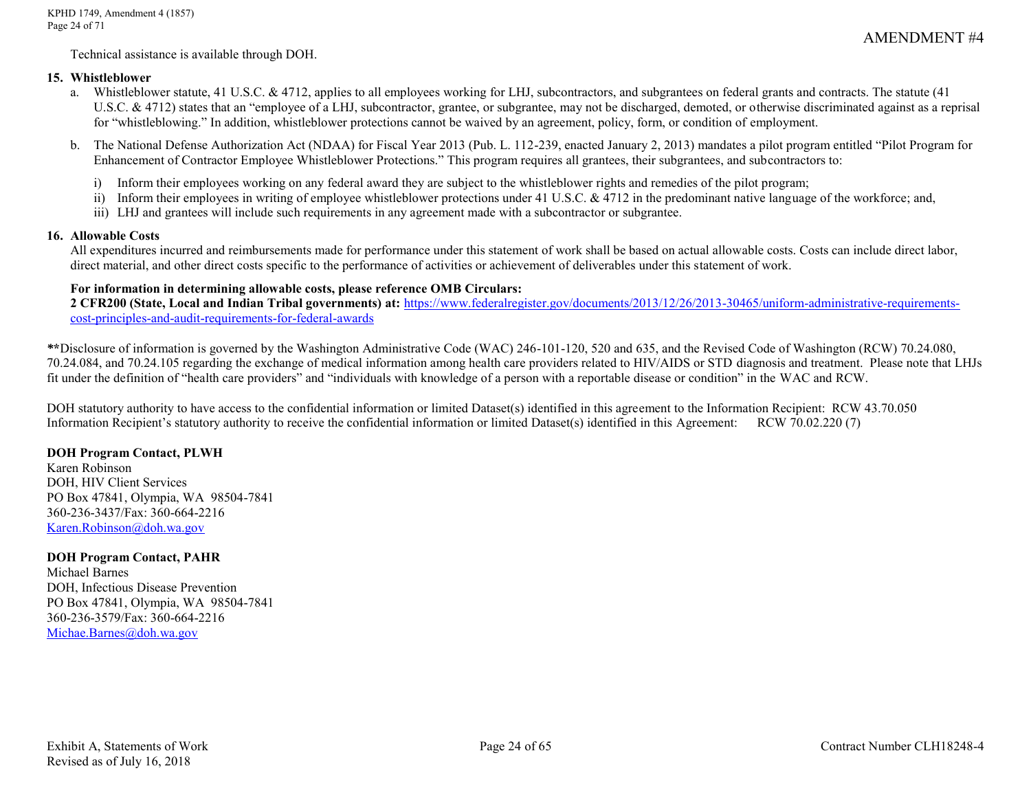Technical assistance is available through DOH.

**15. Whistleblower**

a. Whistleblower statute, 41 U.S.C. & 4712, applies to all employees working for LHJ, subcontractors, and subgrantees on federal grants and contracts. The statute (41 U.S.C. & 4712) states that an "employee of a LHJ, subcontractor, grantee, or subgrantee, may not be discharged, demoted, or otherwise discriminated against as a reprisal for "whistleblowing." In addition, whistleblower protections cannot be waived by an agreement, policy, form, or condition of employment.

b. The National Defense Authorization Act (NDAA) for Fiscal Year 2013 (Pub. L. 112-239, enacted January 2, 2013) mandates a pilot program entitled "Pilot Program for Enhancement of Contractor Employee Whistleblower Protections." This program requires all grantees, their subgrantees, and subcontractors to:

   i) Inform their employees working on any federal award they are subject to the whistleblower rights and remedies of the pilot program;
   ii) Inform their employees in writing of employee whistleblower protections under 41 U.S.C. & 4712 in the predominant native language of the workforce; and,
   iii) LHJ and grantees will include such requirements in any agreement made with a subcontractor or subgrantee.

**16. Allowable Costs**

All expenditures incurred and reimbursements made for performance under this statement of work shall be based on actual allowable costs. Costs can include direct labor, direct material, and other direct costs specific to the performance of activities or achievement of deliverables under this statement of work.

**For information in determining allowable costs, please reference OMB Circulars:**
**2 CFR200 (State, Local and Indian Tribal governments) at:** [https://www.federalregister.gov/documents/2013/12/26/2013-30465/uniform-administrative-requirements-cost-principles-and-audit-requirements-for-federal-awards](https://www.federalregister.gov/documents/2013/12/26/2013-30465/uniform-administrative-requirements-cost-principles-and-audit-requirements-for-federal-awards)

**\*\***Disclosure of information is governed by the Washington Administrative Code (WAC) 246-101-120, 520 and 635, and the Revised Code of Washington (RCW) 70.24.080, 70.24.084, and 70.24.105 regarding the exchange of medical information among health care providers related to HIV/AIDS or STD diagnosis and treatment. Please note that LHJs fit under the definition of "health care providers" and "individuals with knowledge of a person with a reportable disease or condition" in the WAC and RCW.

DOH statutory authority to have access to the confidential information or limited Dataset(s) identified in this agreement to the Information Recipient: RCW 43.70.050
Information Recipient's statutory authority to receive the confidential information or limited Dataset(s) identified in this Agreement: RCW 70.02.220 (7)

**DOH Program Contact, PLWH**
Karen Robinson
DOH, HIV Client Services
PO Box 47841, Olympia, WA 98504-7841
360-236-3437/Fax: 360-664-2216
Karen.Robinson@doh.wa.gov

**DOH Program Contact, PAHR**
Michael Barnes
DOH, Infectious Disease Prevention
PO Box 47841, Olympia, WA 98504-7841
360-236-3579/Fax: 360-664-2216
Michae.Barnes@doh.wa.gov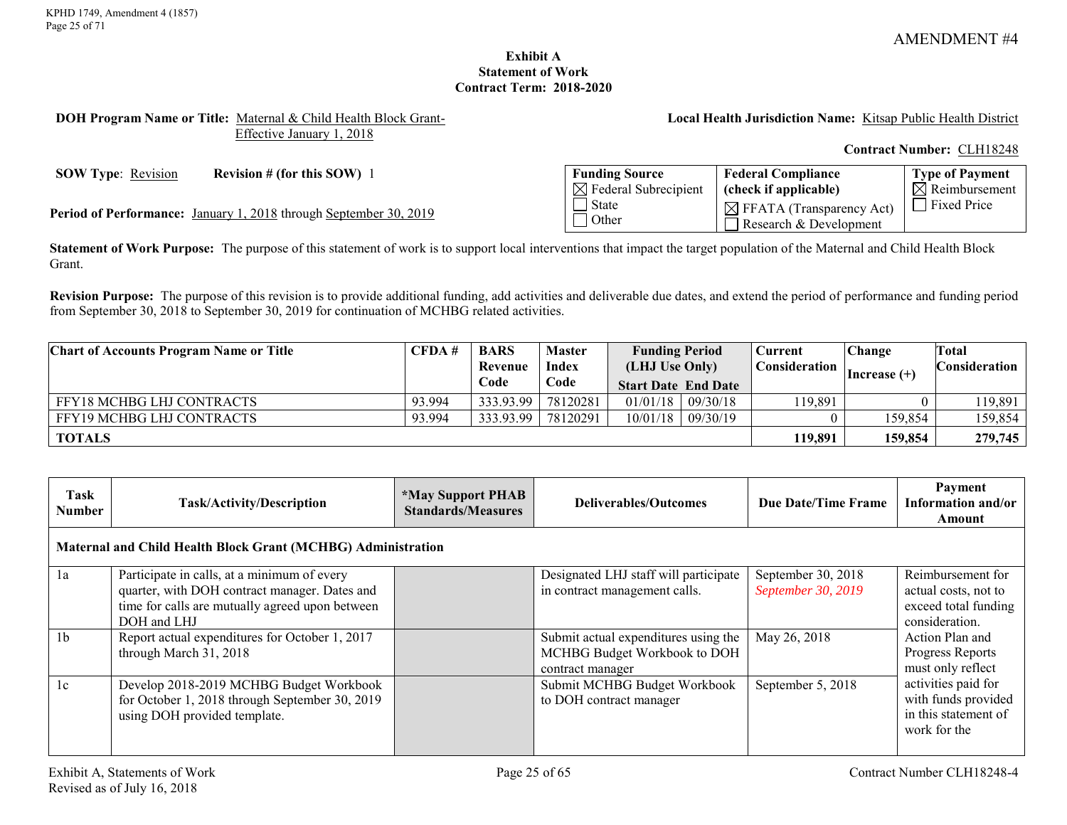AMENDMENT #4

**Exhibit A**
**Statement of Work**
**Contract Term: 2018-2020**

**DOH Program Name or Title:** Maternal & Child Health Block Grant- Effective January 1, 2018

**Local Health Jurisdiction Name:** Kitsap Public Health District

**Contract Number:** CLH18248

**SOW Type**: Revision **Revision # (for this SOW)** 1

**Period of Performance:** January 1, 2018 through September 30, 2019

| **Funding Source** | **Federal Compliance (check if applicable)** | **Type of Payment** |
|---|---|---|
| ☒ Federal Subrecipient<br>☐ State<br>☐ Other | ☒ FFATA (Transparency Act)<br>☐ Research & Development | ☒ Reimbursement<br>☐ Fixed Price |

**Statement of Work Purpose:** The purpose of this statement of work is to support local interventions that impact the target population of the Maternal and Child Health Block Grant.

**Revision Purpose:** The purpose of this revision is to provide additional funding, add activities and deliverable due dates, and extend the period of performance and funding period from September 30, 2018 to September 30, 2019 for continuation of MCHBG related activities.

| Chart of Accounts Program Name or Title | CFDA # | BARS Revenue Code | Master Index Code | Funding Period (LHJ Use Only) Start Date | End Date | Current Consideration | Change Increase (+) | Total Consideration |
|---|---|---|---|---|---|---|---|---|
| FFY18 MCHBG LHJ CONTRACTS | 93.994 | 333.93.99 | 78120281 | 01/01/18 | 09/30/18 | 119,891 | 0 | 119,891 |
| FFY19 MCHBG LHJ CONTRACTS | 93.994 | 333.93.99 | 78120291 | 10/01/18 | 09/30/19 | 0 | 159,854 | 159,854 |
| **TOTALS** | | | | | | **119,891** | **159,854** | **279,745** |

| Task Number | Task/Activity/Description | *May Support PHAB Standards/Measures | Deliverables/Outcomes | Due Date/Time Frame | Payment Information and/or Amount |
|---|---|---|---|---|---|
| **Maternal and Child Health Block Grant (MCHBG) Administration** | | | | | |
| 1a | Participate in calls, at a minimum of every quarter, with DOH contract manager. Dates and time for calls are mutually agreed upon between DOH and LHJ | | Designated LHJ staff will participate in contract management calls. | September 30, 2018<br>*September 30, 2019* | Reimbursement for actual costs, not to exceed total funding consideration.<br>Action Plan and Progress Reports must only reflect activities paid for with funds provided in this statement of work for the |
| 1b | Report actual expenditures for October 1, 2017 through March 31, 2018 | | Submit actual expenditures using the MCHBG Budget Workbook to DOH contract manager | May 26, 2018 | |
| 1c | Develop 2018-2019 MCHBG Budget Workbook for October 1, 2018 through September 30, 2019 using DOH provided template. | | Submit MCHBG Budget Workbook to DOH contract manager | September 5, 2018 | |

Exhibit A, Statements of Work
Revised as of July 16, 2018

Contract Number CLH18248-4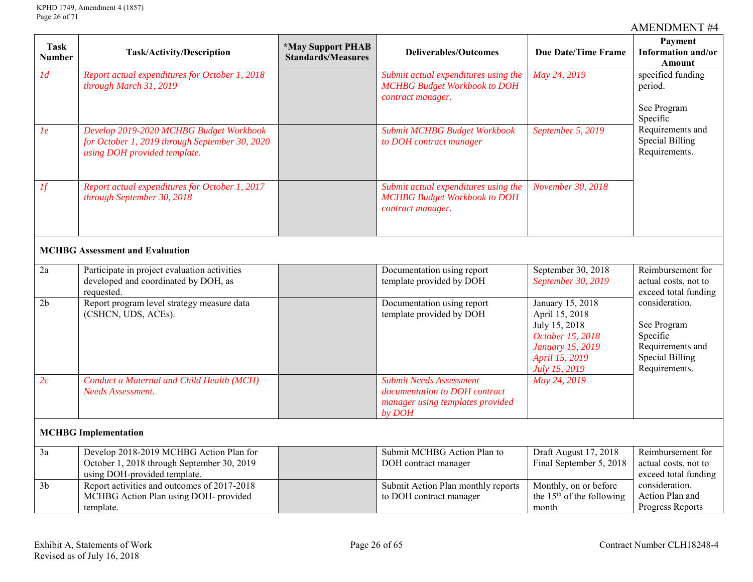AMENDMENT #4

| Task Number | Task/Activity/Description | *May Support PHAB Standards/Measures | Deliverables/Outcomes | Due Date/Time Frame | Payment Information and/or Amount |
|---|---|---|---|---|---|
| *1d* | *Report actual expenditures for October 1, 2018 through March 31, 2019* | | *Submit actual expenditures using the MCHBG Budget Workbook to DOH contract manager.* | *May 24, 2019* | specified funding period. See Program Specific Requirements and Special Billing Requirements. |
| *1e* | *Develop 2019-2020 MCHBG Budget Workbook for October 1, 2019 through September 30, 2020 using DOH provided template.* | | *Submit MCHBG Budget Workbook to DOH contract manager* | *September 5, 2019* | |
| *1f* | *Report actual expenditures for October 1, 2017 through September 30, 2018* | | *Submit actual expenditures using the MCHBG Budget Workbook to DOH contract manager.* | *November 30, 2018* | |
| **MCHBG Assessment and Evaluation** | | | | | |
| 2a | Participate in project evaluation activities developed and coordinated by DOH, as requested. | | Documentation using report template provided by DOH | September 30, 2018 *September 30, 2019* | Reimbursement for actual costs, not to exceed total funding consideration. See Program Specific Requirements and Special Billing Requirements. |
| 2b | Report program level strategy measure data (CSHCN, UDS, ACEs). | | Documentation using report template provided by DOH | January 15, 2018 April 15, 2018 July 15, 2018 *October 15, 2018* *January 15, 2019* *April 15, 2019* *July 15, 2019* | |
| *2c* | *Conduct a Maternal and Child Health (MCH) Needs Assessment.* | | *Submit Needs Assessment documentation to DOH contract manager using templates provided by DOH* | *May 24, 2019* | |
| **MCHBG Implementation** | | | | | |
| 3a | Develop 2018-2019 MCHBG Action Plan for October 1, 2018 through September 30, 2019 using DOH-provided template. | | Submit MCHBG Action Plan to DOH contract manager | Draft August 17, 2018 Final September 5, 2018 | Reimbursement for actual costs, not to exceed total funding consideration. Action Plan and Progress Reports |
| 3b | Report activities and outcomes of 2017-2018 MCHBG Action Plan using DOH- provided template. | | Submit Action Plan monthly reports to DOH contract manager | Monthly, on or before the 15th of the following month | |

Exhibit A, Statements of Work
Revised as of July 16, 2018

Contract Number CLH18248-4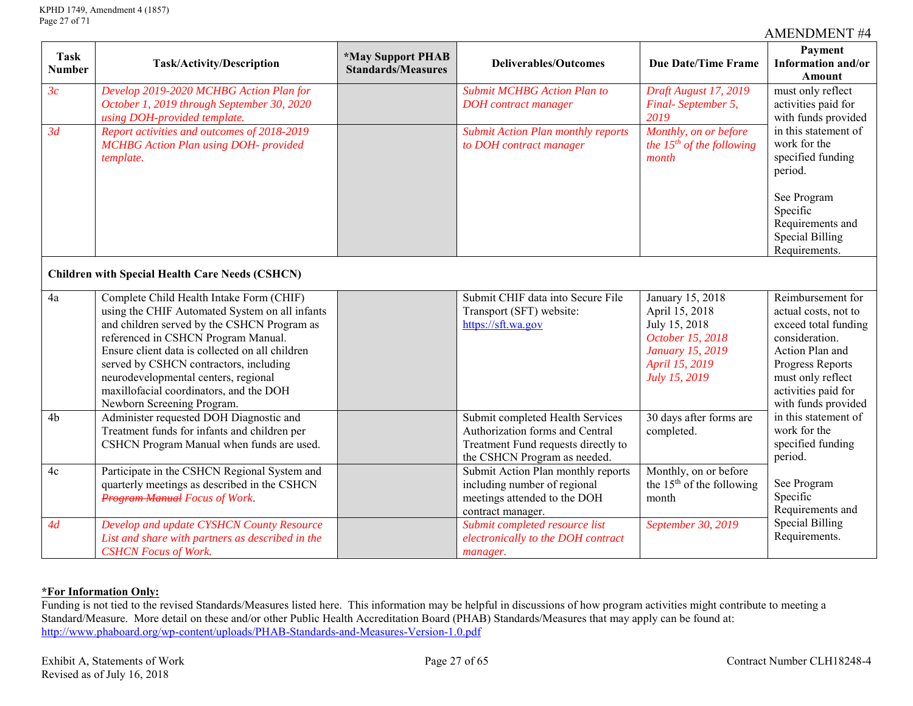AMENDMENT #4

| Task Number | Task/Activity/Description | *May Support PHAB Standards/Measures | Deliverables/Outcomes | Due Date/Time Frame | Payment Information and/or Amount |
|---|---|---|---|---|---|
| *3c* | *Develop 2019-2020 MCHBG Action Plan for October 1, 2019 through September 30, 2020 using DOH-provided template.* | | *Submit MCHBG Action Plan to DOH contract manager* | *Draft August 17, 2019*<br>*Final- September 5, 2019* | must only reflect activities paid for with funds provided in this statement of work for the specified funding period.<br><br>See Program Specific Requirements and Special Billing Requirements. |
| *3d* | *Report activities and outcomes of 2018-2019 MCHBG Action Plan using DOH- provided template.* | | *Submit Action Plan monthly reports to DOH contract manager* | *Monthly, on or before the 15th of the following month* | |
| **Children with Special Health Care Needs (CSHCN)** | | | | | |
| 4a | Complete Child Health Intake Form (CHIF) using the CHIF Automated System on all infants and children served by the CSHCN Program as referenced in CSHCN Program Manual. Ensure client data is collected on all children served by CSHCN contractors, including neurodevelopmental centers, regional maxillofacial coordinators, and the DOH Newborn Screening Program. | | Submit CHIF data into Secure File Transport (SFT) website: https://sft.wa.gov | January 15, 2018<br>April 15, 2018<br>July 15, 2018<br>*October 15, 2018*<br>*January 15, 2019*<br>*April 15, 2019*<br>*July 15, 2019* | Reimbursement for actual costs, not to exceed total funding consideration. Action Plan and Progress Reports must only reflect activities paid for with funds provided in this statement of work for the specified funding period.<br><br>See Program Specific Requirements and Special Billing Requirements. |
| 4b | Administer requested DOH Diagnostic and Treatment funds for infants and children per CSHCN Program Manual when funds are used. | | Submit completed Health Services Authorization forms and Central Treatment Fund requests directly to the CSHCN Program as needed. | 30 days after forms are completed. | |
| 4c | Participate in the CSHCN Regional System and quarterly meetings as described in the CSHCN ~~*Program Manual*~~ *Focus of Work*. | | Submit Action Plan monthly reports including number of regional meetings attended to the DOH contract manager. | Monthly, on or before the 15th of the following month | |
| *4d* | *Develop and update CYSHCN County Resource List and share with partners as described in the CSHCN Focus of Work.* | | *Submit completed resource list electronically to the DOH contract manager.* | *September 30, 2019* | |

**\*For Information Only:**

Funding is not tied to the revised Standards/Measures listed here. This information may be helpful in discussions of how program activities might contribute to meeting a Standard/Measure. More detail on these and/or other Public Health Accreditation Board (PHAB) Standards/Measures that may apply can be found at: http://www.phaboard.org/wp-content/uploads/PHAB-Standards-and-Measures-Version-1.0.pdf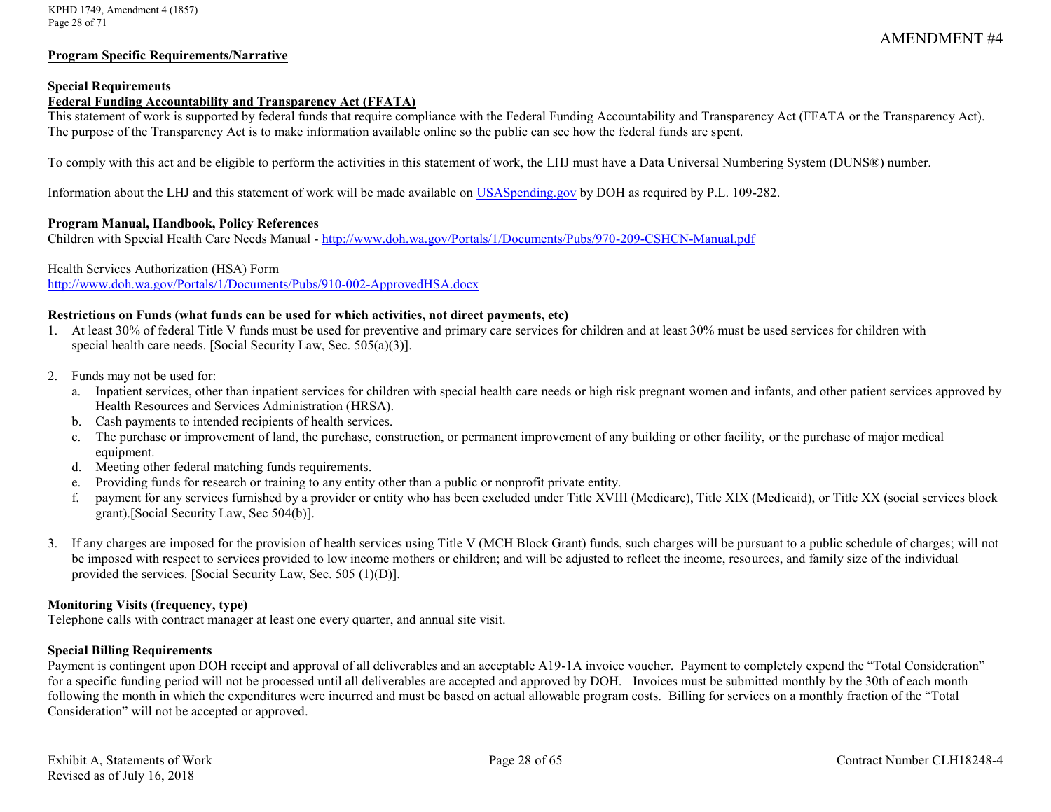AMENDMENT #4

**Program Specific Requirements/Narrative**

**Special Requirements**

**Federal Funding Accountability and Transparency Act (FFATA)**

This statement of work is supported by federal funds that require compliance with the Federal Funding Accountability and Transparency Act (FFATA or the Transparency Act). The purpose of the Transparency Act is to make information available online so the public can see how the federal funds are spent.

To comply with this act and be eligible to perform the activities in this statement of work, the LHJ must have a Data Universal Numbering System (DUNS®) number.

Information about the LHJ and this statement of work will be made available on [USASpending.gov](USASpending.gov) by DOH as required by P.L. 109-282.

**Program Manual, Handbook, Policy References**

Children with Special Health Care Needs Manual - http://www.doh.wa.gov/Portals/1/Documents/Pubs/970-209-CSHCN-Manual.pdf

Health Services Authorization (HSA) Form
http://www.doh.wa.gov/Portals/1/Documents/Pubs/910-002-ApprovedHSA.docx

**Restrictions on Funds (what funds can be used for which activities, not direct payments, etc)**

1. At least 30% of federal Title V funds must be used for preventive and primary care services for children and at least 30% must be used services for children with special health care needs. [Social Security Law, Sec. 505(a)(3)].

2. Funds may not be used for:
   a. Inpatient services, other than inpatient services for children with special health care needs or high risk pregnant women and infants, and other patient services approved by Health Resources and Services Administration (HRSA).
   b. Cash payments to intended recipients of health services.
   c. The purchase or improvement of land, the purchase, construction, or permanent improvement of any building or other facility, or the purchase of major medical equipment.
   d. Meeting other federal matching funds requirements.
   e. Providing funds for research or training to any entity other than a public or nonprofit private entity.
   f. payment for any services furnished by a provider or entity who has been excluded under Title XVIII (Medicare), Title XIX (Medicaid), or Title XX (social services block grant).[Social Security Law, Sec 504(b)].

3. If any charges are imposed for the provision of health services using Title V (MCH Block Grant) funds, such charges will be pursuant to a public schedule of charges; will not be imposed with respect to services provided to low income mothers or children; and will be adjusted to reflect the income, resources, and family size of the individual provided the services. [Social Security Law, Sec. 505 (1)(D)].

**Monitoring Visits (frequency, type)**

Telephone calls with contract manager at least one every quarter, and annual site visit.

**Special Billing Requirements**

Payment is contingent upon DOH receipt and approval of all deliverables and an acceptable A19-1A invoice voucher. Payment to completely expend the "Total Consideration" for a specific funding period will not be processed until all deliverables are accepted and approved by DOH. Invoices must be submitted monthly by the 30th of each month following the month in which the expenditures were incurred and must be based on actual allowable program costs. Billing for services on a monthly fraction of the "Total Consideration" will not be accepted or approved.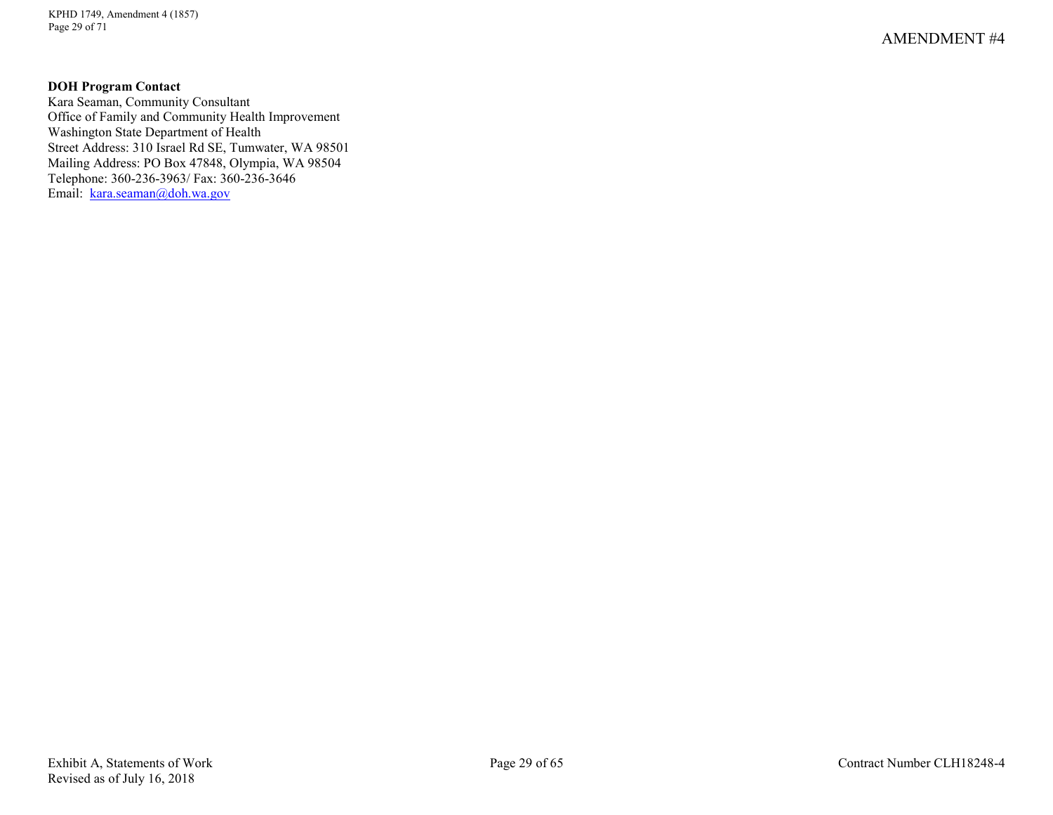**DOH Program Contact**
Kara Seaman, Community Consultant
Office of Family and Community Health Improvement
Washington State Department of Health
Street Address: 310 Israel Rd SE, Tumwater, WA 98501
Mailing Address: PO Box 47848, Olympia, WA 98504
Telephone: 360-236-3963/ Fax: 360-236-3646
Email: kara.seaman@doh.wa.gov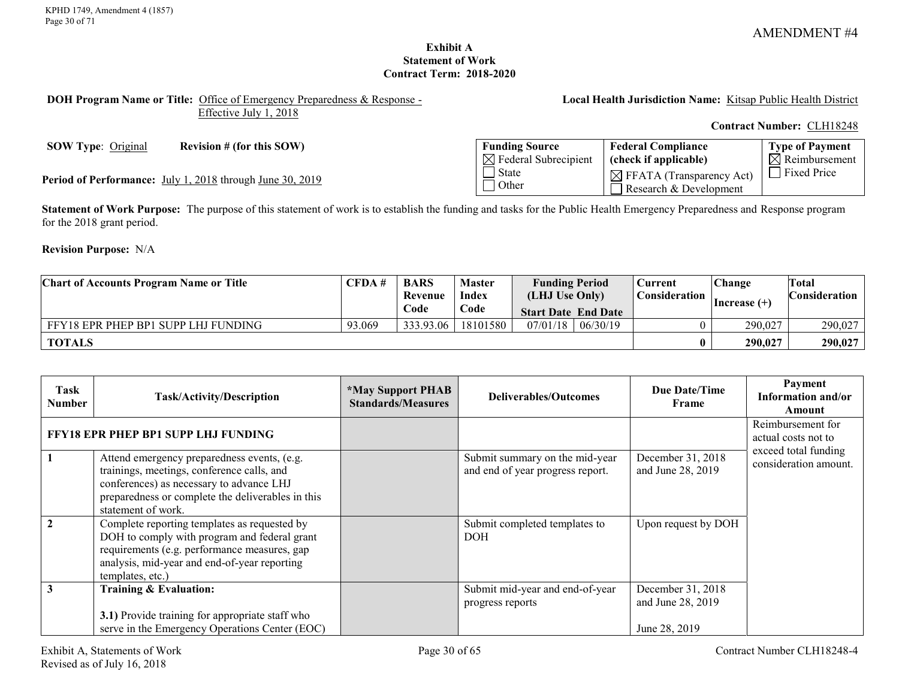AMENDMENT #4

**Exhibit A**
**Statement of Work**
**Contract Term: 2018-2020**

**DOH Program Name or Title:** Office of Emergency Preparedness & Response - Effective July 1, 2018

**Local Health Jurisdiction Name:** Kitsap Public Health District

**Contract Number:** CLH18248

**SOW Type**: Original **Revision # (for this SOW)**

**Period of Performance:** July 1, 2018 through June 30, 2019

| Funding Source | Federal Compliance (check if applicable) | Type of Payment |
|---|---|---|
| ☒ Federal Subrecipient<br>☐ State<br>☐ Other | ☒ FFATA (Transparency Act)<br>☐ Research & Development | ☒ Reimbursement<br>☐ Fixed Price |

**Statement of Work Purpose:** The purpose of this statement of work is to establish the funding and tasks for the Public Health Emergency Preparedness and Response program for the 2018 grant period.

**Revision Purpose:** N/A

| Chart of Accounts Program Name or Title | CFDA # | BARS Revenue Code | Master Index Code | Funding Period (LHJ Use Only) Start Date | End Date | Current Consideration | Change Increase (+) | Total Consideration |
|---|---|---|---|---|---|---|---|---|
| FFY18 EPR PHEP BP1 SUPP LHJ FUNDING | 93.069 | 333.93.06 | 18101580 | 07/01/18 | 06/30/19 | 0 | 290,027 | 290,027 |
| **TOTALS** | | | | | | **0** | **290,027** | **290,027** |

| Task Number | Task/Activity/Description | *May Support PHAB Standards/Measures | Deliverables/Outcomes | Due Date/Time Frame | Payment Information and/or Amount |
|---|---|---|---|---|---|
| | **FFY18 EPR PHEP BP1 SUPP LHJ FUNDING** | | | | Reimbursement for actual costs not to exceed total funding consideration amount. |
| 1 | Attend emergency preparedness events, (e.g. trainings, meetings, conference calls, and conferences) as necessary to advance LHJ preparedness or complete the deliverables in this statement of work. | | Submit summary on the mid-year and end of year progress report. | December 31, 2018 and June 28, 2019 | |
| 2 | Complete reporting templates as requested by DOH to comply with program and federal grant requirements (e.g. performance measures, gap analysis, mid-year and end-of-year reporting templates, etc.) | | Submit completed templates to DOH | Upon request by DOH | |
| 3 | **Training & Evaluation:**<br><br>**3.1)** Provide training for appropriate staff who serve in the Emergency Operations Center (EOC) | | Submit mid-year and end-of-year progress reports | December 31, 2018 and June 28, 2019<br><br>June 28, 2019 | |

Exhibit A, Statements of Work
Revised as of July 16, 2018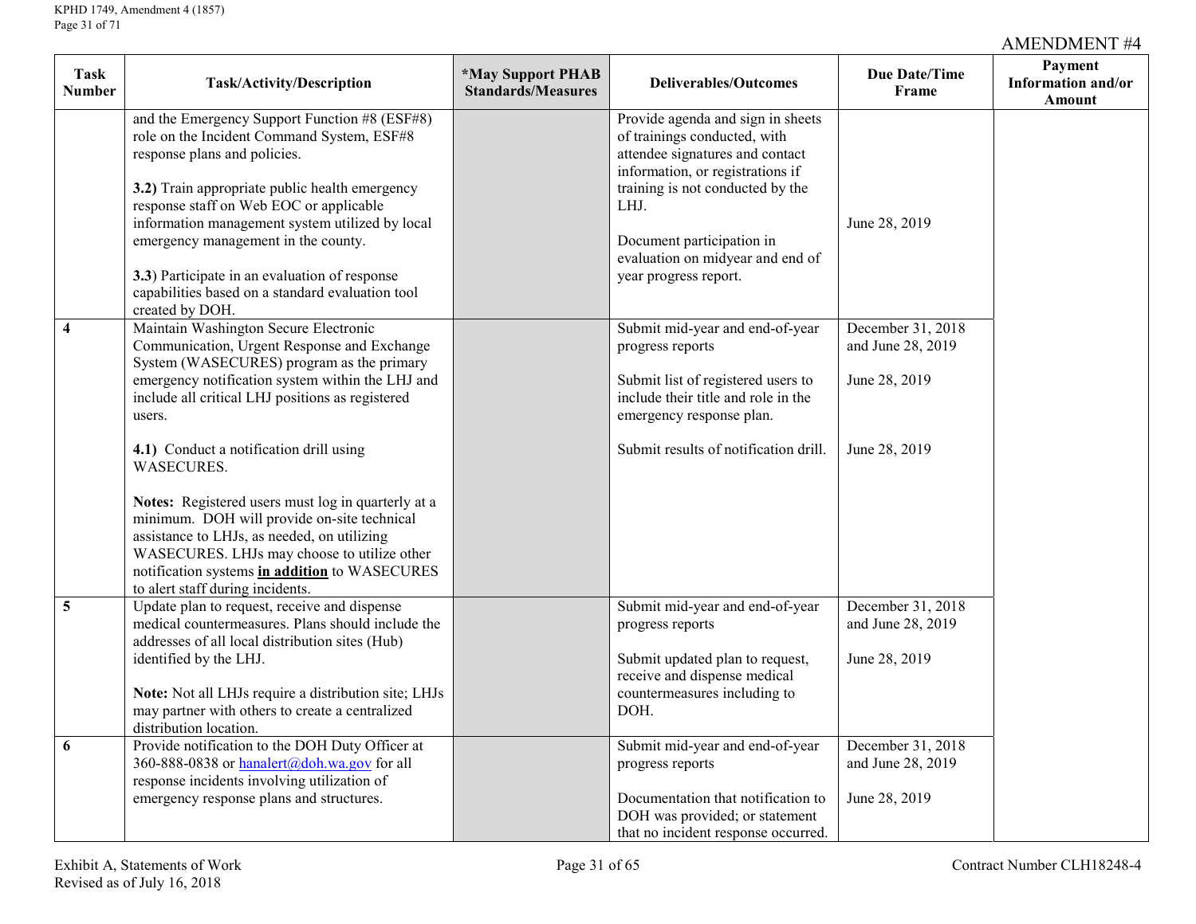AMENDMENT #4

| Task Number | Task/Activity/Description | *May Support PHAB Standards/Measures | Deliverables/Outcomes | Due Date/Time Frame | Payment Information and/or Amount |
|---|---|---|---|---|---|
| | and the Emergency Support Function #8 (ESF#8) role on the Incident Command System, ESF#8 response plans and policies.<br><br>**3.2)** Train appropriate public health emergency response staff on Web EOC or applicable information management system utilized by local emergency management in the county.<br><br>**3.3**) Participate in an evaluation of response capabilities based on a standard evaluation tool created by DOH. | | Provide agenda and sign in sheets of trainings conducted, with attendee signatures and contact information, or registrations if training is not conducted by the LHJ.<br><br>Document participation in evaluation on midyear and end of year progress report. | June 28, 2019 | |
| **4** | Maintain Washington Secure Electronic Communication, Urgent Response and Exchange System (WASECURES) program as the primary emergency notification system within the LHJ and include all critical LHJ positions as registered users.<br><br>**4.1)** Conduct a notification drill using WASECURES.<br><br>**Notes:** Registered users must log in quarterly at a minimum. DOH will provide on-site technical assistance to LHJs, as needed, on utilizing WASECURES. LHJs may choose to utilize other notification systems **in addition** to WASECURES to alert staff during incidents. | | Submit mid-year and end-of-year progress reports<br><br>Submit list of registered users to include their title and role in the emergency response plan.<br><br>Submit results of notification drill. | December 31, 2018 and June 28, 2019<br><br>June 28, 2019<br><br>June 28, 2019 | |
| **5** | Update plan to request, receive and dispense medical countermeasures. Plans should include the addresses of all local distribution sites (Hub) identified by the LHJ.<br><br>**Note:** Not all LHJs require a distribution site; LHJs may partner with others to create a centralized distribution location. | | Submit mid-year and end-of-year progress reports<br><br>Submit updated plan to request, receive and dispense medical countermeasures including to DOH. | December 31, 2018 and June 28, 2019<br><br>June 28, 2019 | |
| **6** | Provide notification to the DOH Duty Officer at 360-888-0838 or hanalert@doh.wa.gov for all response incidents involving utilization of emergency response plans and structures. | | Submit mid-year and end-of-year progress reports<br><br>Documentation that notification to DOH was provided; or statement that no incident response occurred. | December 31, 2018 and June 28, 2019<br><br>June 28, 2019 | |

Exhibit A, Statements of Work
Revised as of July 16, 2018

Contract Number CLH18248-4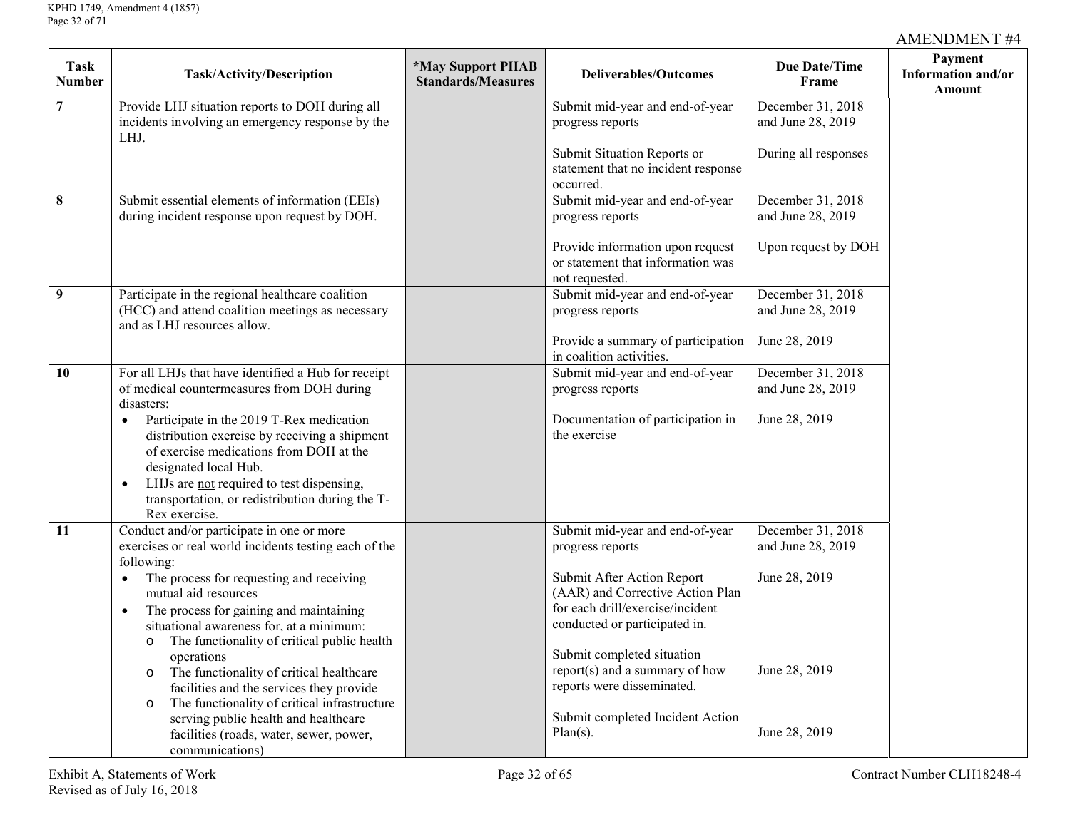AMENDMENT #4

| Task Number | Task/Activity/Description | *May Support PHAB Standards/Measures | Deliverables/Outcomes | Due Date/Time Frame | Payment Information and/or Amount |
|---|---|---|---|---|---|
| 7 | Provide LHJ situation reports to DOH during all incidents involving an emergency response by the LHJ. | | Submit mid-year and end-of-year progress reports<br><br>Submit Situation Reports or statement that no incident response occurred. | December 31, 2018 and June 28, 2019<br><br>During all responses | |
| 8 | Submit essential elements of information (EEIs) during incident response upon request by DOH. | | Submit mid-year and end-of-year progress reports<br><br>Provide information upon request or statement that information was not requested. | December 31, 2018 and June 28, 2019<br><br>Upon request by DOH | |
| 9 | Participate in the regional healthcare coalition (HCC) and attend coalition meetings as necessary and as LHJ resources allow. | | Submit mid-year and end-of-year progress reports<br><br>Provide a summary of participation in coalition activities. | December 31, 2018 and June 28, 2019<br><br>June 28, 2019 | |
| 10 | For all LHJs that have identified a Hub for receipt of medical countermeasures from DOH during disasters:<br>• Participate in the 2019 T-Rex medication distribution exercise by receiving a shipment of exercise medications from DOH at the designated local Hub.<br>• LHJs are <u>not</u> required to test dispensing, transportation, or redistribution during the T-Rex exercise. | | Submit mid-year and end-of-year progress reports<br><br>Documentation of participation in the exercise | December 31, 2018 and June 28, 2019<br><br>June 28, 2019 | |
| 11 | Conduct and/or participate in one or more exercises or real world incidents testing each of the following:<br>• The process for requesting and receiving mutual aid resources<br>• The process for gaining and maintaining situational awareness for, at a minimum:<br>&nbsp;&nbsp;o The functionality of critical public health operations<br>&nbsp;&nbsp;o The functionality of critical healthcare facilities and the services they provide<br>&nbsp;&nbsp;o The functionality of critical infrastructure serving public health and healthcare facilities (roads, water, sewer, power, communications) | | Submit mid-year and end-of-year progress reports<br><br>Submit After Action Report (AAR) and Corrective Action Plan for each drill/exercise/incident conducted or participated in.<br><br>Submit completed situation report(s) and a summary of how reports were disseminated.<br><br>Submit completed Incident Action Plan(s). | December 31, 2018 and June 28, 2019<br><br>June 28, 2019<br><br>June 28, 2019<br><br>June 28, 2019 | |

Exhibit A, Statements of Work
Revised as of July 16, 2018

Contract Number CLH18248-4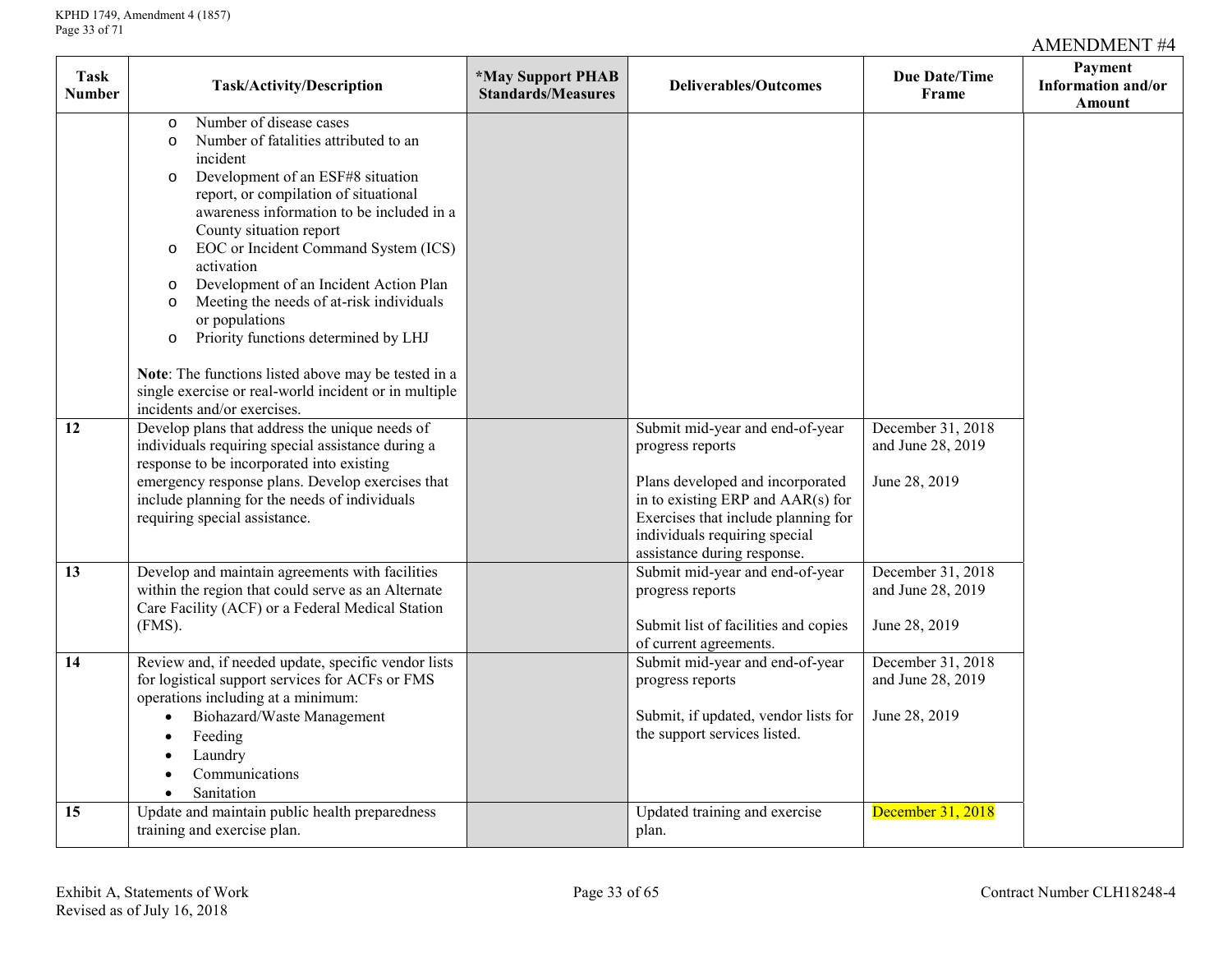AMENDMENT #4

| Task Number | Task/Activity/Description | *May Support PHAB Standards/Measures | Deliverables/Outcomes | Due Date/Time Frame | Payment Information and/or Amount |
|---|---|---|---|---|---|
| | ○ Number of disease cases<br>○ Number of fatalities attributed to an incident<br>○ Development of an ESF#8 situation report, or compilation of situational awareness information to be included in a County situation report<br>○ EOC or Incident Command System (ICS) activation<br>○ Development of an Incident Action Plan<br>○ Meeting the needs of at-risk individuals or populations<br>○ Priority functions determined by LHJ<br><br>**Note**: The functions listed above may be tested in a single exercise or real-world incident or in multiple incidents and/or exercises. | | | | |
| 12 | Develop plans that address the unique needs of individuals requiring special assistance during a response to be incorporated into existing emergency response plans. Develop exercises that include planning for the needs of individuals requiring special assistance. | | Submit mid-year and end-of-year progress reports<br><br>Plans developed and incorporated in to existing ERP and AAR(s) for Exercises that include planning for individuals requiring special assistance during response. | December 31, 2018 and June 28, 2019<br><br>June 28, 2019 | |
| 13 | Develop and maintain agreements with facilities within the region that could serve as an Alternate Care Facility (ACF) or a Federal Medical Station (FMS). | | Submit mid-year and end-of-year progress reports<br><br>Submit list of facilities and copies of current agreements. | December 31, 2018 and June 28, 2019<br><br>June 28, 2019 | |
| 14 | Review and, if needed update, specific vendor lists for logistical support services for ACFs or FMS operations including at a minimum:<br>• Biohazard/Waste Management<br>• Feeding<br>• Laundry<br>• Communications<br>• Sanitation | | Submit mid-year and end-of-year progress reports<br><br>Submit, if updated, vendor lists for the support services listed. | December 31, 2018 and June 28, 2019<br><br>June 28, 2019 | |
| 15 | Update and maintain public health preparedness training and exercise plan. | | Updated training and exercise plan. | December 31, 2018 | |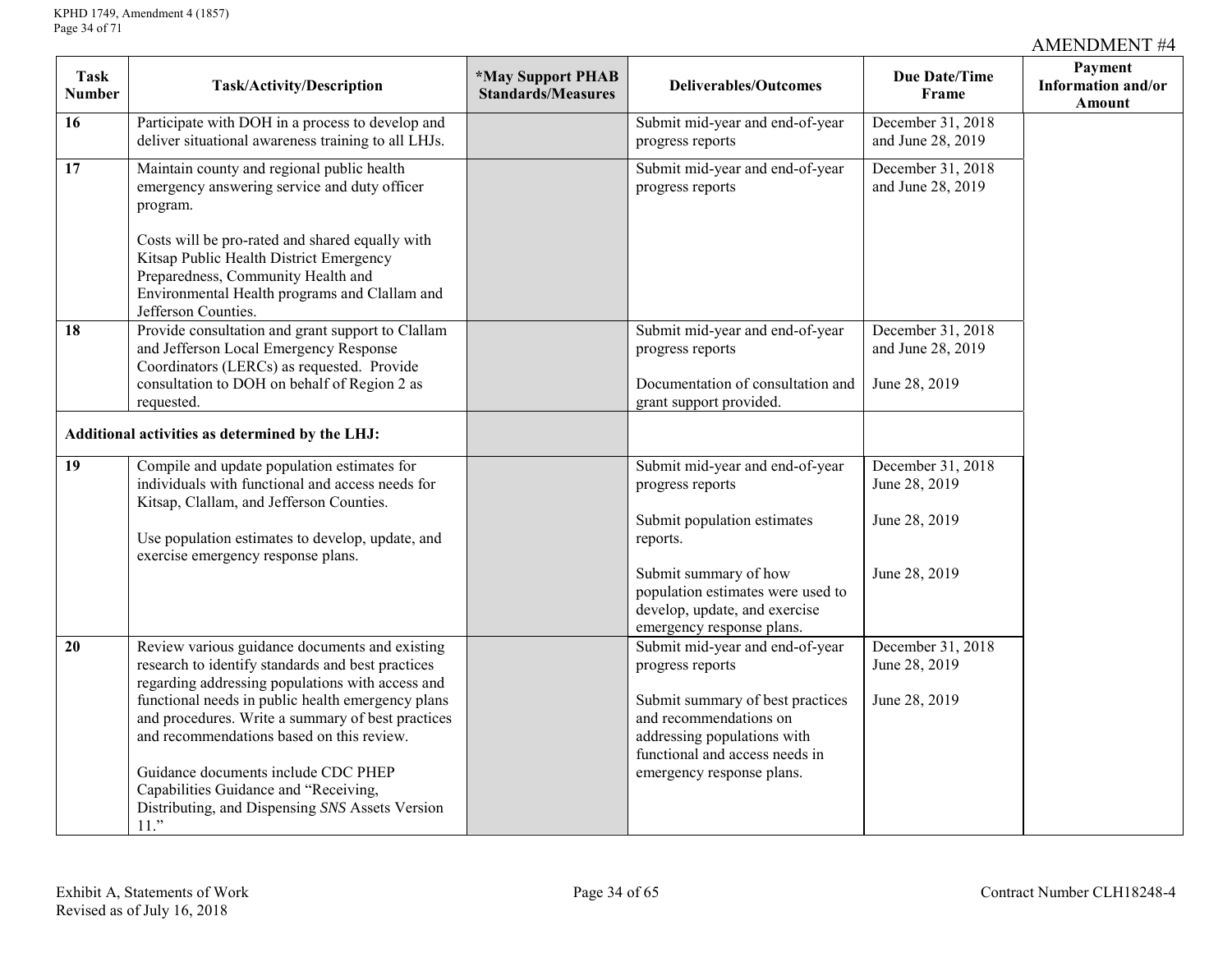AMENDMENT #4

| Task Number | Task/Activity/Description | *May Support PHAB Standards/Measures | Deliverables/Outcomes | Due Date/Time Frame | Payment Information and/or Amount |
|---|---|---|---|---|---|
| 16 | Participate with DOH in a process to develop and deliver situational awareness training to all LHJs. | | Submit mid-year and end-of-year progress reports | December 31, 2018 and June 28, 2019 | |
| 17 | Maintain county and regional public health emergency answering service and duty officer program.<br><br>Costs will be pro-rated and shared equally with Kitsap Public Health District Emergency Preparedness, Community Health and Environmental Health programs and Clallam and Jefferson Counties. | | Submit mid-year and end-of-year progress reports | December 31, 2018 and June 28, 2019 | |
| 18 | Provide consultation and grant support to Clallam and Jefferson Local Emergency Response Coordinators (LERCs) as requested. Provide consultation to DOH on behalf of Region 2 as requested. | | Submit mid-year and end-of-year progress reports<br><br>Documentation of consultation and grant support provided. | December 31, 2018 and June 28, 2019<br><br>June 28, 2019 | |
| **Additional activities as determined by the LHJ:** | | | | | |
| 19 | Compile and update population estimates for individuals with functional and access needs for Kitsap, Clallam, and Jefferson Counties.<br><br>Use population estimates to develop, update, and exercise emergency response plans. | | Submit mid-year and end-of-year progress reports<br><br>Submit population estimates reports.<br><br>Submit summary of how population estimates were used to develop, update, and exercise emergency response plans. | December 31, 2018 June 28, 2019<br><br>June 28, 2019<br><br>June 28, 2019 | |
| 20 | Review various guidance documents and existing research to identify standards and best practices regarding addressing populations with access and functional needs in public health emergency plans and procedures. Write a summary of best practices and recommendations based on this review.<br><br>Guidance documents include CDC PHEP Capabilities Guidance and "Receiving, Distributing, and Dispensing *SNS* Assets Version 11." | | Submit mid-year and end-of-year progress reports<br><br>Submit summary of best practices and recommendations on addressing populations with functional and access needs in emergency response plans. | December 31, 2018 June 28, 2019<br><br>June 28, 2019 | |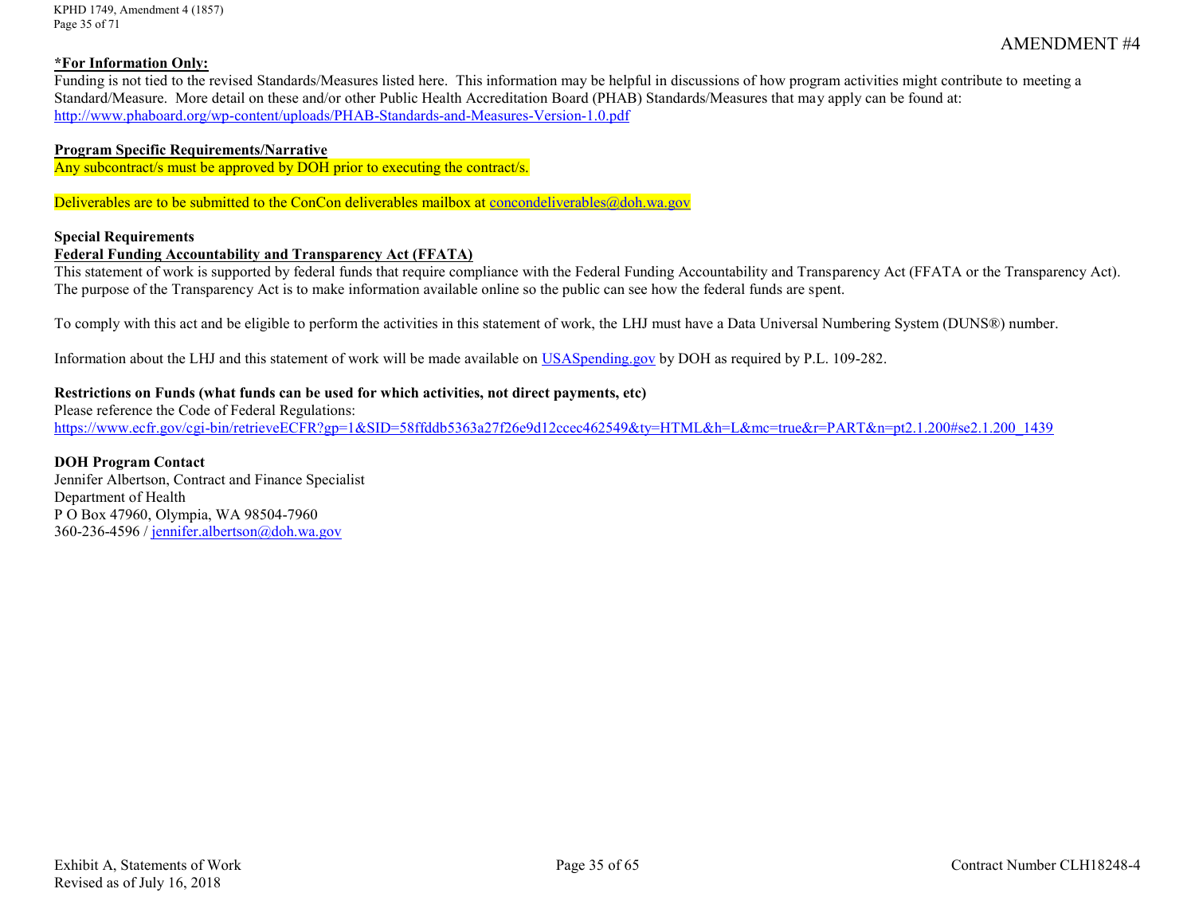AMENDMENT #4

**\*For Information Only:**

Funding is not tied to the revised Standards/Measures listed here. This information may be helpful in discussions of how program activities might contribute to meeting a Standard/Measure. More detail on these and/or other Public Health Accreditation Board (PHAB) Standards/Measures that may apply can be found at: http://www.phaboard.org/wp-content/uploads/PHAB-Standards-and-Measures-Version-1.0.pdf

**Program Specific Requirements/Narrative**

Any subcontract/s must be approved by DOH prior to executing the contract/s.

Deliverables are to be submitted to the ConCon deliverables mailbox at concondeliverables@doh.wa.gov

**Special Requirements**

**Federal Funding Accountability and Transparency Act (FFATA)**

This statement of work is supported by federal funds that require compliance with the Federal Funding Accountability and Transparency Act (FFATA or the Transparency Act). The purpose of the Transparency Act is to make information available online so the public can see how the federal funds are spent.

To comply with this act and be eligible to perform the activities in this statement of work, the LHJ must have a Data Universal Numbering System (DUNS®) number.

Information about the LHJ and this statement of work will be made available on USASpending.gov by DOH as required by P.L. 109-282.

**Restrictions on Funds (what funds can be used for which activities, not direct payments, etc)**

Please reference the Code of Federal Regulations:
https://www.ecfr.gov/cgi-bin/retrieveECFR?gp=1&SID=58ffddb5363a27f26e9d12ccec462549&ty=HTML&h=L&mc=true&r=PART&n=pt2.1.200#se2.1.200_1439

**DOH Program Contact**

Jennifer Albertson, Contract and Finance Specialist
Department of Health
P O Box 47960, Olympia, WA 98504-7960
360-236-4596 / jennifer.albertson@doh.wa.gov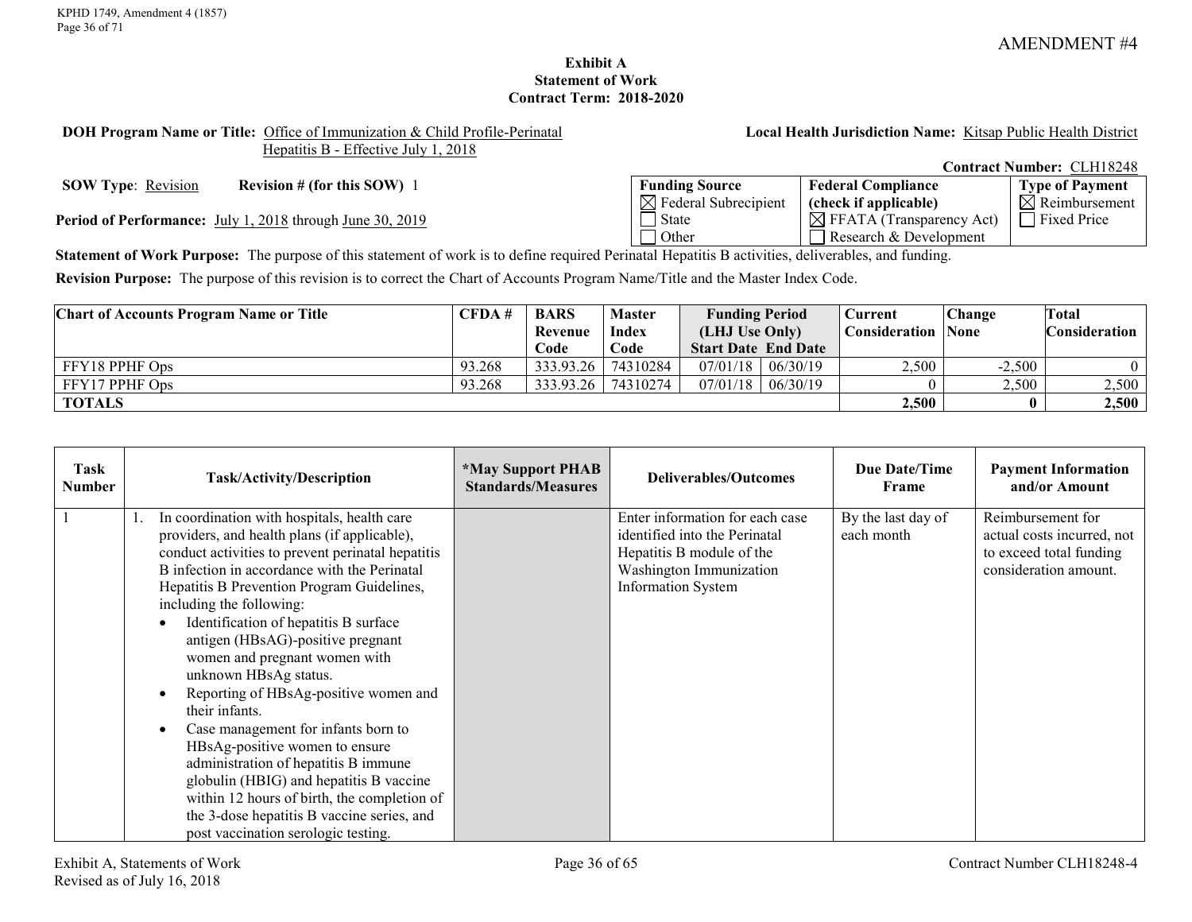AMENDMENT #4

# Exhibit A
## Statement of Work
## Contract Term: 2018-2020

**DOH Program Name or Title:** Office of Immunization & Child Profile-Perinatal Hepatitis B - Effective July 1, 2018

**Local Health Jurisdiction Name:** Kitsap Public Health District

**Contract Number:** CLH18248

**SOW Type**: Revision **Revision # (for this SOW)** 1

**Period of Performance:** July 1, 2018 through June 30, 2019

| Funding Source | Federal Compliance (check if applicable) | Type of Payment |
|---|---|---|
| ☒ Federal Subrecipient | ☒ FFATA (Transparency Act) | ☒ Reimbursement |
| ☐ State | ☐ Research & Development | ☐ Fixed Price |
| ☐ Other | | |

**Statement of Work Purpose:** The purpose of this statement of work is to define required Perinatal Hepatitis B activities, deliverables, and funding.

**Revision Purpose:** The purpose of this revision is to correct the Chart of Accounts Program Name/Title and the Master Index Code.

| Chart of Accounts Program Name or Title | CFDA # | BARS Revenue Code | Master Index Code | Funding Period (LHJ Use Only) | | Current Consideration | Change None | Total Consideration |
|---|---|---|---|---|---|---|---|---|
| | | | | Start Date | End Date | | | |
| FFY18 PPHF Ops | 93.268 | 333.93.26 | 74310284 | 07/01/18 | 06/30/19 | 2,500 | -2,500 | 0 |
| FFY17 PPHF Ops | 93.268 | 333.93.26 | 74310274 | 07/01/18 | 06/30/19 | 0 | 2,500 | 2,500 |
| **TOTALS** | | | | | | **2,500** | **0** | **2,500** |

| Task Number | Task/Activity/Description | *May Support PHAB Standards/Measures | Deliverables/Outcomes | Due Date/Time Frame | Payment Information and/or Amount |
|---|---|---|---|---|---|
| 1 | 1. In coordination with hospitals, health care providers, and health plans (if applicable), conduct activities to prevent perinatal hepatitis B infection in accordance with the Perinatal Hepatitis B Prevention Program Guidelines, including the following:<br>• Identification of hepatitis B surface antigen (HBsAG)-positive pregnant women and pregnant women with unknown HBsAg status.<br>• Reporting of HBsAg-positive women and their infants.<br>• Case management for infants born to HBsAg-positive women to ensure administration of hepatitis B immune globulin (HBIG) and hepatitis B vaccine within 12 hours of birth, the completion of the 3-dose hepatitis B vaccine series, and post vaccination serologic testing. | | Enter information for each case identified into the Perinatal Hepatitis B module of the Washington Immunization Information System | By the last day of each month | Reimbursement for actual costs incurred, not to exceed total funding consideration amount. |

Exhibit A, Statements of Work
Revised as of July 16, 2018

Contract Number CLH18248-4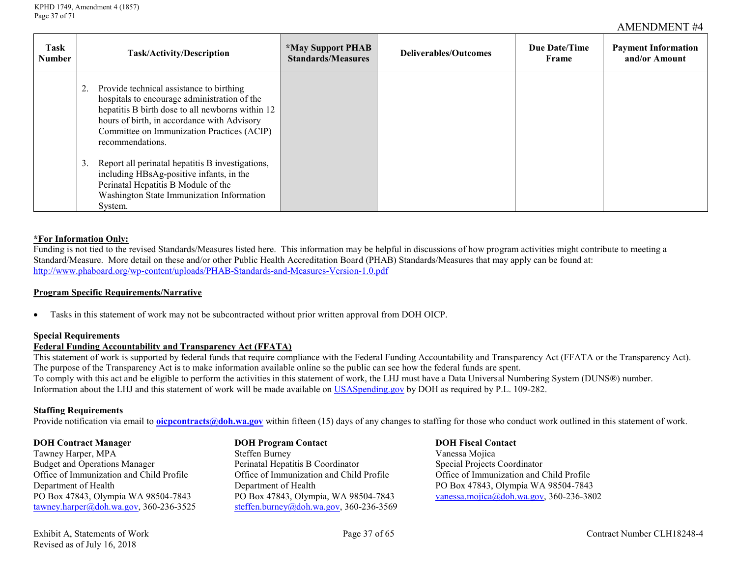AMENDMENT #4

| Task Number | Task/Activity/Description | *May Support PHAB Standards/Measures | Deliverables/Outcomes | Due Date/Time Frame | Payment Information and/or Amount |
|---|---|---|---|---|---|
| | 2. Provide technical assistance to birthing hospitals to encourage administration of the hepatitis B birth dose to all newborns within 12 hours of birth, in accordance with Advisory Committee on Immunization Practices (ACIP) recommendations.<br><br>3. Report all perinatal hepatitis B investigations, including HBsAg-positive infants, in the Perinatal Hepatitis B Module of the Washington State Immunization Information System. | | | | |

**\*For Information Only:**
Funding is not tied to the revised Standards/Measures listed here. This information may be helpful in discussions of how program activities might contribute to meeting a Standard/Measure. More detail on these and/or other Public Health Accreditation Board (PHAB) Standards/Measures that may apply can be found at: http://www.phaboard.org/wp-content/uploads/PHAB-Standards-and-Measures-Version-1.0.pdf

**Program Specific Requirements/Narrative**

- Tasks in this statement of work may not be subcontracted without prior written approval from DOH OICP.

**Special Requirements**

**Federal Funding Accountability and Transparency Act (FFATA)**
This statement of work is supported by federal funds that require compliance with the Federal Funding Accountability and Transparency Act (FFATA or the Transparency Act). The purpose of the Transparency Act is to make information available online so the public can see how the federal funds are spent.
To comply with this act and be eligible to perform the activities in this statement of work, the LHJ must have a Data Universal Numbering System (DUNS®) number. Information about the LHJ and this statement of work will be made available on USASpending.gov by DOH as required by P.L. 109-282.

**Staffing Requirements**
Provide notification via email to **oicpcontracts@doh.wa.gov** within fifteen (15) days of any changes to staffing for those who conduct work outlined in this statement of work.

**DOH Contract Manager**
Tawney Harper, MPA
Budget and Operations Manager
Office of Immunization and Child Profile
Department of Health
PO Box 47843, Olympia WA 98504-7843
tawney.harper@doh.wa.gov, 360-236-3525

**DOH Program Contact**
Steffen Burney
Perinatal Hepatitis B Coordinator
Office of Immunization and Child Profile
Department of Health
PO Box 47843, Olympia, WA 98504-7843
steffen.burney@doh.wa.gov, 360-236-3569

**DOH Fiscal Contact**
Vanessa Mojica
Special Projects Coordinator
Office of Immunization and Child Profile
PO Box 47843, Olympia WA 98504-7843
vanessa.mojica@doh.wa.gov, 360-236-3802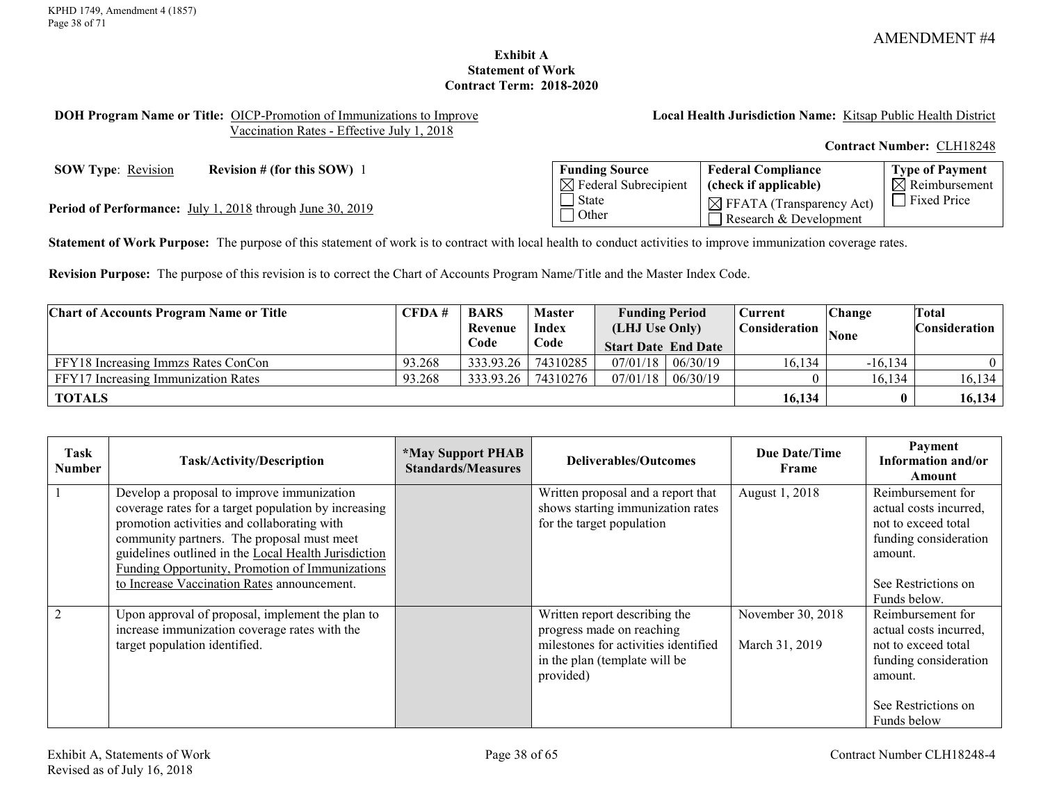AMENDMENT #4

## Exhibit A
## Statement of Work
## Contract Term: 2018-2020

**DOH Program Name or Title:** OICP-Promotion of Immunizations to Improve Vaccination Rates - Effective July 1, 2018

**Local Health Jurisdiction Name:** Kitsap Public Health District

**Contract Number:** CLH18248

**SOW Type**: Revision **Revision # (for this SOW)** 1

**Period of Performance:** July 1, 2018 through June 30, 2019

| Funding Source | Federal Compliance (check if applicable) | Type of Payment |
|---|---|---|
| ☒ Federal Subrecipient<br>☐ State<br>☐ Other | ☒ FFATA (Transparency Act)<br>☐ Research & Development | ☒ Reimbursement<br>☐ Fixed Price |

**Statement of Work Purpose:** The purpose of this statement of work is to contract with local health to conduct activities to improve immunization coverage rates.

**Revision Purpose:** The purpose of this revision is to correct the Chart of Accounts Program Name/Title and the Master Index Code.

| Chart of Accounts Program Name or Title | CFDA # | BARS Revenue Code | Master Index Code | Funding Period (LHJ Use Only) Start Date | End Date | Current Consideration | Change None | Total Consideration |
|---|---|---|---|---|---|---|---|---|
| FFY18 Increasing Immzs Rates ConCon | 93.268 | 333.93.26 | 74310285 | 07/01/18 | 06/30/19 | 16,134 | -16,134 | 0 |
| FFY17 Increasing Immunization Rates | 93.268 | 333.93.26 | 74310276 | 07/01/18 | 06/30/19 | 0 | 16,134 | 16,134 |
| **TOTALS** | | | | | | **16,134** | **0** | **16,134** |

| Task Number | Task/Activity/Description | *May Support PHAB Standards/Measures | Deliverables/Outcomes | Due Date/Time Frame | Payment Information and/or Amount |
|---|---|---|---|---|---|
| 1 | Develop a proposal to improve immunization coverage rates for a target population by increasing promotion activities and collaborating with community partners. The proposal must meet guidelines outlined in the Local Health Jurisdiction Funding Opportunity, Promotion of Immunizations to Increase Vaccination Rates announcement. | | Written proposal and a report that shows starting immunization rates for the target population | August 1, 2018 | Reimbursement for actual costs incurred, not to exceed total funding consideration amount.<br><br>See Restrictions on Funds below. |
| 2 | Upon approval of proposal, implement the plan to increase immunization coverage rates with the target population identified. | | Written report describing the progress made on reaching milestones for activities identified in the plan (template will be provided) | November 30, 2018<br><br>March 31, 2019 | Reimbursement for actual costs incurred, not to exceed total funding consideration amount.<br><br>See Restrictions on Funds below |

Exhibit A, Statements of Work
Revised as of July 16, 2018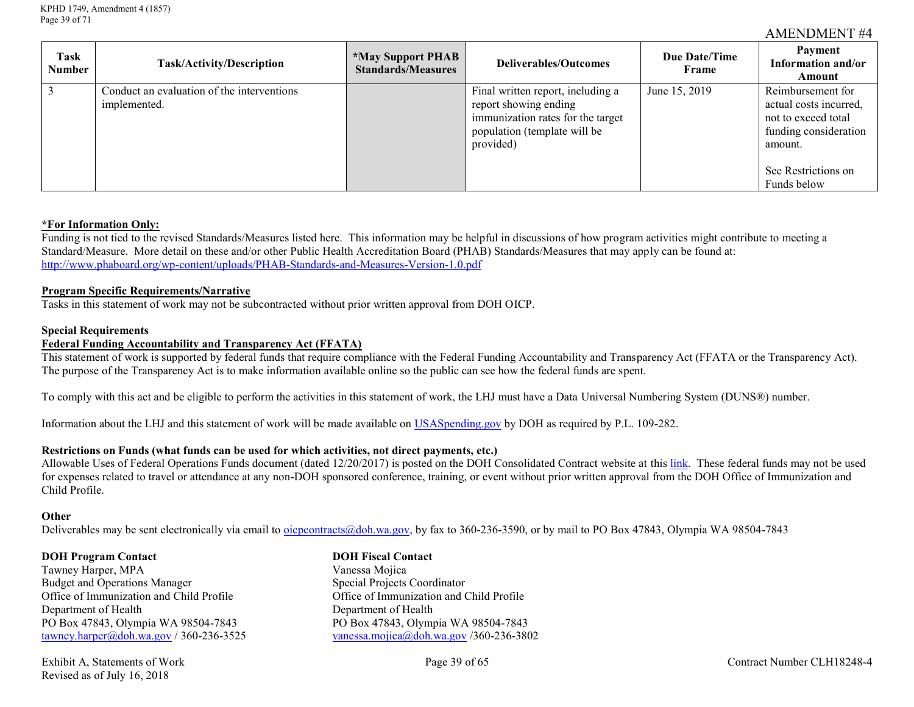AMENDMENT #4

| Task Number | Task/Activity/Description | *May Support PHAB Standards/Measures | Deliverables/Outcomes | Due Date/Time Frame | Payment Information and/or Amount |
|---|---|---|---|---|---|
| 3 | Conduct an evaluation of the interventions implemented. | | Final written report, including a report showing ending immunization rates for the target population (template will be provided) | June 15, 2019 | Reimbursement for actual costs incurred, not to exceed total funding consideration amount.<br><br>See Restrictions on Funds below |

**\*For Information Only:**
Funding is not tied to the revised Standards/Measures listed here. This information may be helpful in discussions of how program activities might contribute to meeting a Standard/Measure. More detail on these and/or other Public Health Accreditation Board (PHAB) Standards/Measures that may apply can be found at: http://www.phaboard.org/wp-content/uploads/PHAB-Standards-and-Measures-Version-1.0.pdf

**Program Specific Requirements/Narrative**
Tasks in this statement of work may not be subcontracted without prior written approval from DOH OICP.

**Special Requirements**
**Federal Funding Accountability and Transparency Act (FFATA)**
This statement of work is supported by federal funds that require compliance with the Federal Funding Accountability and Transparency Act (FFATA or the Transparency Act). The purpose of the Transparency Act is to make information available online so the public can see how the federal funds are spent.

To comply with this act and be eligible to perform the activities in this statement of work, the LHJ must have a Data Universal Numbering System (DUNS®) number.

Information about the LHJ and this statement of work will be made available on USASpending.gov by DOH as required by P.L. 109-282.

**Restrictions on Funds (what funds can be used for which activities, not direct payments, etc.)**
Allowable Uses of Federal Operations Funds document (dated 12/20/2017) is posted on the DOH Consolidated Contract website at this link. These federal funds may not be used for expenses related to travel or attendance at any non-DOH sponsored conference, training, or event without prior written approval from the DOH Office of Immunization and Child Profile.

**Other**
Deliverables may be sent electronically via email to oicpcontracts@doh.wa.gov, by fax to 360-236-3590, or by mail to PO Box 47843, Olympia WA 98504-7843

**DOH Program Contact**
Tawney Harper, MPA
Budget and Operations Manager
Office of Immunization and Child Profile
Department of Health
PO Box 47843, Olympia WA 98504-7843
tawney.harper@doh.wa.gov / 360-236-3525

**DOH Fiscal Contact**
Vanessa Mojica
Special Projects Coordinator
Office of Immunization and Child Profile
Department of Health
PO Box 47843, Olympia WA 98504-7843
vanessa.mojica@doh.wa.gov /360-236-3802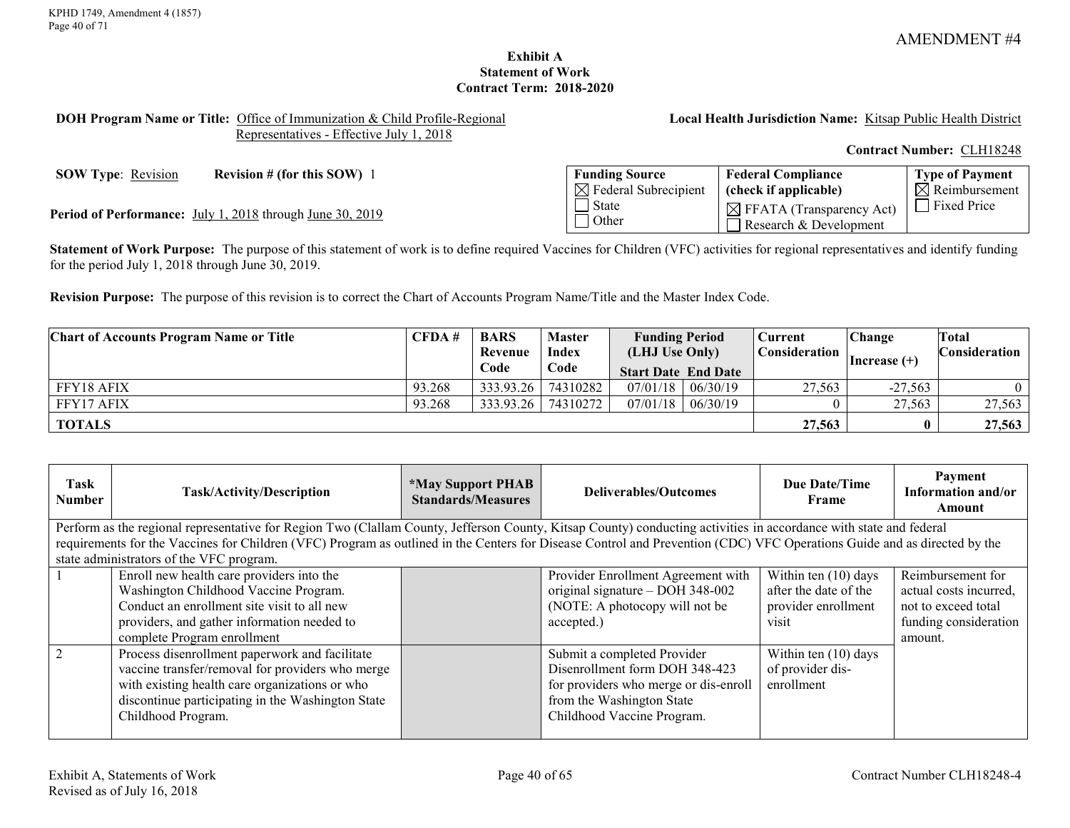AMENDMENT #4

**Exhibit A**
**Statement of Work**
**Contract Term: 2018-2020**

**DOH Program Name or Title:** Office of Immunization & Child Profile-Regional Representatives - Effective July 1, 2018

**Local Health Jurisdiction Name:** Kitsap Public Health District

**Contract Number:** CLH18248

**SOW Type**: Revision **Revision # (for this SOW)** 1

**Period of Performance:** July 1, 2018 through June 30, 2019

| Funding Source | Federal Compliance (check if applicable) | Type of Payment |
|---|---|---|
| ☒ Federal Subrecipient<br>☐ State<br>☐ Other | ☒ FFATA (Transparency Act)<br>☐ Research & Development | ☒ Reimbursement<br>☐ Fixed Price |

**Statement of Work Purpose:** The purpose of this statement of work is to define required Vaccines for Children (VFC) activities for regional representatives and identify funding for the period July 1, 2018 through June 30, 2019.

**Revision Purpose:** The purpose of this revision is to correct the Chart of Accounts Program Name/Title and the Master Index Code.

| Chart of Accounts Program Name or Title | CFDA # | BARS Revenue Code | Master Index Code | Funding Period (LHJ Use Only) | | Current Consideration | Change Increase (+) | Total Consideration |
|---|---|---|---|---|---|---|---|---|
| | | | | Start Date | End Date | | | |
| FFY18 AFIX | 93.268 | 333.93.26 | 74310282 | 07/01/18 | 06/30/19 | 27,563 | -27,563 | 0 |
| FFY17 AFIX | 93.268 | 333.93.26 | 74310272 | 07/01/18 | 06/30/19 | 0 | 27,563 | 27,563 |
| **TOTALS** | | | | | | **27,563** | **0** | **27,563** |

| Task Number | Task/Activity/Description | *May Support PHAB Standards/Measures | Deliverables/Outcomes | Due Date/Time Frame | Payment Information and/or Amount |
|---|---|---|---|---|---|
| Perform as the regional representative for Region Two (Clallam County, Jefferson County, Kitsap County) conducting activities in accordance with state and federal requirements for the Vaccines for Children (VFC) Program as outlined in the Centers for Disease Control and Prevention (CDC) VFC Operations Guide and as directed by the state administrators of the VFC program. | | | | | |
| 1 | Enroll new health care providers into the Washington Childhood Vaccine Program. Conduct an enrollment site visit to all new providers, and gather information needed to complete Program enrollment | | Provider Enrollment Agreement with original signature – DOH 348-002 (NOTE: A photocopy will not be accepted.) | Within ten (10) days after the date of the provider enrollment visit | Reimbursement for actual costs incurred, not to exceed total funding consideration amount. |
| 2 | Process disenrollment paperwork and facilitate vaccine transfer/removal for providers who merge with existing health care organizations or who discontinue participating in the Washington State Childhood Program. | | Submit a completed Provider Disenrollment form DOH 348-423 for providers who merge or dis-enroll from the Washington State Childhood Vaccine Program. | Within ten (10) days of provider dis-enrollment | |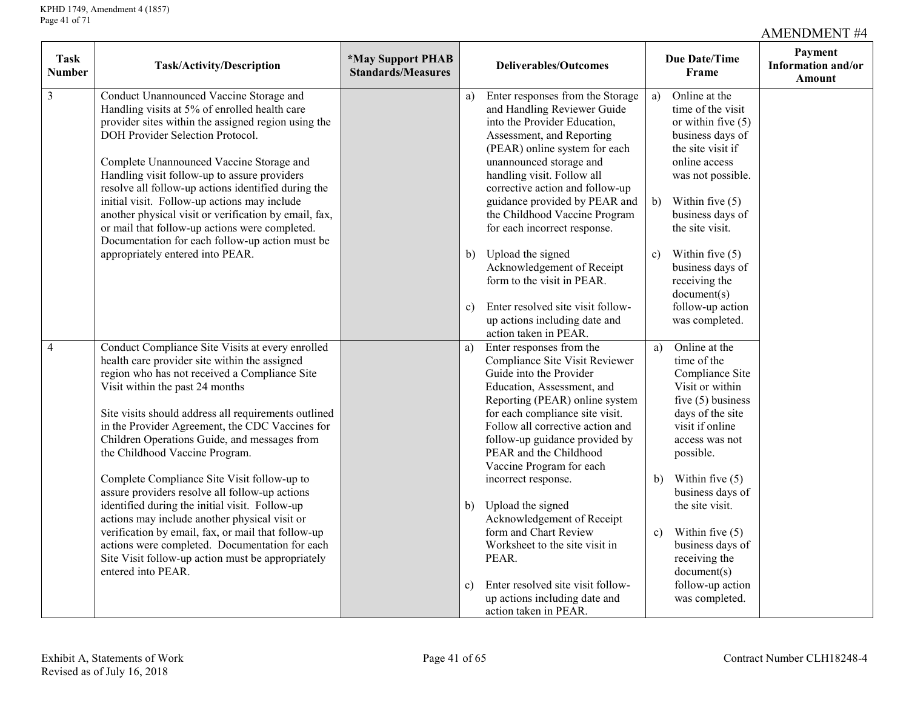AMENDMENT #4

| Task Number | Task/Activity/Description | *May Support PHAB Standards/Measures | Deliverables/Outcomes | Due Date/Time Frame | Payment Information and/or Amount |
|---|---|---|---|---|---|
| 3 | Conduct Unannounced Vaccine Storage and Handling visits at 5% of enrolled health care provider sites within the assigned region using the DOH Provider Selection Protocol.<br><br>Complete Unannounced Vaccine Storage and Handling visit follow-up to assure providers resolve all follow-up actions identified during the initial visit. Follow-up actions may include another physical visit or verification by email, fax, or mail that follow-up actions were completed. Documentation for each follow-up action must be appropriately entered into PEAR. | | a) Enter responses from the Storage and Handling Reviewer Guide into the Provider Education, Assessment, and Reporting (PEAR) online system for each unannounced storage and handling visit. Follow all corrective action and follow-up guidance provided by PEAR and the Childhood Vaccine Program for each incorrect response.<br><br>b) Upload the signed Acknowledgement of Receipt form to the visit in PEAR.<br><br>c) Enter resolved site visit follow-up actions including date and action taken in PEAR. | a) Online at the time of the visit or within five (5) business days of the site visit if online access was not possible.<br><br>b) Within five (5) business days of the site visit.<br><br>c) Within five (5) business days of receiving the document(s) follow-up action was completed. | |
| 4 | Conduct Compliance Site Visits at every enrolled health care provider site within the assigned region who has not received a Compliance Site Visit within the past 24 months<br><br>Site visits should address all requirements outlined in the Provider Agreement, the CDC Vaccines for Children Operations Guide, and messages from the Childhood Vaccine Program.<br><br>Complete Compliance Site Visit follow-up to assure providers resolve all follow-up actions identified during the initial visit. Follow-up actions may include another physical visit or verification by email, fax, or mail that follow-up actions were completed. Documentation for each Site Visit follow-up action must be appropriately entered into PEAR. | | a) Enter responses from the Compliance Site Visit Reviewer Guide into the Provider Education, Assessment, and Reporting (PEAR) online system for each compliance site visit. Follow all corrective action and follow-up guidance provided by PEAR and the Childhood Vaccine Program for each incorrect response.<br><br>b) Upload the signed Acknowledgement of Receipt form and Chart Review Worksheet to the site visit in PEAR.<br><br>c) Enter resolved site visit follow-up actions including date and action taken in PEAR. | a) Online at the time of the Compliance Site Visit or within five (5) business days of the site visit if online access was not possible.<br><br>b) Within five (5) business days of the site visit.<br><br>c) Within five (5) business days of receiving the document(s) follow-up action was completed. | |

Exhibit A, Statements of Work
Revised as of July 16, 2018

Contract Number CLH18248-4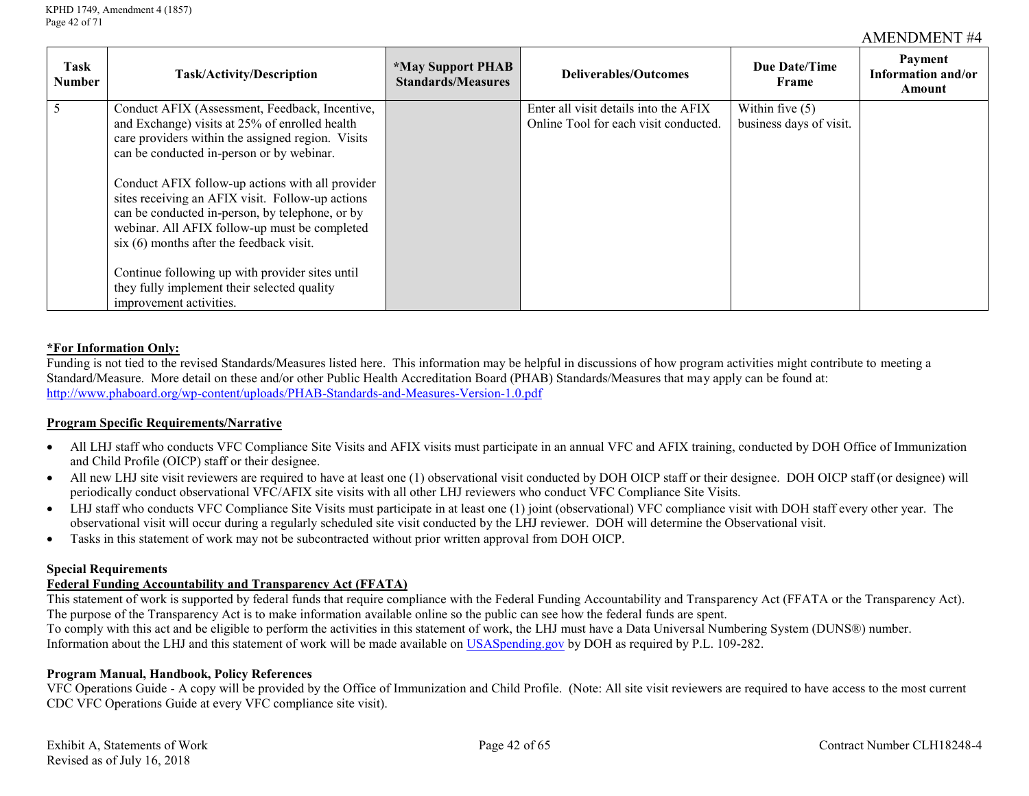AMENDMENT #4

| Task Number | Task/Activity/Description | *May Support PHAB Standards/Measures | Deliverables/Outcomes | Due Date/Time Frame | Payment Information and/or Amount |
|---|---|---|---|---|---|
| 5 | Conduct AFIX (Assessment, Feedback, Incentive, and Exchange) visits at 25% of enrolled health care providers within the assigned region. Visits can be conducted in-person or by webinar.<br><br>Conduct AFIX follow-up actions with all provider sites receiving an AFIX visit. Follow-up actions can be conducted in-person, by telephone, or by webinar. All AFIX follow-up must be completed six (6) months after the feedback visit.<br><br>Continue following up with provider sites until they fully implement their selected quality improvement activities. | | Enter all visit details into the AFIX Online Tool for each visit conducted. | Within five (5) business days of visit. | |

**\*For Information Only:**
Funding is not tied to the revised Standards/Measures listed here. This information may be helpful in discussions of how program activities might contribute to meeting a Standard/Measure. More detail on these and/or other Public Health Accreditation Board (PHAB) Standards/Measures that may apply can be found at: http://www.phaboard.org/wp-content/uploads/PHAB-Standards-and-Measures-Version-1.0.pdf

**Program Specific Requirements/Narrative**

- All LHJ staff who conducts VFC Compliance Site Visits and AFIX visits must participate in an annual VFC and AFIX training, conducted by DOH Office of Immunization and Child Profile (OICP) staff or their designee.
- All new LHJ site visit reviewers are required to have at least one (1) observational visit conducted by DOH OICP staff or their designee. DOH OICP staff (or designee) will periodically conduct observational VFC/AFIX site visits with all other LHJ reviewers who conduct VFC Compliance Site Visits.
- LHJ staff who conducts VFC Compliance Site Visits must participate in at least one (1) joint (observational) VFC compliance visit with DOH staff every other year. The observational visit will occur during a regularly scheduled site visit conducted by the LHJ reviewer. DOH will determine the Observational visit.
- Tasks in this statement of work may not be subcontracted without prior written approval from DOH OICP.

**Special Requirements**

**Federal Funding Accountability and Transparency Act (FFATA)**
This statement of work is supported by federal funds that require compliance with the Federal Funding Accountability and Transparency Act (FFATA or the Transparency Act). The purpose of the Transparency Act is to make information available online so the public can see how the federal funds are spent.
To comply with this act and be eligible to perform the activities in this statement of work, the LHJ must have a Data Universal Numbering System (DUNS®) number. Information about the LHJ and this statement of work will be made available on USASpending.gov by DOH as required by P.L. 109-282.

**Program Manual, Handbook, Policy References**
VFC Operations Guide - A copy will be provided by the Office of Immunization and Child Profile. (Note: All site visit reviewers are required to have access to the most current CDC VFC Operations Guide at every VFC compliance site visit).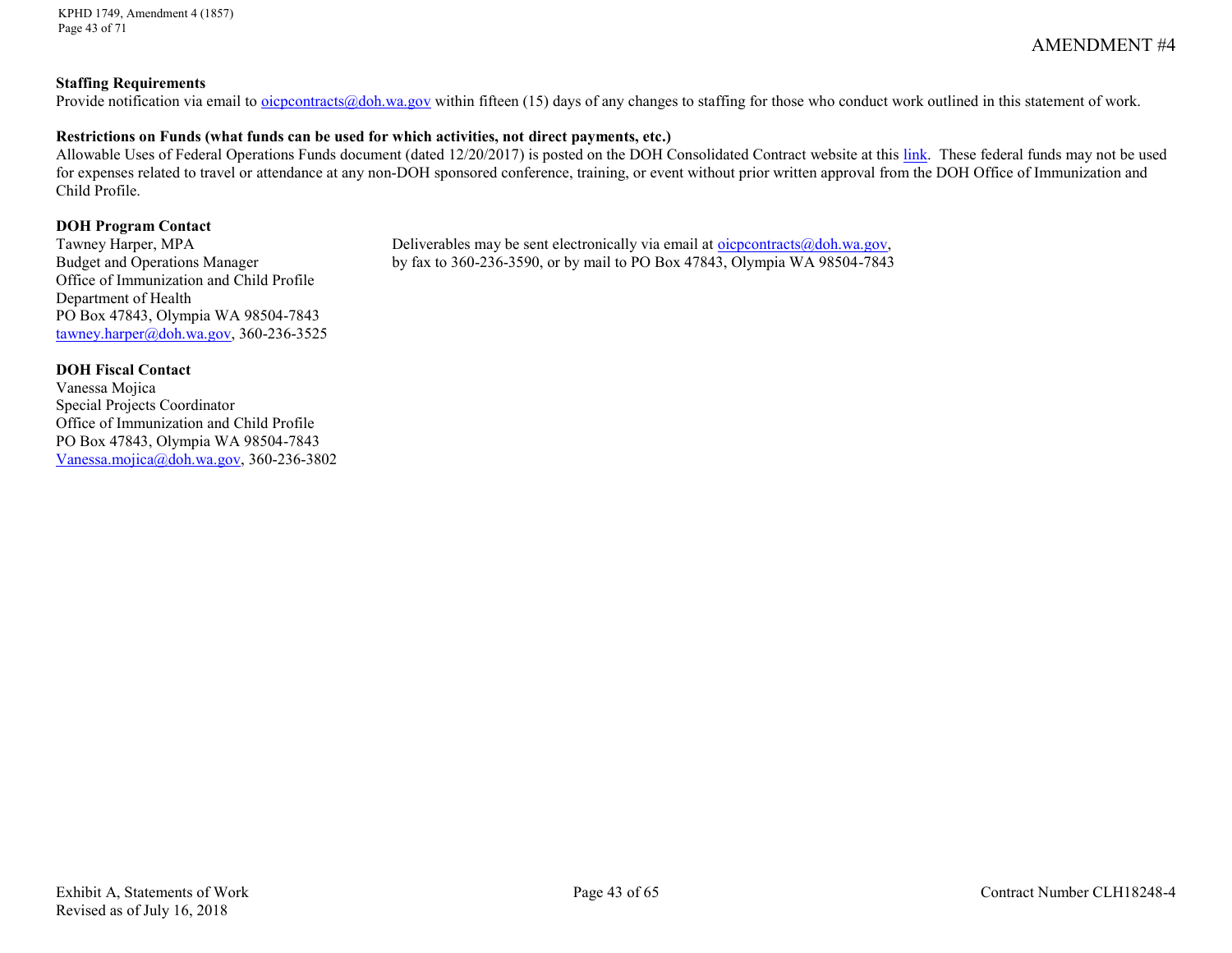AMENDMENT #4

**Staffing Requirements**

Provide notification via email to oicpcontracts@doh.wa.gov within fifteen (15) days of any changes to staffing for those who conduct work outlined in this statement of work.

**Restrictions on Funds (what funds can be used for which activities, not direct payments, etc.)**

Allowable Uses of Federal Operations Funds document (dated 12/20/2017) is posted on the DOH Consolidated Contract website at this link. These federal funds may not be used for expenses related to travel or attendance at any non-DOH sponsored conference, training, or event without prior written approval from the DOH Office of Immunization and Child Profile.

**DOH Program Contact**

Tawney Harper, MPA
Budget and Operations Manager
Office of Immunization and Child Profile
Department of Health
PO Box 47843, Olympia WA 98504-7843
tawney.harper@doh.wa.gov, 360-236-3525

Deliverables may be sent electronically via email at oicpcontracts@doh.wa.gov, by fax to 360-236-3590, or by mail to PO Box 47843, Olympia WA 98504-7843

**DOH Fiscal Contact**

Vanessa Mojica
Special Projects Coordinator
Office of Immunization and Child Profile
PO Box 47843, Olympia WA 98504-7843
Vanessa.mojica@doh.wa.gov, 360-236-3802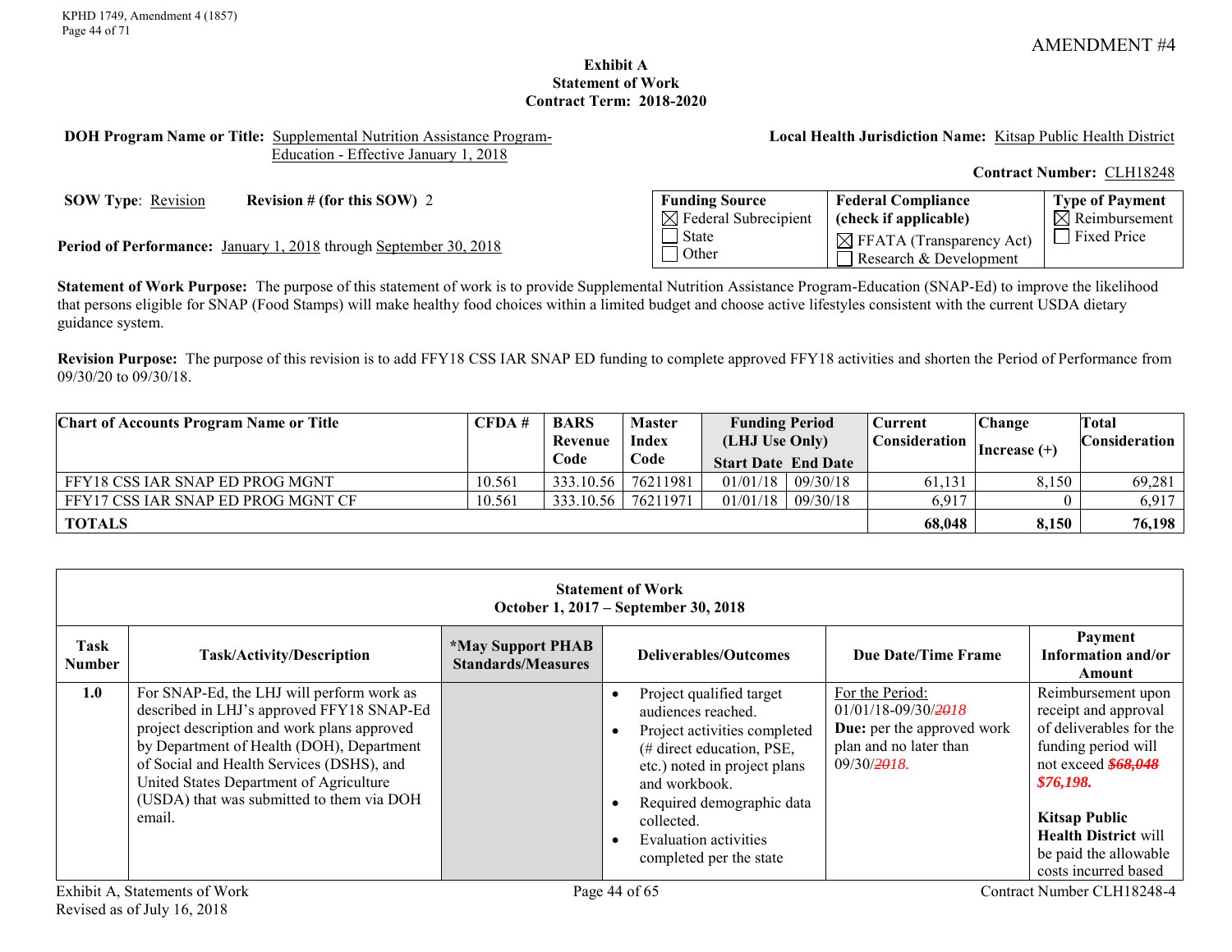AMENDMENT #4

**Exhibit A**
**Statement of Work**
**Contract Term: 2018-2020**

**DOH Program Name or Title:** Supplemental Nutrition Assistance Program-Education - Effective January 1, 2018

**Local Health Jurisdiction Name:** Kitsap Public Health District

**Contract Number:** CLH18248

**SOW Type**: Revision **Revision # (for this SOW)** 2

**Period of Performance:** January 1, 2018 through September 30, 2018

| **Funding Source** | **Federal Compliance (check if applicable)** | **Type of Payment** |
|---|---|---|
| ☒ Federal Subrecipient<br>☐ State<br>☐ Other | ☒ FFATA (Transparency Act)<br>☐ Research & Development | ☒ Reimbursement<br>☐ Fixed Price |

**Statement of Work Purpose:** The purpose of this statement of work is to provide Supplemental Nutrition Assistance Program-Education (SNAP-Ed) to improve the likelihood that persons eligible for SNAP (Food Stamps) will make healthy food choices within a limited budget and choose active lifestyles consistent with the current USDA dietary guidance system.

**Revision Purpose:** The purpose of this revision is to add FFY18 CSS IAR SNAP ED funding to complete approved FFY18 activities and shorten the Period of Performance from 09/30/20 to 09/30/18.

| **Chart of Accounts Program Name or Title** | **CFDA #** | **BARS Revenue Code** | **Master Index Code** | **Funding Period (LHJ Use Only) Start Date** | **End Date** | **Current Consideration** | **Change Increase (+)** | **Total Consideration** |
|---|---|---|---|---|---|---|---|---|
| FFY18 CSS IAR SNAP ED PROG MGNT | 10.561 | 333.10.56 | 76211981 | 01/01/18 | 09/30/18 | 61,131 | 8,150 | 69,281 |
| FFY17 CSS IAR SNAP ED PROG MGNT CF | 10.561 | 333.10.56 | 76211971 | 01/01/18 | 09/30/18 | 6,917 | 0 | 6,917 |
| **TOTALS** | | | | | | **68,048** | **8,150** | **76,198** |

**Statement of Work**
**October 1, 2017 – September 30, 2018**

| **Task Number** | **Task/Activity/Description** | ***May Support PHAB Standards/Measures** | **Deliverables/Outcomes** | **Due Date/Time Frame** | **Payment Information and/or Amount** |
|---|---|---|---|---|---|
| **1.0** | For SNAP-Ed, the LHJ will perform work as described in LHJ's approved FFY18 SNAP-Ed project description and work plans approved by Department of Health (DOH), Department of Social and Health Services (DSHS), and United States Department of Agriculture (USDA) that was submitted to them via DOH email. | | • Project qualified target audiences reached.<br>• Project activities completed (# direct education, PSE, etc.) noted in project plans and workbook.<br>• Required demographic data collected.<br>• Evaluation activities completed per the state | For the Period: 01/01/18-09/30/~~2018~~<br>**Due:** per the approved work plan and no later than 09/30/~~2018~~. | Reimbursement upon receipt and approval of deliverables for the funding period will not exceed ~~***$68,048***~~ ***$76,198.***<br><br>**Kitsap Public Health District** will be paid the allowable costs incurred based |

Exhibit A, Statements of Work
Revised as of July 16, 2018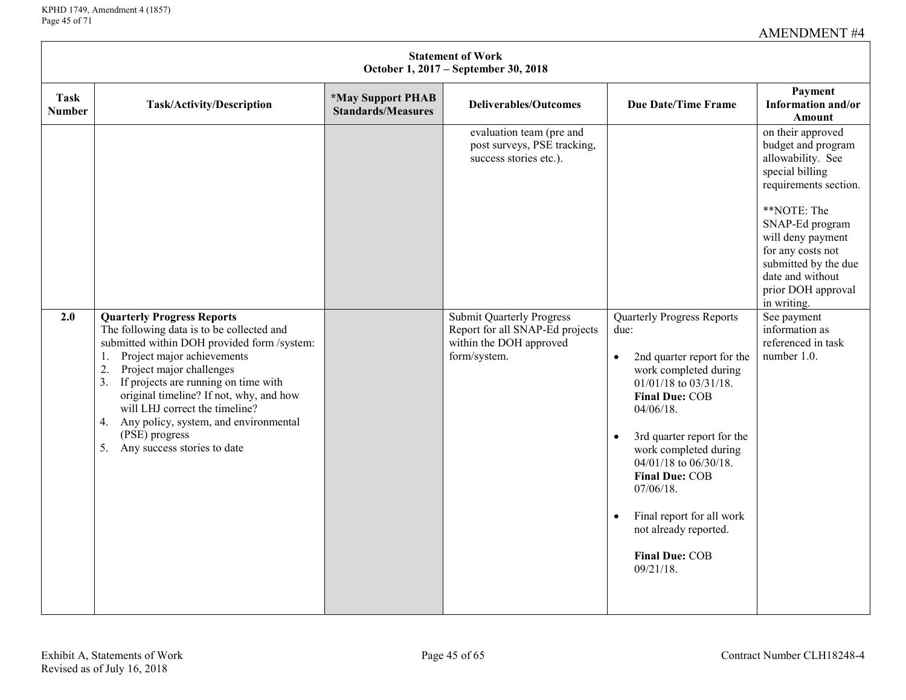AMENDMENT #4

**Statement of Work**
**October 1, 2017 – September 30, 2018**

| Task Number | Task/Activity/Description | *May Support PHAB Standards/Measures | Deliverables/Outcomes | Due Date/Time Frame | Payment Information and/or Amount |
|---|---|---|---|---|---|
| | | | evaluation team (pre and post surveys, PSE tracking, success stories etc.). | | on their approved budget and program allowability. See special billing requirements section.<br><br>**NOTE: The SNAP-Ed program will deny payment for any costs not submitted by the due date and without prior DOH approval in writing. |
| 2.0 | **Quarterly Progress Reports**<br>The following data is to be collected and submitted within DOH provided form /system:<br>1. Project major achievements<br>2. Project major challenges<br>3. If projects are running on time with original timeline? If not, why, and how will LHJ correct the timeline?<br>4. Any policy, system, and environmental (PSE) progress<br>5. Any success stories to date | | Submit Quarterly Progress Report for all SNAP-Ed projects within the DOH approved form/system. | Quarterly Progress Reports due:<br>• 2nd quarter report for the work completed during 01/01/18 to 03/31/18. **Final Due:** COB 04/06/18.<br>• 3rd quarter report for the work completed during 04/01/18 to 06/30/18. **Final Due:** COB 07/06/18.<br>• Final report for all work not already reported.<br><br>**Final Due:** COB 09/21/18. | See payment information as referenced in task number 1.0. |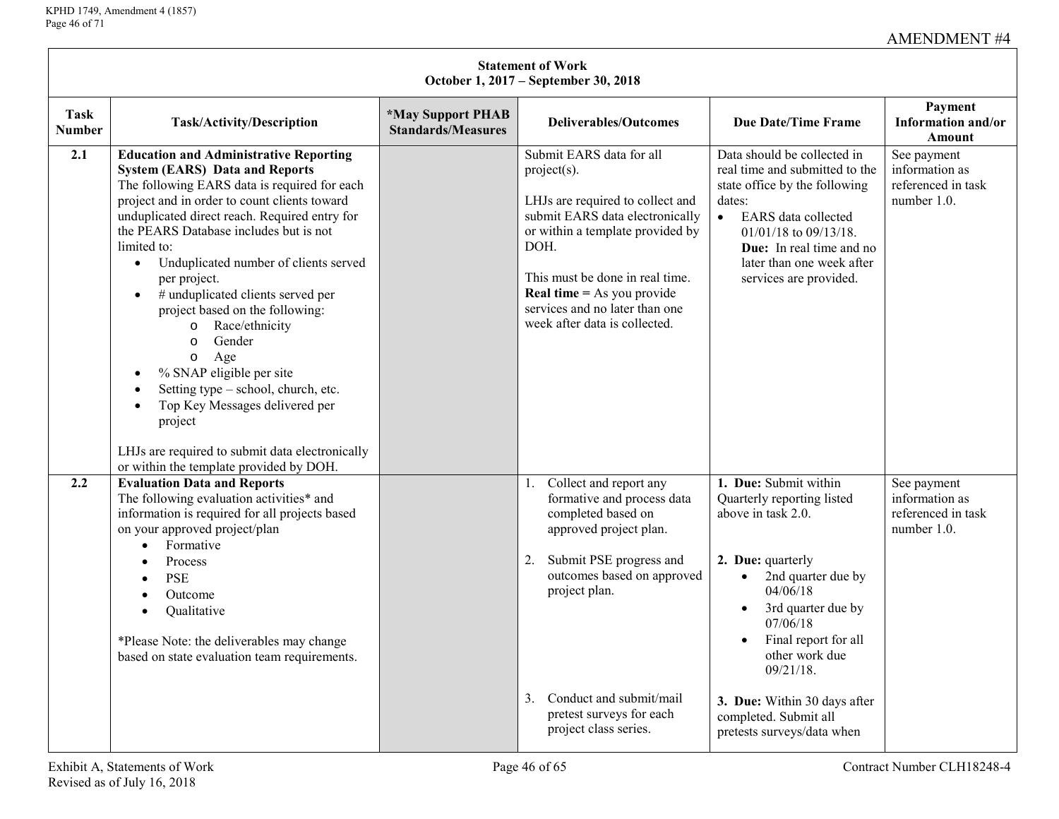AMENDMENT #4

| Statement of Work<br>October 1, 2017 – September 30, 2018 | | | | | |
|---|---|---|---|---|---|
| **Task Number** | **Task/Activity/Description** | ***May Support PHAB Standards/Measures** | **Deliverables/Outcomes** | **Due Date/Time Frame** | **Payment Information and/or Amount** |
| **2.1** | **Education and Administrative Reporting System (EARS) Data and Reports**<br>The following EARS data is required for each project and in order to count clients toward unduplicated direct reach. Required entry for the PEARS Database includes but is not limited to:<br>• Unduplicated number of clients served per project.<br>• # unduplicated clients served per project based on the following:<br>  o Race/ethnicity<br>  o Gender<br>  o Age<br>• % SNAP eligible per site<br>• Setting type – school, church, etc.<br>• Top Key Messages delivered per project<br><br>LHJs are required to submit data electronically or within the template provided by DOH. | | Submit EARS data for all project(s).<br><br>LHJs are required to collect and submit EARS data electronically or within a template provided by DOH.<br><br>This must be done in real time. **Real time =** As you provide services and no later than one week after data is collected. | Data should be collected in real time and submitted to the state office by the following dates:<br>• EARS data collected 01/01/18 to 09/13/18. **Due:** In real time and no later than one week after services are provided. | See payment information as referenced in task number 1.0. |
| **2.2** | **Evaluation Data and Reports**<br>The following evaluation activities* and information is required for all projects based on your approved project/plan<br>• Formative<br>• Process<br>• PSE<br>• Outcome<br>• Qualitative<br><br>*Please Note: the deliverables may change based on state evaluation team requirements. | | 1. Collect and report any formative and process data completed based on approved project plan.<br><br>2. Submit PSE progress and outcomes based on approved project plan.<br><br>3. Conduct and submit/mail pretest surveys for each project class series. | **1. Due:** Submit within Quarterly reporting listed above in task 2.0.<br><br>**2. Due:** quarterly<br>• 2nd quarter due by 04/06/18<br>• 3rd quarter due by 07/06/18<br>• Final report for all other work due 09/21/18.<br><br>**3. Due:** Within 30 days after completed. Submit all pretests surveys/data when | See payment information as referenced in task number 1.0. |

Exhibit A, Statements of Work
Revised as of July 16, 2018

Contract Number CLH18248-4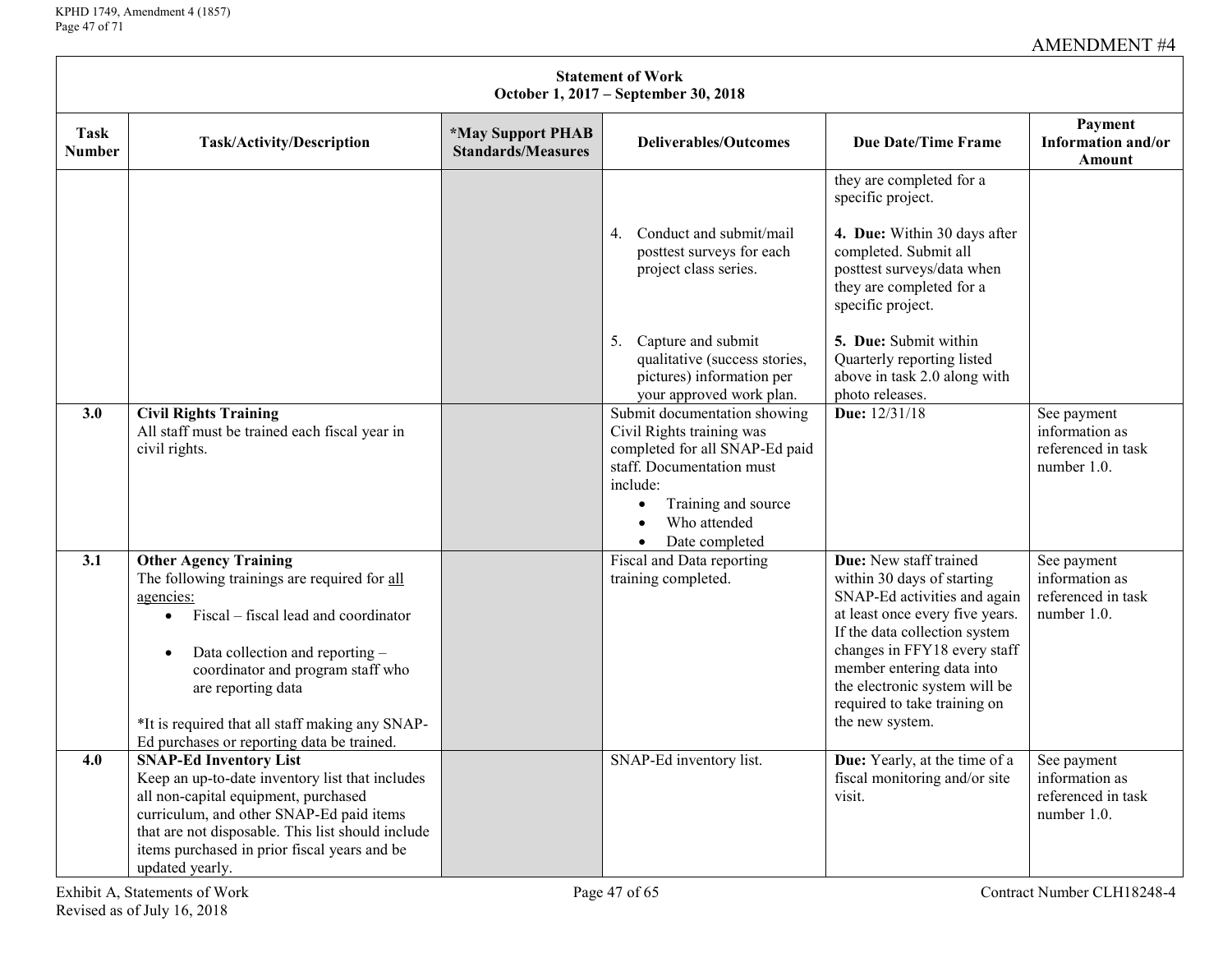AMENDMENT #4

| Statement of Work<br>October 1, 2017 – September 30, 2018 | | | | | |
|---|---|---|---|---|---|
| **Task Number** | **Task/Activity/Description** | **\*May Support PHAB Standards/Measures** | **Deliverables/Outcomes** | **Due Date/Time Frame** | **Payment Information and/or Amount** |
| | | | 4. Conduct and submit/mail posttest surveys for each project class series.<br><br>5. Capture and submit qualitative (success stories, pictures) information per your approved work plan. | they are completed for a specific project.<br><br>**4. Due:** Within 30 days after completed. Submit all posttest surveys/data when they are completed for a specific project.<br><br>**5. Due:** Submit within Quarterly reporting listed above in task 2.0 along with photo releases. | |
| **3.0** | **Civil Rights Training**<br>All staff must be trained each fiscal year in civil rights. | | Submit documentation showing Civil Rights training was completed for all SNAP-Ed paid staff. Documentation must include:<br>• Training and source<br>• Who attended<br>• Date completed | **Due:** 12/31/18 | See payment information as referenced in task number 1.0. |
| **3.1** | **Other Agency Training**<br>The following trainings are required for <u>all agencies:</u><br>• Fiscal – fiscal lead and coordinator<br>• Data collection and reporting – coordinator and program staff who are reporting data<br><br>\*It is required that all staff making any SNAP-Ed purchases or reporting data be trained. | | Fiscal and Data reporting training completed. | **Due:** New staff trained within 30 days of starting SNAP-Ed activities and again at least once every five years. If the data collection system changes in FFY18 every staff member entering data into the electronic system will be required to take training on the new system. | See payment information as referenced in task number 1.0. |
| **4.0** | **SNAP-Ed Inventory List**<br>Keep an up-to-date inventory list that includes all non-capital equipment, purchased curriculum, and other SNAP-Ed paid items that are not disposable. This list should include items purchased in prior fiscal years and be updated yearly. | | SNAP-Ed inventory list. | **Due:** Yearly, at the time of a fiscal monitoring and/or site visit. | See payment information as referenced in task number 1.0. |

Exhibit A, Statements of Work
Revised as of July 16, 2018

Contract Number CLH18248-4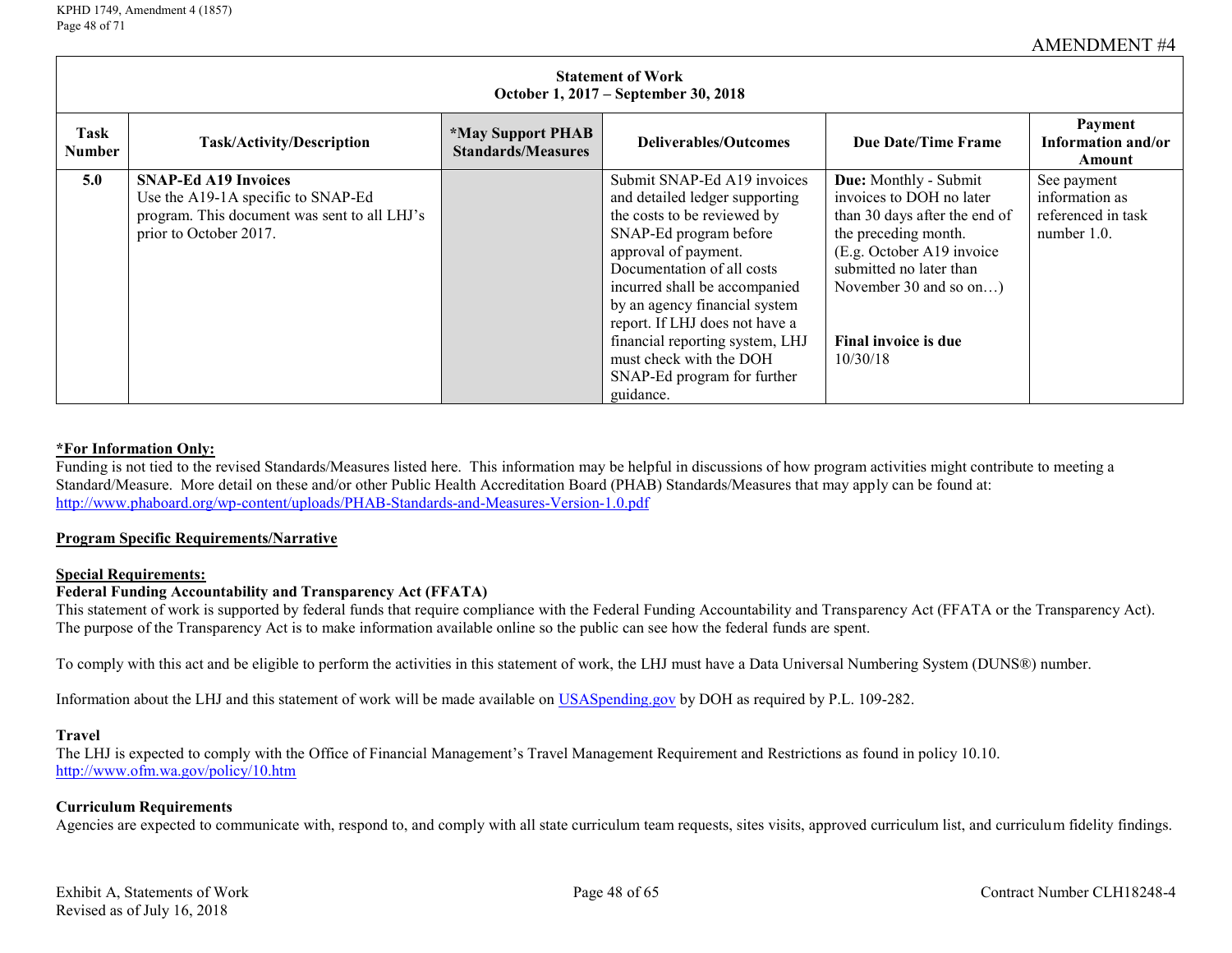AMENDMENT #4

| Statement of Work<br>October 1, 2017 – September 30, 2018 | | | | | |
|---|---|---|---|---|---|
| **Task Number** | **Task/Activity/Description** | **\*May Support PHAB Standards/Measures** | **Deliverables/Outcomes** | **Due Date/Time Frame** | **Payment Information and/or Amount** |
| **5.0** | **SNAP-Ed A19 Invoices**<br>Use the A19-1A specific to SNAP-Ed program. This document was sent to all LHJ's prior to October 2017. | | Submit SNAP-Ed A19 invoices and detailed ledger supporting the costs to be reviewed by SNAP-Ed program before approval of payment. Documentation of all costs incurred shall be accompanied by an agency financial system report. If LHJ does not have a financial reporting system, LHJ must check with the DOH SNAP-Ed program for further guidance. | **Due:** Monthly - Submit invoices to DOH no later than 30 days after the end of the preceding month. (E.g. October A19 invoice submitted no later than November 30 and so on…)<br><br>**Final invoice is due** 10/30/18 | See payment information as referenced in task number 1.0. |

**<u>\*For Information Only:</u>**
Funding is not tied to the revised Standards/Measures listed here. This information may be helpful in discussions of how program activities might contribute to meeting a Standard/Measure. More detail on these and/or other Public Health Accreditation Board (PHAB) Standards/Measures that may apply can be found at: http://www.phaboard.org/wp-content/uploads/PHAB-Standards-and-Measures-Version-1.0.pdf

**<u>Program Specific Requirements/Narrative</u>**

**<u>Special Requirements:</u>**

**Federal Funding Accountability and Transparency Act (FFATA)**
This statement of work is supported by federal funds that require compliance with the Federal Funding Accountability and Transparency Act (FFATA or the Transparency Act). The purpose of the Transparency Act is to make information available online so the public can see how the federal funds are spent.

To comply with this act and be eligible to perform the activities in this statement of work, the LHJ must have a Data Universal Numbering System (DUNS®) number.

Information about the LHJ and this statement of work will be made available on USASpending.gov by DOH as required by P.L. 109-282.

**Travel**
The LHJ is expected to comply with the Office of Financial Management's Travel Management Requirement and Restrictions as found in policy 10.10. http://www.ofm.wa.gov/policy/10.htm

**Curriculum Requirements**
Agencies are expected to communicate with, respond to, and comply with all state curriculum team requests, sites visits, approved curriculum list, and curriculum fidelity findings.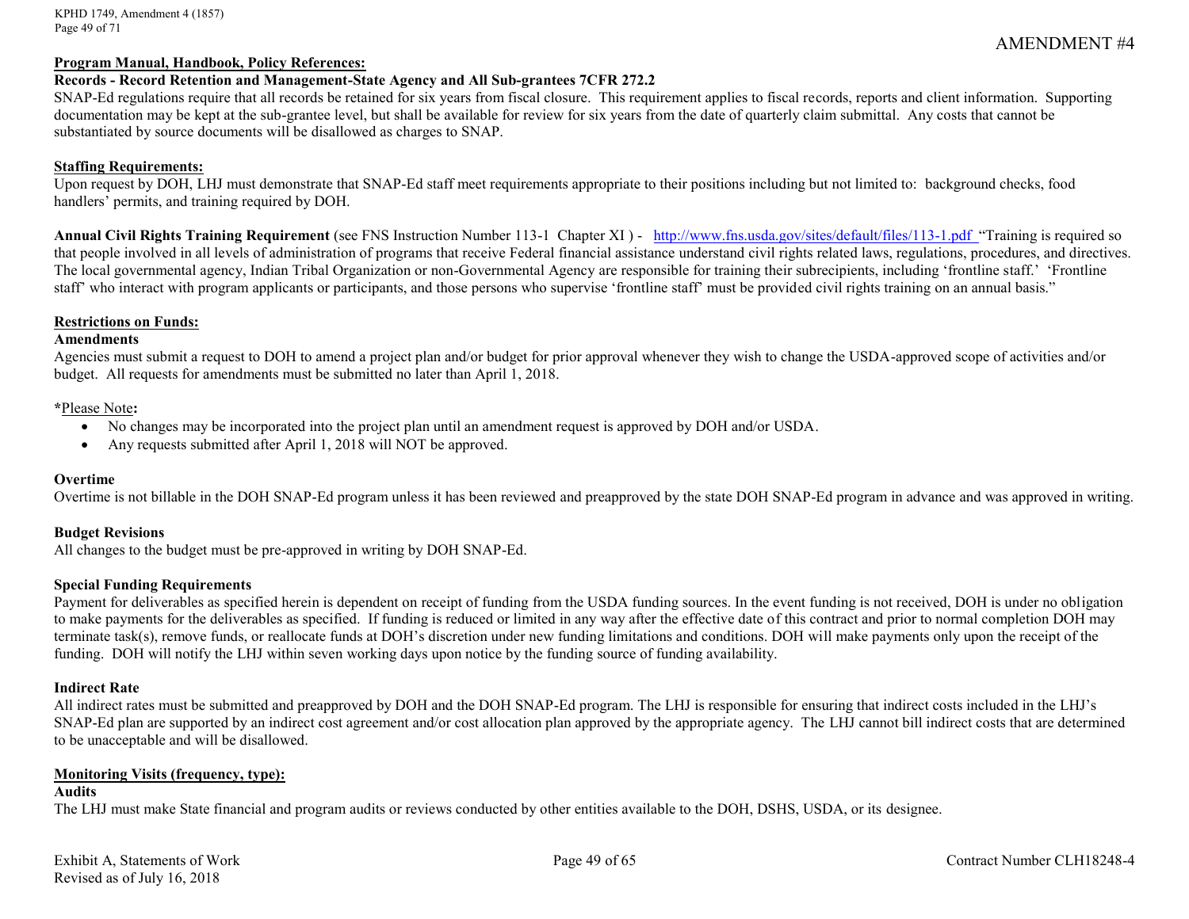AMENDMENT #4

**Program Manual, Handbook, Policy References:**

**Records - Record Retention and Management-State Agency and All Sub-grantees 7CFR 272.2**

SNAP-Ed regulations require that all records be retained for six years from fiscal closure. This requirement applies to fiscal records, reports and client information. Supporting documentation may be kept at the sub-grantee level, but shall be available for review for six years from the date of quarterly claim submittal. Any costs that cannot be substantiated by source documents will be disallowed as charges to SNAP.

**Staffing Requirements:**

Upon request by DOH, LHJ must demonstrate that SNAP-Ed staff meet requirements appropriate to their positions including but not limited to: background checks, food handlers' permits, and training required by DOH.

**Annual Civil Rights Training Requirement** (see FNS Instruction Number 113-1 Chapter XI ) - http://www.fns.usda.gov/sites/default/files/113-1.pdf "Training is required so that people involved in all levels of administration of programs that receive Federal financial assistance understand civil rights related laws, regulations, procedures, and directives. The local governmental agency, Indian Tribal Organization or non-Governmental Agency are responsible for training their subrecipients, including 'frontline staff.' 'Frontline staff' who interact with program applicants or participants, and those persons who supervise 'frontline staff' must be provided civil rights training on an annual basis."

**Restrictions on Funds:**

**Amendments**

Agencies must submit a request to DOH to amend a project plan and/or budget for prior approval whenever they wish to change the USDA-approved scope of activities and/or budget. All requests for amendments must be submitted no later than April 1, 2018.

***Please Note:**

- No changes may be incorporated into the project plan until an amendment request is approved by DOH and/or USDA.
- Any requests submitted after April 1, 2018 will NOT be approved.

**Overtime**

Overtime is not billable in the DOH SNAP-Ed program unless it has been reviewed and preapproved by the state DOH SNAP-Ed program in advance and was approved in writing.

**Budget Revisions**

All changes to the budget must be pre-approved in writing by DOH SNAP-Ed.

**Special Funding Requirements**

Payment for deliverables as specified herein is dependent on receipt of funding from the USDA funding sources. In the event funding is not received, DOH is under no obligation to make payments for the deliverables as specified. If funding is reduced or limited in any way after the effective date of this contract and prior to normal completion DOH may terminate task(s), remove funds, or reallocate funds at DOH's discretion under new funding limitations and conditions. DOH will make payments only upon the receipt of the funding. DOH will notify the LHJ within seven working days upon notice by the funding source of funding availability.

**Indirect Rate**

All indirect rates must be submitted and preapproved by DOH and the DOH SNAP-Ed program. The LHJ is responsible for ensuring that indirect costs included in the LHJ's SNAP-Ed plan are supported by an indirect cost agreement and/or cost allocation plan approved by the appropriate agency. The LHJ cannot bill indirect costs that are determined to be unacceptable and will be disallowed.

**Monitoring Visits (frequency, type):**

**Audits**

The LHJ must make State financial and program audits or reviews conducted by other entities available to the DOH, DSHS, USDA, or its designee.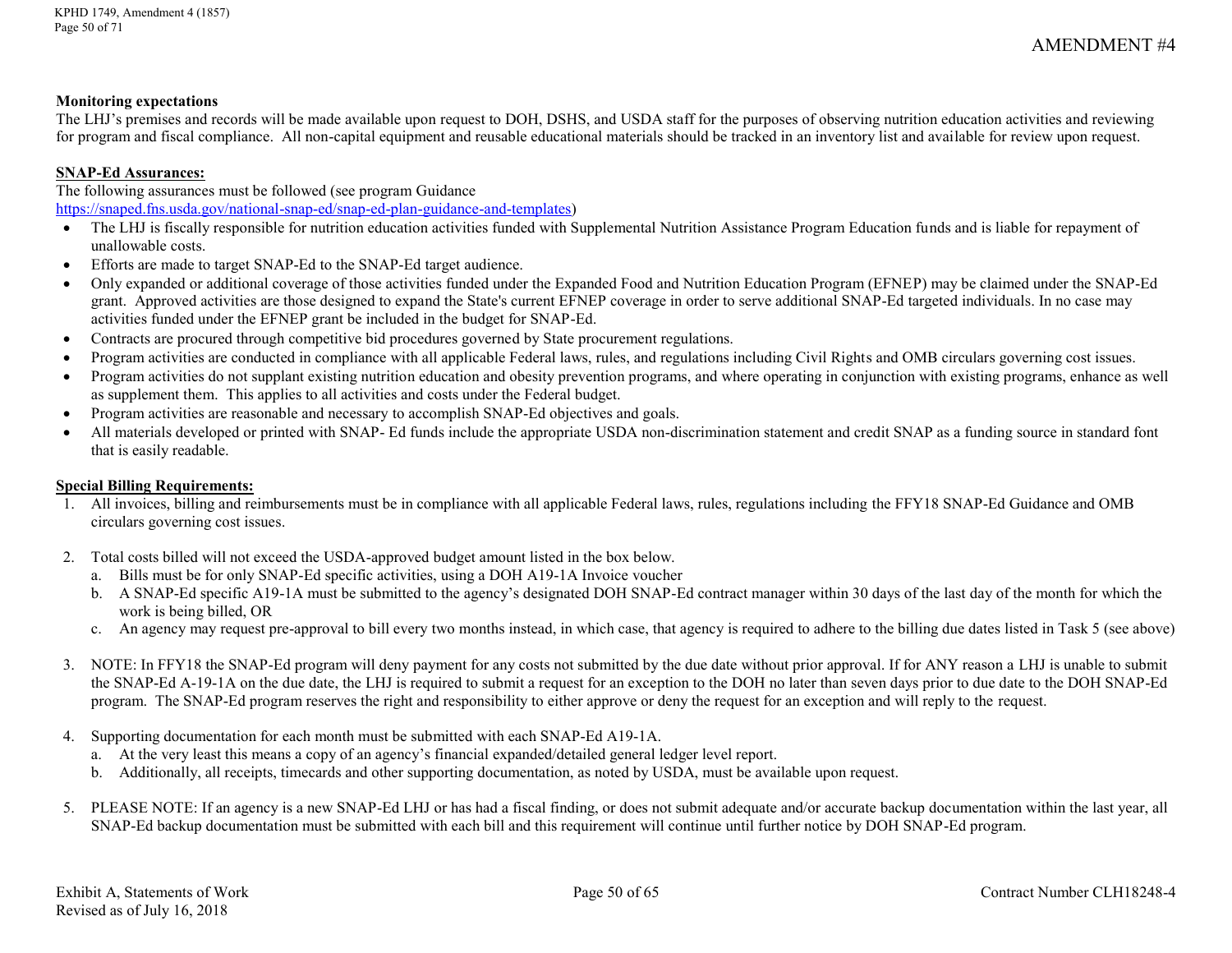**Monitoring expectations**

The LHJ's premises and records will be made available upon request to DOH, DSHS, and USDA staff for the purposes of observing nutrition education activities and reviewing for program and fiscal compliance. All non-capital equipment and reusable educational materials should be tracked in an inventory list and available for review upon request.

**SNAP-Ed Assurances:**

The following assurances must be followed (see program Guidance https://snaped.fns.usda.gov/national-snap-ed/snap-ed-plan-guidance-and-templates)

- The LHJ is fiscally responsible for nutrition education activities funded with Supplemental Nutrition Assistance Program Education funds and is liable for repayment of unallowable costs.
- Efforts are made to target SNAP-Ed to the SNAP-Ed target audience.
- Only expanded or additional coverage of those activities funded under the Expanded Food and Nutrition Education Program (EFNEP) may be claimed under the SNAP-Ed grant. Approved activities are those designed to expand the State's current EFNEP coverage in order to serve additional SNAP-Ed targeted individuals. In no case may activities funded under the EFNEP grant be included in the budget for SNAP-Ed.
- Contracts are procured through competitive bid procedures governed by State procurement regulations.
- Program activities are conducted in compliance with all applicable Federal laws, rules, and regulations including Civil Rights and OMB circulars governing cost issues.
- Program activities do not supplant existing nutrition education and obesity prevention programs, and where operating in conjunction with existing programs, enhance as well as supplement them. This applies to all activities and costs under the Federal budget.
- Program activities are reasonable and necessary to accomplish SNAP-Ed objectives and goals.
- All materials developed or printed with SNAP- Ed funds include the appropriate USDA non-discrimination statement and credit SNAP as a funding source in standard font that is easily readable.

**Special Billing Requirements:**

1. All invoices, billing and reimbursements must be in compliance with all applicable Federal laws, rules, regulations including the FFY18 SNAP-Ed Guidance and OMB circulars governing cost issues.

2. Total costs billed will not exceed the USDA-approved budget amount listed in the box below.
   a. Bills must be for only SNAP-Ed specific activities, using a DOH A19-1A Invoice voucher
   b. A SNAP-Ed specific A19-1A must be submitted to the agency's designated DOH SNAP-Ed contract manager within 30 days of the last day of the month for which the work is being billed, OR
   c. An agency may request pre-approval to bill every two months instead, in which case, that agency is required to adhere to the billing due dates listed in Task 5 (see above)

3. NOTE: In FFY18 the SNAP-Ed program will deny payment for any costs not submitted by the due date without prior approval. If for ANY reason a LHJ is unable to submit the SNAP-Ed A-19-1A on the due date, the LHJ is required to submit a request for an exception to the DOH no later than seven days prior to due date to the DOH SNAP-Ed program. The SNAP-Ed program reserves the right and responsibility to either approve or deny the request for an exception and will reply to the request.

4. Supporting documentation for each month must be submitted with each SNAP-Ed A19-1A.
   a. At the very least this means a copy of an agency's financial expanded/detailed general ledger level report.
   b. Additionally, all receipts, timecards and other supporting documentation, as noted by USDA, must be available upon request.

5. PLEASE NOTE: If an agency is a new SNAP-Ed LHJ or has had a fiscal finding, or does not submit adequate and/or accurate backup documentation within the last year, all SNAP-Ed backup documentation must be submitted with each bill and this requirement will continue until further notice by DOH SNAP-Ed program.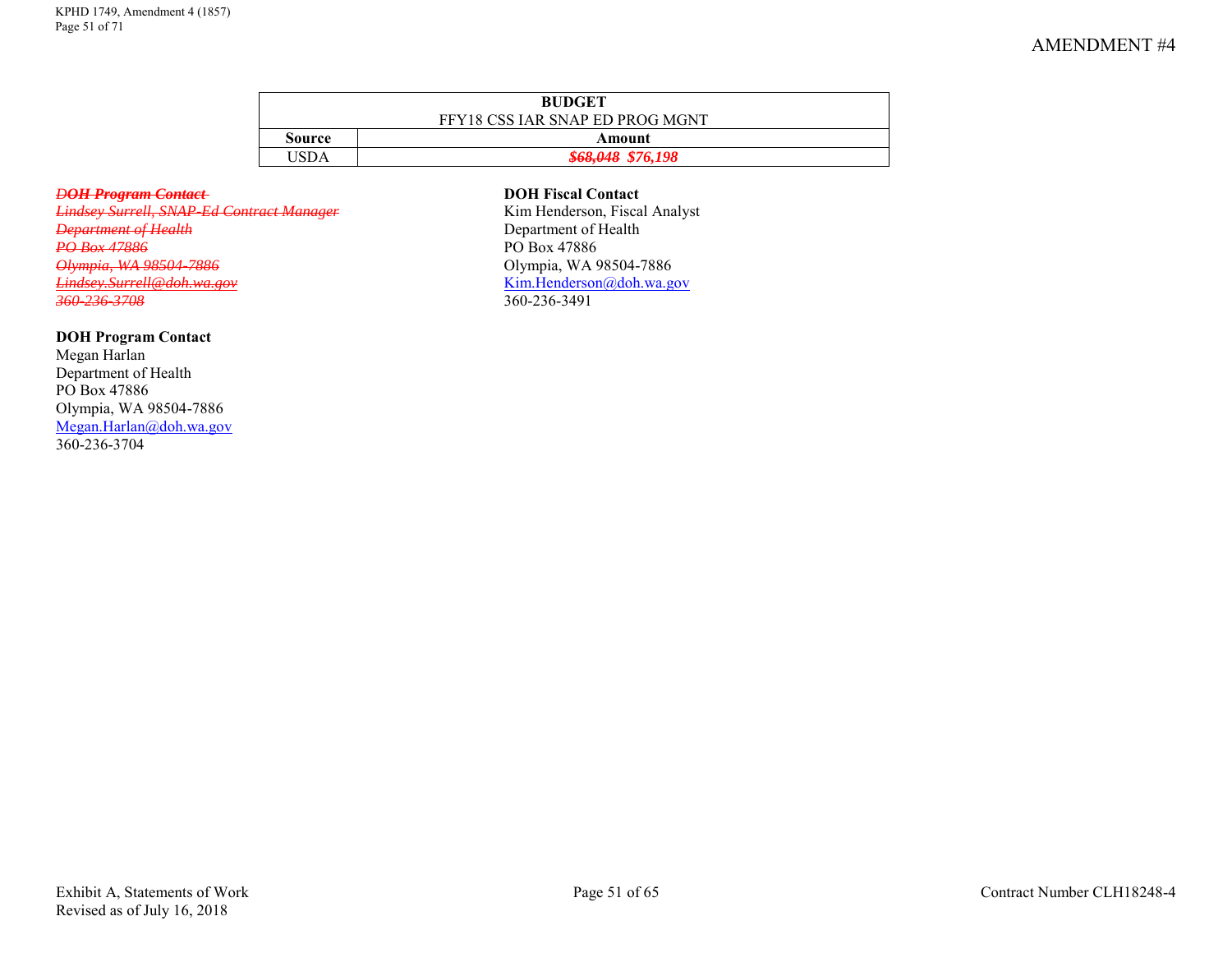AMENDMENT #4

| BUDGET<br>FFY18 CSS IAR SNAP ED PROG MGNT | |
|---|---|
| **Source** | **Amount** |
| USDA | ~~$68,048~~ ***$76,198*** |

~~***DOH Program Contact***~~
~~*Lindsey Surrell, SNAP-Ed Contract Manager*~~
~~*Department of Health*~~
~~*PO Box 47886*~~
~~*Olympia, WA 98504-7886*~~
~~*Lindsey.Surrell@doh.wa.gov*~~
~~*360-236-3708*~~

**DOH Program Contact**
Megan Harlan
Department of Health
PO Box 47886
Olympia, WA 98504-7886
Megan.Harlan@doh.wa.gov
360-236-3704

**DOH Fiscal Contact**
Kim Henderson, Fiscal Analyst
Department of Health
PO Box 47886
Olympia, WA 98504-7886
Kim.Henderson@doh.wa.gov
360-236-3491

Exhibit A, Statements of Work
Revised as of July 16, 2018

Contract Number CLH18248-4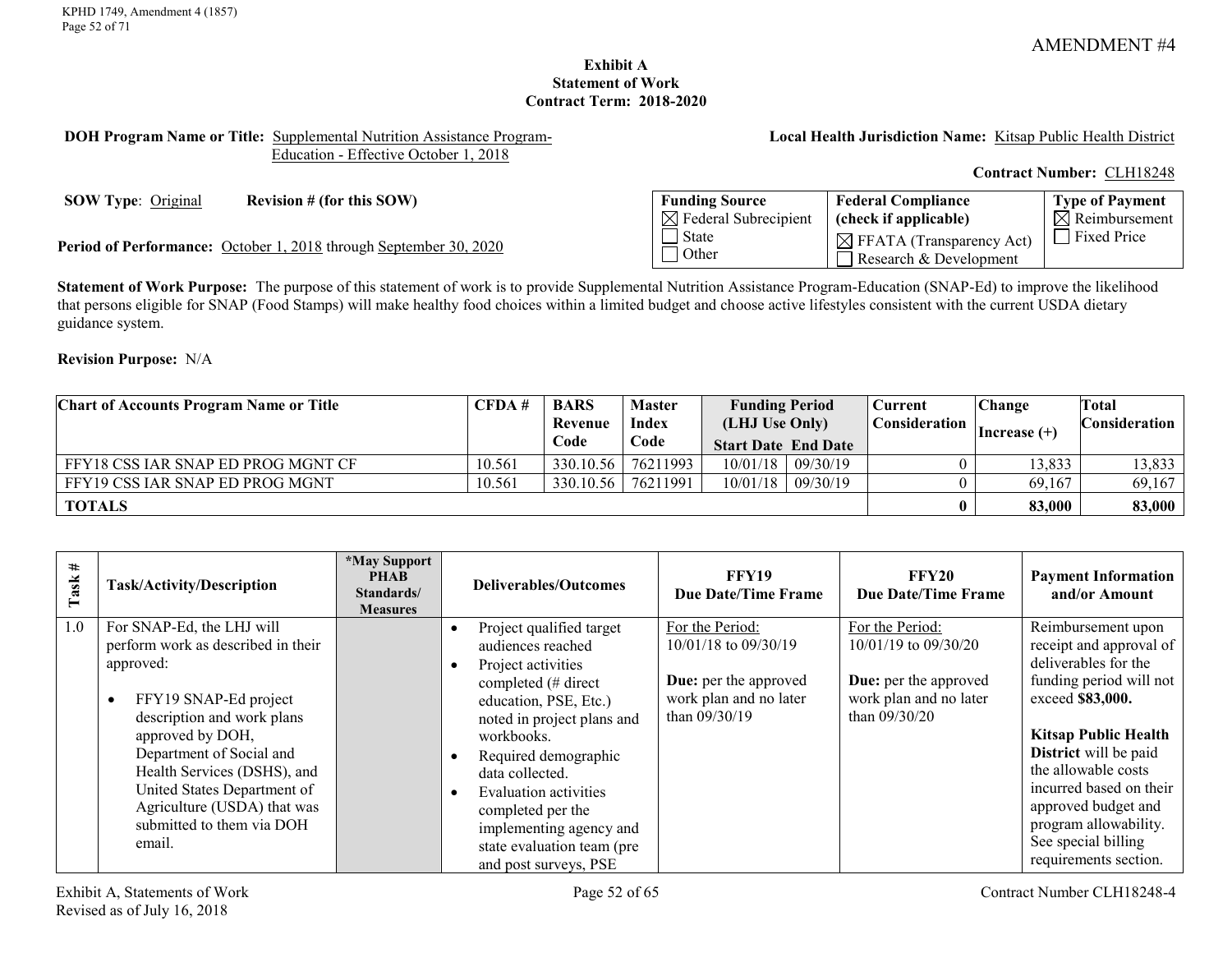AMENDMENT #4

**Exhibit A**
**Statement of Work**
**Contract Term: 2018-2020**

**DOH Program Name or Title:** Supplemental Nutrition Assistance Program-Education - Effective October 1, 2018

**Local Health Jurisdiction Name:** Kitsap Public Health District

**Contract Number:** CLH18248

**SOW Type**: Original **Revision # (for this SOW)**

**Period of Performance:** October 1, 2018 through September 30, 2020

| Funding Source | Federal Compliance (check if applicable) | Type of Payment |
|---|---|---|
| ☒ Federal Subrecipient<br>☐ State<br>☐ Other | ☒ FFATA (Transparency Act)<br>☐ Research & Development | ☒ Reimbursement<br>☐ Fixed Price |

**Statement of Work Purpose:** The purpose of this statement of work is to provide Supplemental Nutrition Assistance Program-Education (SNAP-Ed) to improve the likelihood that persons eligible for SNAP (Food Stamps) will make healthy food choices within a limited budget and choose active lifestyles consistent with the current USDA dietary guidance system.

**Revision Purpose:** N/A

| Chart of Accounts Program Name or Title | CFDA # | BARS Revenue Code | Master Index Code | Funding Period (LHJ Use Only) Start Date | End Date | Current Consideration | Change Increase (+) | Total Consideration |
|---|---|---|---|---|---|---|---|---|
| FFY18 CSS IAR SNAP ED PROG MGNT CF | 10.561 | 330.10.56 | 76211993 | 10/01/18 | 09/30/19 | 0 | 13,833 | 13,833 |
| FFY19 CSS IAR SNAP ED PROG MGNT | 10.561 | 330.10.56 | 76211991 | 10/01/18 | 09/30/19 | 0 | 69,167 | 69,167 |
| **TOTALS** | | | | | | **0** | **83,000** | **83,000** |

| Task # | Task/Activity/Description | *May Support PHAB Standards/ Measures | Deliverables/Outcomes | FFY19 Due Date/Time Frame | FFY20 Due Date/Time Frame | Payment Information and/or Amount |
|---|---|---|---|---|---|---|
| 1.0 | For SNAP-Ed, the LHJ will perform work as described in their approved:<br>• FFY19 SNAP-Ed project description and work plans approved by DOH, Department of Social and Health Services (DSHS), and United States Department of Agriculture (USDA) that was submitted to them via DOH email. | | • Project qualified target audiences reached<br>• Project activities completed (# direct education, PSE, Etc.) noted in project plans and workbooks.<br>• Required demographic data collected.<br>• Evaluation activities completed per the implementing agency and state evaluation team (pre and post surveys, PSE | For the Period: 10/01/18 to 09/30/19<br><br>**Due:** per the approved work plan and no later than 09/30/19 | For the Period: 10/01/19 to 09/30/20<br><br>**Due:** per the approved work plan and no later than 09/30/20 | Reimbursement upon receipt and approval of deliverables for the funding period will not exceed **$83,000.**<br><br>**Kitsap Public Health District** will be paid the allowable costs incurred based on their approved budget and program allowability. See special billing requirements section. |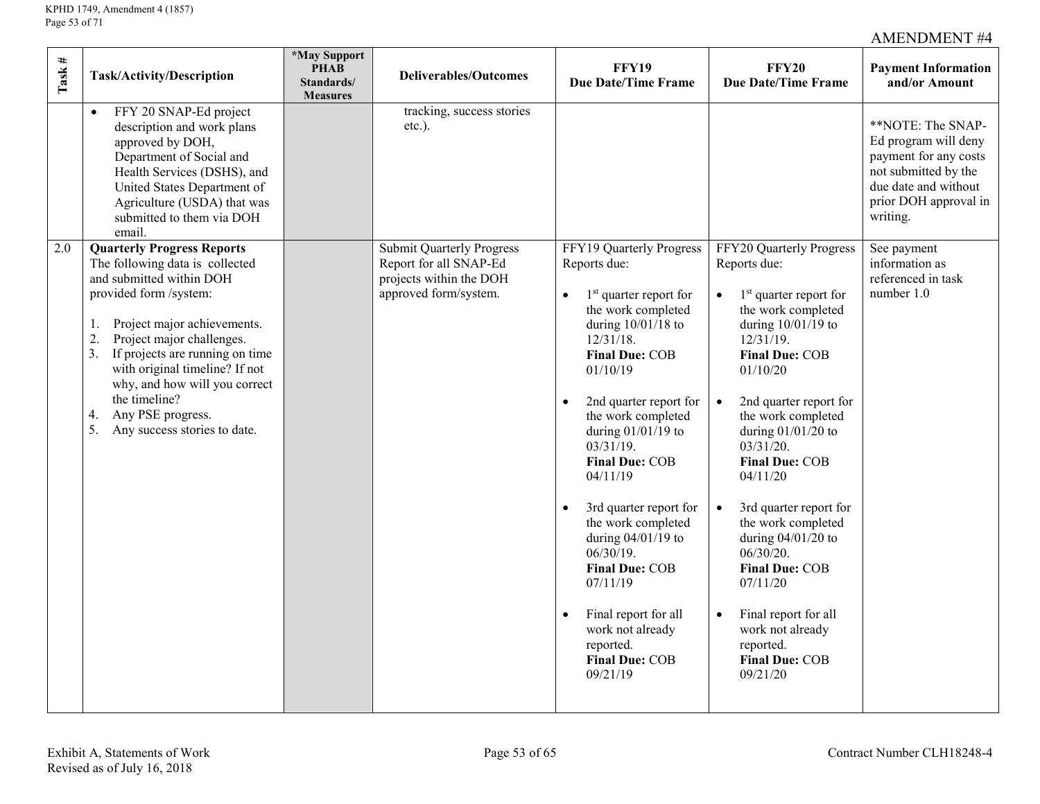AMENDMENT #4

| Task # | Task/Activity/Description | *May Support PHAB Standards/ Measures | Deliverables/Outcomes | FFY19 Due Date/Time Frame | FFY20 Due Date/Time Frame | Payment Information and/or Amount |
|---|---|---|---|---|---|---|
| | • FFY 20 SNAP-Ed project description and work plans approved by DOH, Department of Social and Health Services (DSHS), and United States Department of Agriculture (USDA) that was submitted to them via DOH email. | | tracking, success stories etc.). | | | **NOTE: The SNAP-Ed program will deny payment for any costs not submitted by the due date and without prior DOH approval in writing. |
| 2.0 | **Quarterly Progress Reports**<br>The following data is collected and submitted within DOH provided form /system:<br><br>1. Project major achievements.<br>2. Project major challenges.<br>3. If projects are running on time with original timeline? If not why, and how will you correct the timeline?<br>4. Any PSE progress.<br>5. Any success stories to date. | | Submit Quarterly Progress Report for all SNAP-Ed projects within the DOH approved form/system. | FFY19 Quarterly Progress Reports due:<br><br>• 1st quarter report for the work completed during 10/01/18 to 12/31/18. **Final Due:** COB 01/10/19<br><br>• 2nd quarter report for the work completed during 01/01/19 to 03/31/19. **Final Due:** COB 04/11/19<br><br>• 3rd quarter report for the work completed during 04/01/19 to 06/30/19. **Final Due:** COB 07/11/19<br><br>• Final report for all work not already reported. **Final Due:** COB 09/21/19 | FFY20 Quarterly Progress Reports due:<br><br>• 1st quarter report for the work completed during 10/01/19 to 12/31/19. **Final Due:** COB 01/10/20<br><br>• 2nd quarter report for the work completed during 01/01/20 to 03/31/20. **Final Due:** COB 04/11/20<br><br>• 3rd quarter report for the work completed during 04/01/20 to 06/30/20. **Final Due:** COB 07/11/20<br><br>• Final report for all work not already reported. **Final Due:** COB 09/21/20 | See payment information as referenced in task number 1.0 |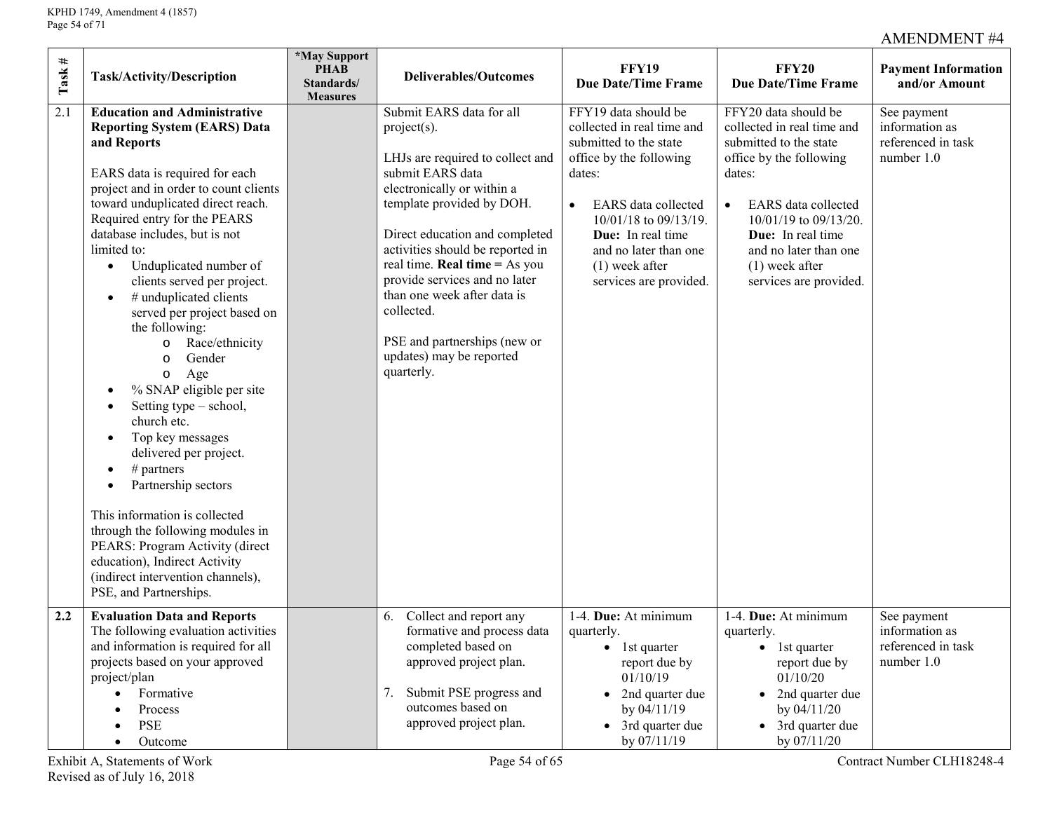AMENDMENT #4

| Task # | Task/Activity/Description | *May Support PHAB Standards/ Measures | Deliverables/Outcomes | FFY19 Due Date/Time Frame | FFY20 Due Date/Time Frame | Payment Information and/or Amount |
|---|---|---|---|---|---|---|
| 2.1 | **Education and Administrative Reporting System (EARS) Data and Reports**<br><br>EARS data is required for each project and in order to count clients toward unduplicated direct reach. Required entry for the PEARS database includes, but is not limited to:<br>• Unduplicated number of clients served per project.<br>• # unduplicated clients served per project based on the following:<br>  o Race/ethnicity<br>  o Gender<br>  o Age<br>• % SNAP eligible per site<br>• Setting type – school, church etc.<br>• Top key messages delivered per project.<br>• # partners<br>• Partnership sectors<br><br>This information is collected through the following modules in PEARS: Program Activity (direct education), Indirect Activity (indirect intervention channels), PSE, and Partnerships. | | Submit EARS data for all project(s).<br><br>LHJs are required to collect and submit EARS data electronically or within a template provided by DOH.<br><br>Direct education and completed activities should be reported in real time. **Real time =** As you provide services and no later than one week after data is collected.<br><br>PSE and partnerships (new or updates) may be reported quarterly. | FFY19 data should be collected in real time and submitted to the state office by the following dates:<br><br>• EARS data collected 10/01/18 to 09/13/19. **Due:** In real time and no later than one (1) week after services are provided. | FFY20 data should be collected in real time and submitted to the state office by the following dates:<br><br>• EARS data collected 10/01/19 to 09/13/20. **Due:** In real time and no later than one (1) week after services are provided. | See payment information as referenced in task number 1.0 |
| **2.2** | **Evaluation Data and Reports**<br>The following evaluation activities and information is required for all projects based on your approved project/plan<br>• Formative<br>• Process<br>• PSE<br>• Outcome | | 6. Collect and report any formative and process data completed based on approved project plan.<br><br>7. Submit PSE progress and outcomes based on approved project plan. | 1-4. **Due:** At minimum quarterly.<br>• 1st quarter report due by 01/10/19<br>• 2nd quarter due by 04/11/19<br>• 3rd quarter due by 07/11/19 | 1-4. **Due:** At minimum quarterly.<br>• 1st quarter report due by 01/10/20<br>• 2nd quarter due by 04/11/20<br>• 3rd quarter due by 07/11/20 | See payment information as referenced in task number 1.0 |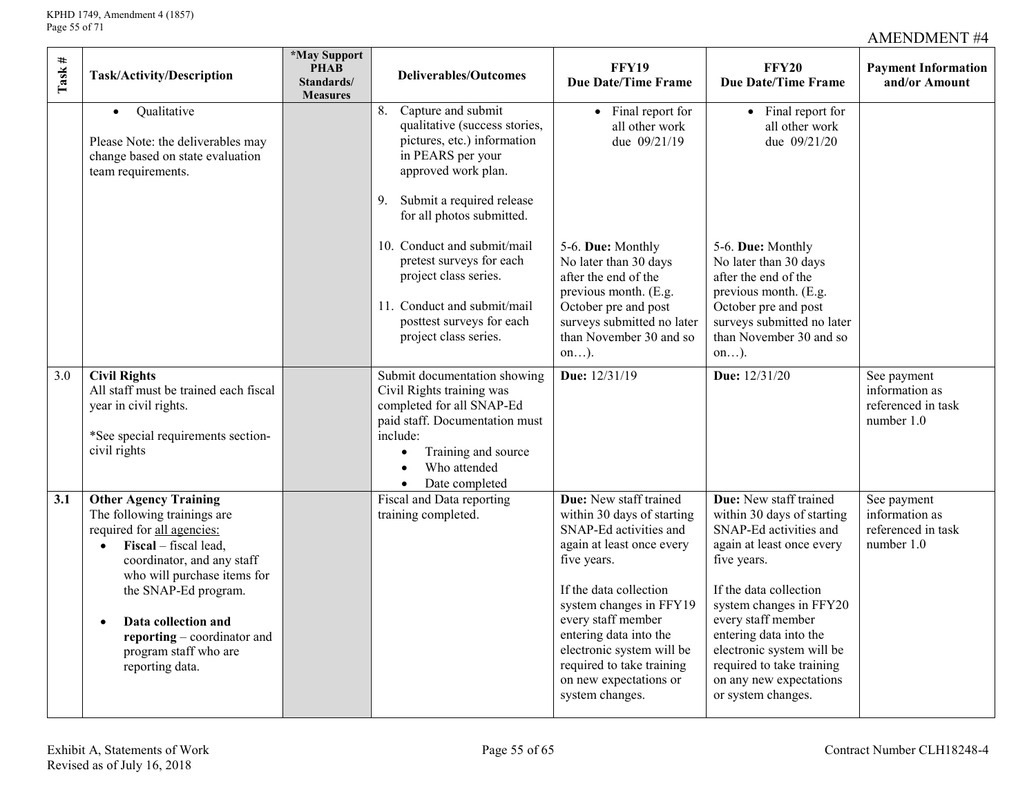AMENDMENT #4

| Task # | Task/Activity/Description | *May Support PHAB Standards/ Measures | Deliverables/Outcomes | FFY19 Due Date/Time Frame | FFY20 Due Date/Time Frame | Payment Information and/or Amount |
|---|---|---|---|---|---|---|
| | • Qualitative<br><br>Please Note: the deliverables may change based on state evaluation team requirements. | | 8. Capture and submit qualitative (success stories, pictures, etc.) information in PEARS per your approved work plan.<br><br>9. Submit a required release for all photos submitted.<br><br>10. Conduct and submit/mail pretest surveys for each project class series.<br><br>11. Conduct and submit/mail posttest surveys for each project class series. | • Final report for all other work due 09/21/19<br><br>5-6. **Due:** Monthly No later than 30 days after the end of the previous month. (E.g. October pre and post surveys submitted no later than November 30 and so on…). | • Final report for all other work due 09/21/20<br><br>5-6. **Due:** Monthly No later than 30 days after the end of the previous month. (E.g. October pre and post surveys submitted no later than November 30 and so on…). | |
| 3.0 | **Civil Rights**<br>All staff must be trained each fiscal year in civil rights.<br><br>*See special requirements section-civil rights | | Submit documentation showing Civil Rights training was completed for all SNAP-Ed paid staff. Documentation must include:<br>• Training and source<br>• Who attended<br>• Date completed | **Due:** 12/31/19 | **Due:** 12/31/20 | See payment information as referenced in task number 1.0 |
| **3.1** | **Other Agency Training**<br>The following trainings are required for all agencies:<br>• **Fiscal** – fiscal lead, coordinator, and any staff who will purchase items for the SNAP-Ed program.<br><br>• **Data collection and reporting** – coordinator and program staff who are reporting data. | | Fiscal and Data reporting training completed. | **Due:** New staff trained within 30 days of starting SNAP-Ed activities and again at least once every five years.<br><br>If the data collection system changes in FFY19 every staff member entering data into the electronic system will be required to take training on new expectations or system changes. | **Due:** New staff trained within 30 days of starting SNAP-Ed activities and again at least once every five years.<br><br>If the data collection system changes in FFY20 every staff member entering data into the electronic system will be required to take training on any new expectations or system changes. | See payment information as referenced in task number 1.0 |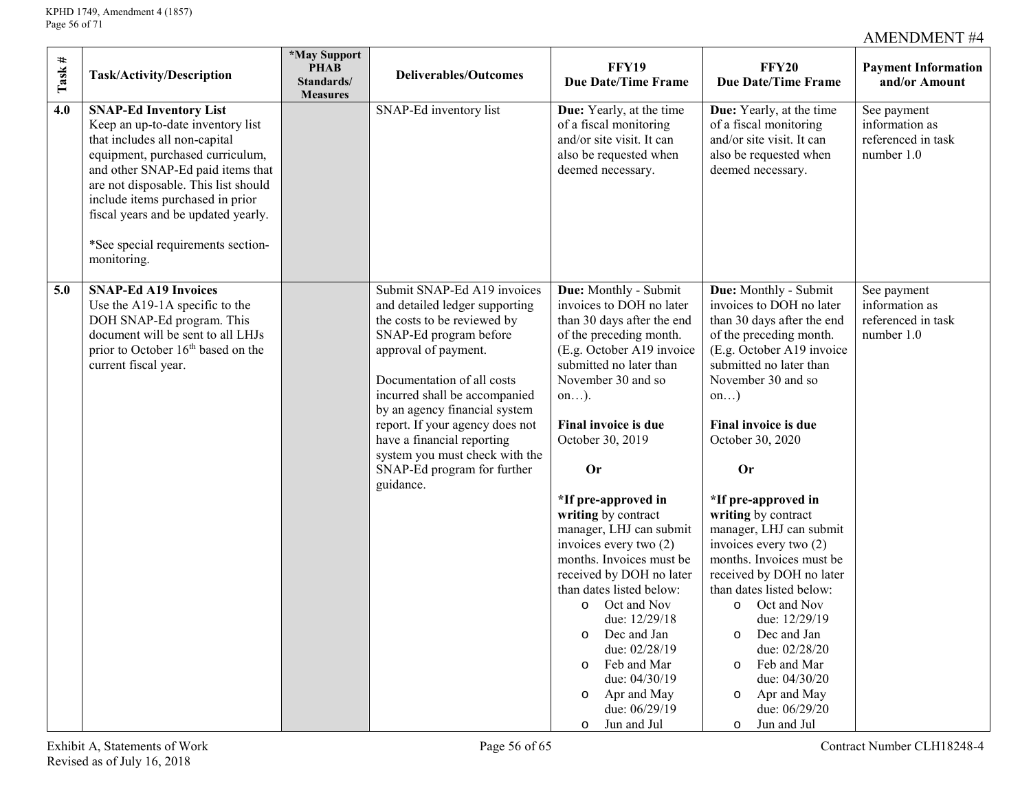AMENDMENT #4

| Task # | Task/Activity/Description | *May Support PHAB Standards/ Measures | Deliverables/Outcomes | FFY19 Due Date/Time Frame | FFY20 Due Date/Time Frame | Payment Information and/or Amount |
|---|---|---|---|---|---|---|
| 4.0 | **SNAP-Ed Inventory List**<br>Keep an up-to-date inventory list that includes all non-capital equipment, purchased curriculum, and other SNAP-Ed paid items that are not disposable. This list should include items purchased in prior fiscal years and be updated yearly.<br><br>*See special requirements section-monitoring. | | SNAP-Ed inventory list | **Due:** Yearly, at the time of a fiscal monitoring and/or site visit. It can also be requested when deemed necessary. | **Due:** Yearly, at the time of a fiscal monitoring and/or site visit. It can also be requested when deemed necessary. | See payment information as referenced in task number 1.0 |
| 5.0 | **SNAP-Ed A19 Invoices**<br>Use the A19-1A specific to the DOH SNAP-Ed program. This document will be sent to all LHJs prior to October 16th based on the current fiscal year. | | Submit SNAP-Ed A19 invoices and detailed ledger supporting the costs to be reviewed by SNAP-Ed program before approval of payment.<br><br>Documentation of all costs incurred shall be accompanied by an agency financial system report. If your agency does not have a financial reporting system you must check with the SNAP-Ed program for further guidance. | **Due:** Monthly - Submit invoices to DOH no later than 30 days after the end of the preceding month. (E.g. October A19 invoice submitted no later than November 30 and so on…).<br><br>**Final invoice is due** October 30, 2019<br><br>**Or**<br><br>***If pre-approved in writing** by contract manager, LHJ can submit invoices every two (2) months. Invoices must be received by DOH no later than dates listed below:<br>o Oct and Nov due: 12/29/18<br>o Dec and Jan due: 02/28/19<br>o Feb and Mar due: 04/30/19<br>o Apr and May due: 06/29/19<br>o Jun and Jul | **Due:** Monthly - Submit invoices to DOH no later than 30 days after the end of the preceding month. (E.g. October A19 invoice submitted no later than November 30 and so on…)<br><br>**Final invoice is due** October 30, 2020<br><br>**Or**<br><br>***If pre-approved in writing** by contract manager, LHJ can submit invoices every two (2) months. Invoices must be received by DOH no later than dates listed below:<br>o Oct and Nov due: 12/29/19<br>o Dec and Jan due: 02/28/20<br>o Feb and Mar due: 04/30/20<br>o Apr and May due: 06/29/20<br>o Jun and Jul | See payment information as referenced in task number 1.0 |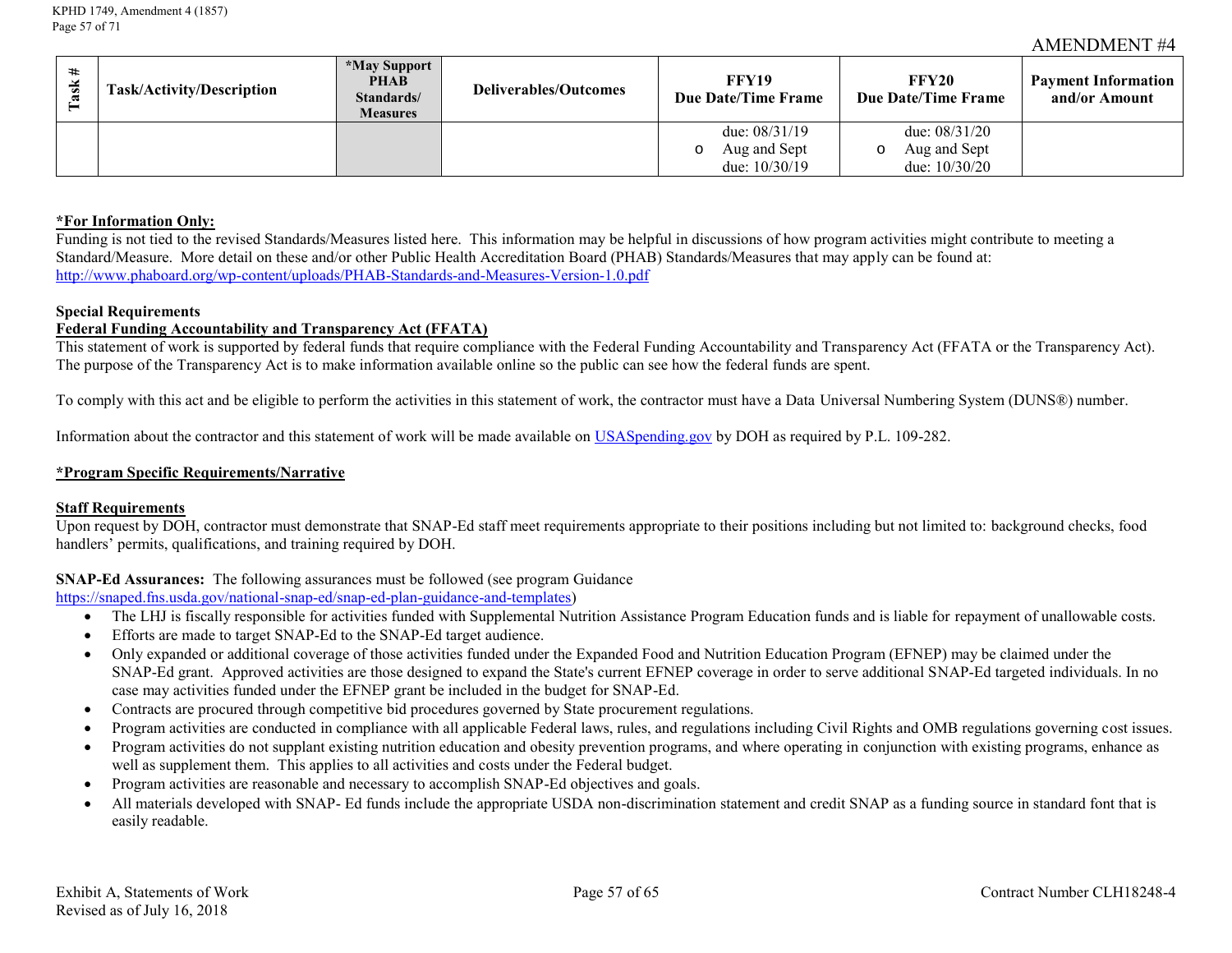AMENDMENT #4

| Task # | Task/Activity/Description | *May Support PHAB Standards/ Measures | Deliverables/Outcomes | FFY19 Due Date/Time Frame | FFY20 Due Date/Time Frame | Payment Information and/or Amount |
|---|---|---|---|---|---|---|
| | | | | due: 08/31/19<br>o Aug and Sept due: 10/30/19 | due: 08/31/20<br>o Aug and Sept due: 10/30/20 | |

**\*For Information Only:**

Funding is not tied to the revised Standards/Measures listed here. This information may be helpful in discussions of how program activities might contribute to meeting a Standard/Measure. More detail on these and/or other Public Health Accreditation Board (PHAB) Standards/Measures that may apply can be found at: http://www.phaboard.org/wp-content/uploads/PHAB-Standards-and-Measures-Version-1.0.pdf

**Special Requirements**

**Federal Funding Accountability and Transparency Act (FFATA)**

This statement of work is supported by federal funds that require compliance with the Federal Funding Accountability and Transparency Act (FFATA or the Transparency Act). The purpose of the Transparency Act is to make information available online so the public can see how the federal funds are spent.

To comply with this act and be eligible to perform the activities in this statement of work, the contractor must have a Data Universal Numbering System (DUNS®) number.

Information about the contractor and this statement of work will be made available on USASpending.gov by DOH as required by P.L. 109-282.

**\*Program Specific Requirements/Narrative**

**Staff Requirements**

Upon request by DOH, contractor must demonstrate that SNAP-Ed staff meet requirements appropriate to their positions including but not limited to: background checks, food handlers' permits, qualifications, and training required by DOH.

**SNAP-Ed Assurances:** The following assurances must be followed (see program Guidance https://snaped.fns.usda.gov/national-snap-ed/snap-ed-plan-guidance-and-templates)

- The LHJ is fiscally responsible for activities funded with Supplemental Nutrition Assistance Program Education funds and is liable for repayment of unallowable costs.
- Efforts are made to target SNAP-Ed to the SNAP-Ed target audience.
- Only expanded or additional coverage of those activities funded under the Expanded Food and Nutrition Education Program (EFNEP) may be claimed under the SNAP-Ed grant. Approved activities are those designed to expand the State's current EFNEP coverage in order to serve additional SNAP-Ed targeted individuals. In no case may activities funded under the EFNEP grant be included in the budget for SNAP-Ed.
- Contracts are procured through competitive bid procedures governed by State procurement regulations.
- Program activities are conducted in compliance with all applicable Federal laws, rules, and regulations including Civil Rights and OMB regulations governing cost issues.
- Program activities do not supplant existing nutrition education and obesity prevention programs, and where operating in conjunction with existing programs, enhance as well as supplement them. This applies to all activities and costs under the Federal budget.
- Program activities are reasonable and necessary to accomplish SNAP-Ed objectives and goals.
- All materials developed with SNAP- Ed funds include the appropriate USDA non-discrimination statement and credit SNAP as a funding source in standard font that is easily readable.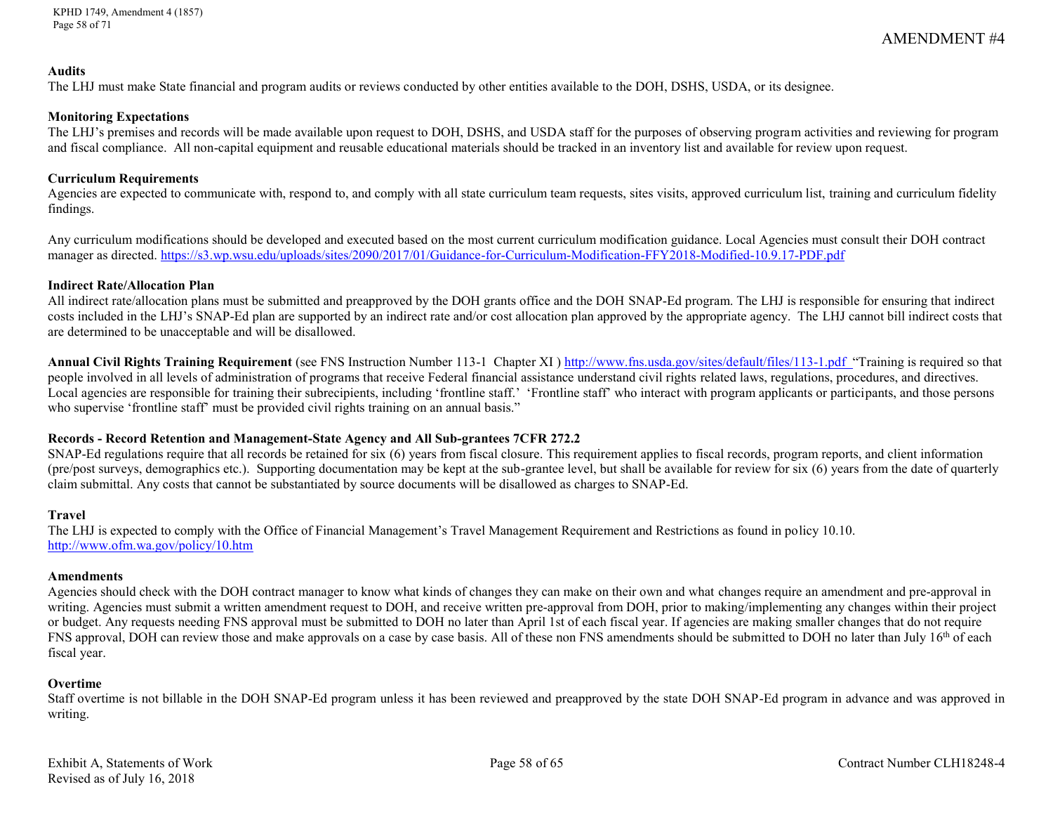AMENDMENT #4

**Audits**
The LHJ must make State financial and program audits or reviews conducted by other entities available to the DOH, DSHS, USDA, or its designee.

**Monitoring Expectations**
The LHJ's premises and records will be made available upon request to DOH, DSHS, and USDA staff for the purposes of observing program activities and reviewing for program and fiscal compliance. All non-capital equipment and reusable educational materials should be tracked in an inventory list and available for review upon request.

**Curriculum Requirements**
Agencies are expected to communicate with, respond to, and comply with all state curriculum team requests, sites visits, approved curriculum list, training and curriculum fidelity findings.

Any curriculum modifications should be developed and executed based on the most current curriculum modification guidance. Local Agencies must consult their DOH contract manager as directed. https://s3.wp.wsu.edu/uploads/sites/2090/2017/01/Guidance-for-Curriculum-Modification-FFY2018-Modified-10.9.17-PDF.pdf

**Indirect Rate/Allocation Plan**
All indirect rate/allocation plans must be submitted and preapproved by the DOH grants office and the DOH SNAP-Ed program. The LHJ is responsible for ensuring that indirect costs included in the LHJ's SNAP-Ed plan are supported by an indirect rate and/or cost allocation plan approved by the appropriate agency. The LHJ cannot bill indirect costs that are determined to be unacceptable and will be disallowed.

**Annual Civil Rights Training Requirement** (see FNS Instruction Number 113-1 Chapter XI ) http://www.fns.usda.gov/sites/default/files/113-1.pdf "Training is required so that people involved in all levels of administration of programs that receive Federal financial assistance understand civil rights related laws, regulations, procedures, and directives. Local agencies are responsible for training their subrecipients, including 'frontline staff.' 'Frontline staff' who interact with program applicants or participants, and those persons who supervise 'frontline staff' must be provided civil rights training on an annual basis."

**Records - Record Retention and Management-State Agency and All Sub-grantees 7CFR 272.2**
SNAP-Ed regulations require that all records be retained for six (6) years from fiscal closure. This requirement applies to fiscal records, program reports, and client information (pre/post surveys, demographics etc.). Supporting documentation may be kept at the sub-grantee level, but shall be available for review for six (6) years from the date of quarterly claim submittal. Any costs that cannot be substantiated by source documents will be disallowed as charges to SNAP-Ed.

**Travel**
The LHJ is expected to comply with the Office of Financial Management's Travel Management Requirement and Restrictions as found in policy 10.10. http://www.ofm.wa.gov/policy/10.htm

**Amendments**
Agencies should check with the DOH contract manager to know what kinds of changes they can make on their own and what changes require an amendment and pre-approval in writing. Agencies must submit a written amendment request to DOH, and receive written pre-approval from DOH, prior to making/implementing any changes within their project or budget. Any requests needing FNS approval must be submitted to DOH no later than April 1st of each fiscal year. If agencies are making smaller changes that do not require FNS approval, DOH can review those and make approvals on a case by case basis. All of these non FNS amendments should be submitted to DOH no later than July 16th of each fiscal year.

**Overtime**
Staff overtime is not billable in the DOH SNAP-Ed program unless it has been reviewed and preapproved by the state DOH SNAP-Ed program in advance and was approved in writing.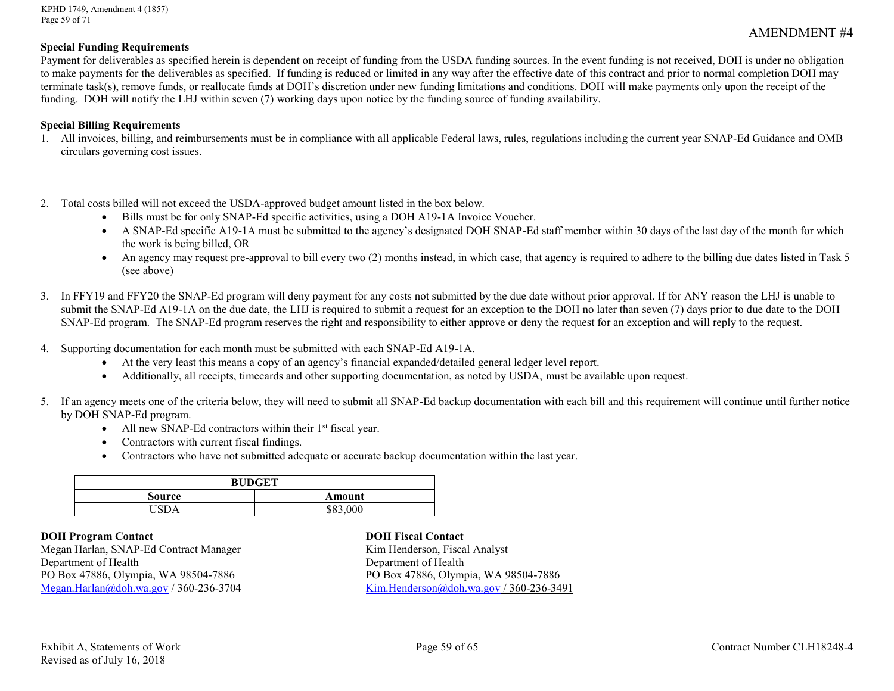AMENDMENT #4

**Special Funding Requirements**

Payment for deliverables as specified herein is dependent on receipt of funding from the USDA funding sources. In the event funding is not received, DOH is under no obligation to make payments for the deliverables as specified. If funding is reduced or limited in any way after the effective date of this contract and prior to normal completion DOH may terminate task(s), remove funds, or reallocate funds at DOH's discretion under new funding limitations and conditions. DOH will make payments only upon the receipt of the funding. DOH will notify the LHJ within seven (7) working days upon notice by the funding source of funding availability.

**Special Billing Requirements**

1. All invoices, billing, and reimbursements must be in compliance with all applicable Federal laws, rules, regulations including the current year SNAP-Ed Guidance and OMB circulars governing cost issues.

2. Total costs billed will not exceed the USDA-approved budget amount listed in the box below.
   - Bills must be for only SNAP-Ed specific activities, using a DOH A19-1A Invoice Voucher.
   - A SNAP-Ed specific A19-1A must be submitted to the agency's designated DOH SNAP-Ed staff member within 30 days of the last day of the month for which the work is being billed, OR
   - An agency may request pre-approval to bill every two (2) months instead, in which case, that agency is required to adhere to the billing due dates listed in Task 5 (see above)

3. In FFY19 and FFY20 the SNAP-Ed program will deny payment for any costs not submitted by the due date without prior approval. If for ANY reason the LHJ is unable to submit the SNAP-Ed A19-1A on the due date, the LHJ is required to submit a request for an exception to the DOH no later than seven (7) days prior to due date to the DOH SNAP-Ed program. The SNAP-Ed program reserves the right and responsibility to either approve or deny the request for an exception and will reply to the request.

4. Supporting documentation for each month must be submitted with each SNAP-Ed A19-1A.
   - At the very least this means a copy of an agency's financial expanded/detailed general ledger level report.
   - Additionally, all receipts, timecards and other supporting documentation, as noted by USDA, must be available upon request.

5. If an agency meets one of the criteria below, they will need to submit all SNAP-Ed backup documentation with each bill and this requirement will continue until further notice by DOH SNAP-Ed program.
   - All new SNAP-Ed contractors within their 1st fiscal year.
   - Contractors with current fiscal findings.
   - Contractors who have not submitted adequate or accurate backup documentation within the last year.

| BUDGET | |
|---|---|
| **Source** | **Amount** |
| USDA | $83,000 |

**DOH Program Contact**
Megan Harlan, SNAP-Ed Contract Manager
Department of Health
PO Box 47886, Olympia, WA 98504-7886
Megan.Harlan@doh.wa.gov / 360-236-3704

**DOH Fiscal Contact**
Kim Henderson, Fiscal Analyst
Department of Health
PO Box 47886, Olympia, WA 98504-7886
Kim.Henderson@doh.wa.gov / 360-236-3491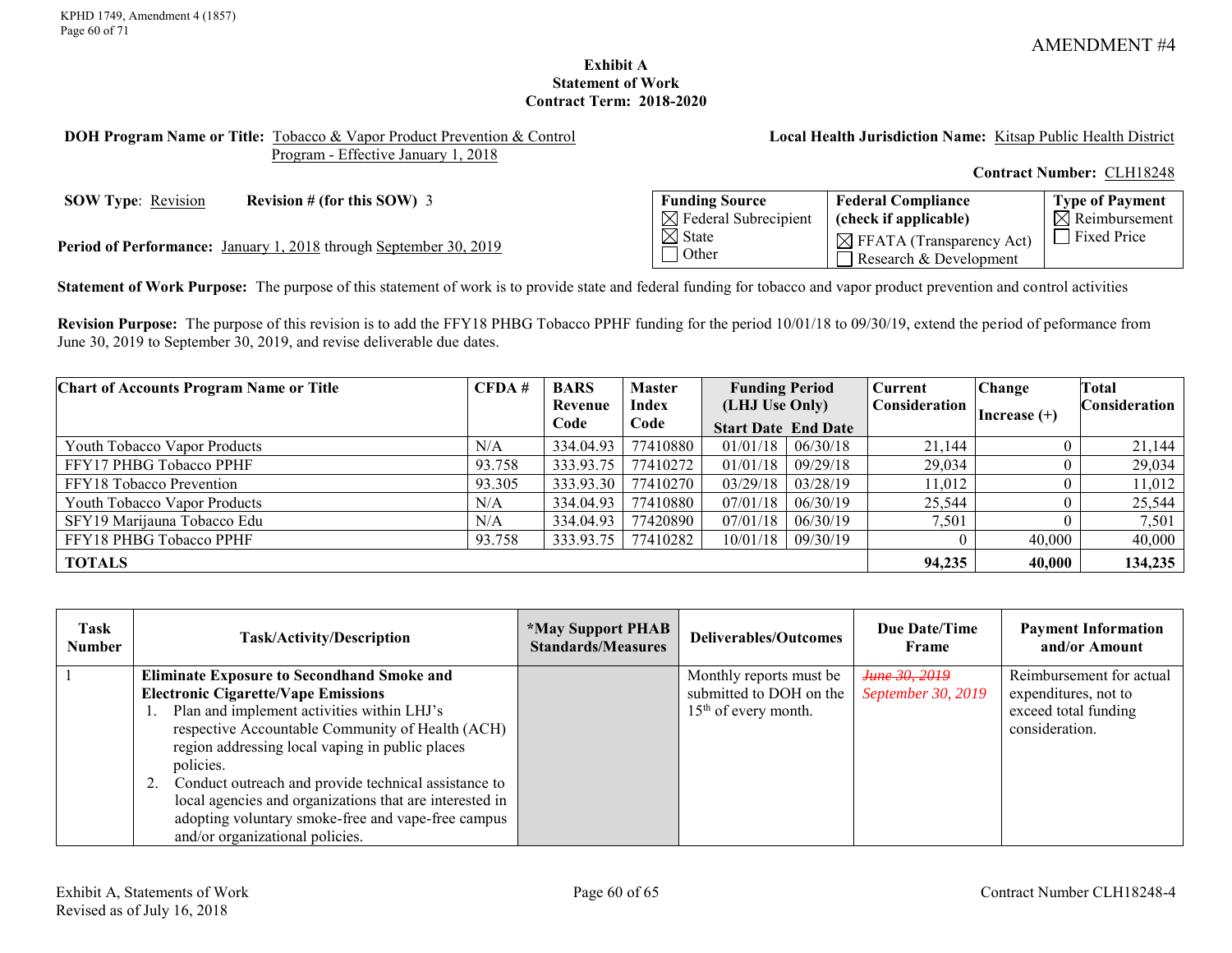AMENDMENT #4

**Exhibit A**
**Statement of Work**
**Contract Term: 2018-2020**

**DOH Program Name or Title:** Tobacco & Vapor Product Prevention & Control Program - Effective January 1, 2018

**Local Health Jurisdiction Name:** Kitsap Public Health District

**Contract Number:** CLH18248

**SOW Type**: Revision **Revision # (for this SOW)** 3

**Period of Performance:** January 1, 2018 through September 30, 2019

| Funding Source | Federal Compliance (check if applicable) | Type of Payment |
|---|---|---|
| ☒ Federal Subrecipient<br>☒ State<br>☐ Other | ☒ FFATA (Transparency Act)<br>☐ Research & Development | ☒ Reimbursement<br>☐ Fixed Price |

**Statement of Work Purpose:** The purpose of this statement of work is to provide state and federal funding for tobacco and vapor product prevention and control activities

**Revision Purpose:** The purpose of this revision is to add the FFY18 PHBG Tobacco PPHF funding for the period 10/01/18 to 09/30/19, extend the period of peformance from June 30, 2019 to September 30, 2019, and revise deliverable due dates.

| Chart of Accounts Program Name or Title | CFDA # | BARS Revenue Code | Master Index Code | Funding Period (LHJ Use Only) | | Current Consideration | Change Increase (+) | Total Consideration |
|---|---|---|---|---|---|---|---|---|
| | | | | Start Date | End Date | | | |
| Youth Tobacco Vapor Products | N/A | 334.04.93 | 77410880 | 01/01/18 | 06/30/18 | 21,144 | 0 | 21,144 |
| FFY17 PHBG Tobacco PPHF | 93.758 | 333.93.75 | 77410272 | 01/01/18 | 09/29/18 | 29,034 | 0 | 29,034 |
| FFY18 Tobacco Prevention | 93.305 | 333.93.30 | 77410270 | 03/29/18 | 03/28/19 | 11,012 | 0 | 11,012 |
| Youth Tobacco Vapor Products | N/A | 334.04.93 | 77410880 | 07/01/18 | 06/30/19 | 25,544 | 0 | 25,544 |
| SFY19 Marijauna Tobacco Edu | N/A | 334.04.93 | 77420890 | 07/01/18 | 06/30/19 | 7,501 | 0 | 7,501 |
| FFY18 PHBG Tobacco PPHF | 93.758 | 333.93.75 | 77410282 | 10/01/18 | 09/30/19 | 0 | 40,000 | 40,000 |
| **TOTALS** | | | | | | **94,235** | **40,000** | **134,235** |

| Task Number | Task/Activity/Description | *May Support PHAB Standards/Measures | Deliverables/Outcomes | Due Date/Time Frame | Payment Information and/or Amount |
|---|---|---|---|---|---|
| 1 | **Eliminate Exposure to Secondhand Smoke and Electronic Cigarette/Vape Emissions**<br>1. Plan and implement activities within LHJ's respective Accountable Community of Health (ACH) region addressing local vaping in public places policies.<br>2. Conduct outreach and provide technical assistance to local agencies and organizations that are interested in adopting voluntary smoke-free and vape-free campus and/or organizational policies. | | Monthly reports must be submitted to DOH on the 15th of every month. | ~~June 30, 2019~~<br>*September 30, 2019* | Reimbursement for actual expenditures, not to exceed total funding consideration. |

Exhibit A, Statements of Work
Revised as of July 16, 2018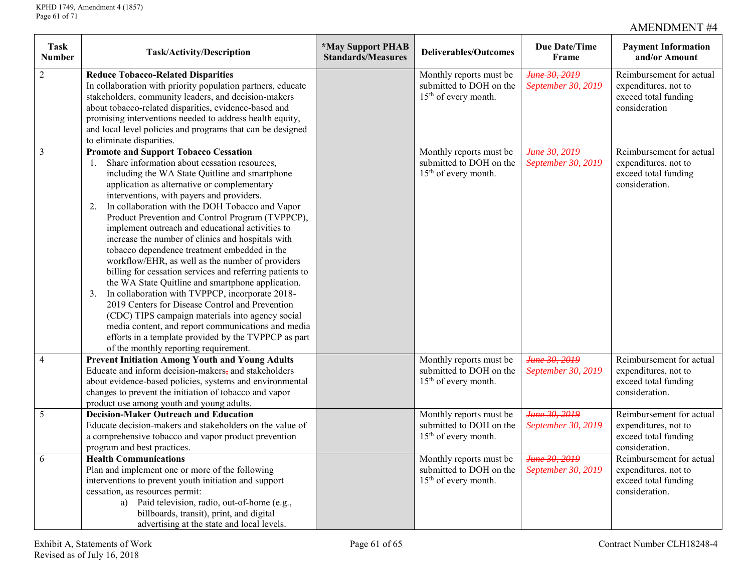AMENDMENT #4

| Task Number | Task/Activity/Description | *May Support PHAB Standards/Measures | Deliverables/Outcomes | Due Date/Time Frame | Payment Information and/or Amount |
|---|---|---|---|---|---|
| 2 | **Reduce Tobacco-Related Disparities**<br>In collaboration with priority population partners, educate stakeholders, community leaders, and decision-makers about tobacco-related disparities, evidence-based and promising interventions needed to address health equity, and local level policies and programs that can be designed to eliminate disparities. | | Monthly reports must be submitted to DOH on the 15th of every month. | ~~June 30, 2019~~ *September 30, 2019* | Reimbursement for actual expenditures, not to exceed total funding consideration |
| 3 | **Promote and Support Tobacco Cessation**<br>1. Share information about cessation resources, including the WA State Quitline and smartphone application as alternative or complementary interventions, with payers and providers.<br>2. In collaboration with the DOH Tobacco and Vapor Product Prevention and Control Program (TVPPCP), implement outreach and educational activities to increase the number of clinics and hospitals with tobacco dependence treatment embedded in the workflow/EHR, as well as the number of providers billing for cessation services and referring patients to the WA State Quitline and smartphone application.<br>3. In collaboration with TVPPCP, incorporate 2018-2019 Centers for Disease Control and Prevention (CDC) TIPS campaign materials into agency social media content, and report communications and media efforts in a template provided by the TVPPCP as part of the monthly reporting requirement. | | Monthly reports must be submitted to DOH on the 15th of every month. | ~~June 30, 2019~~ *September 30, 2019* | Reimbursement for actual expenditures, not to exceed total funding consideration. |
| 4 | **Prevent Initiation Among Youth and Young Adults**<br>Educate and inform decision-makers~~,~~ and stakeholders about evidence-based policies, systems and environmental changes to prevent the initiation of tobacco and vapor product use among youth and young adults. | | Monthly reports must be submitted to DOH on the 15th of every month. | ~~June 30, 2019~~ *September 30, 2019* | Reimbursement for actual expenditures, not to exceed total funding consideration. |
| 5 | **Decision-Maker Outreach and Education**<br>Educate decision-makers and stakeholders on the value of a comprehensive tobacco and vapor product prevention program and best practices. | | Monthly reports must be submitted to DOH on the 15th of every month. | ~~June 30, 2019~~ *September 30, 2019* | Reimbursement for actual expenditures, not to exceed total funding consideration. |
| 6 | **Health Communications**<br>Plan and implement one or more of the following interventions to prevent youth initiation and support cessation, as resources permit:<br>a) Paid television, radio, out-of-home (e.g., billboards, transit), print, and digital advertising at the state and local levels. | | Monthly reports must be submitted to DOH on the 15th of every month. | ~~June 30, 2019~~ *September 30, 2019* | Reimbursement for actual expenditures, not to exceed total funding consideration. |

Exhibit A, Statements of Work
Revised as of July 16, 2018

Contract Number CLH18248-4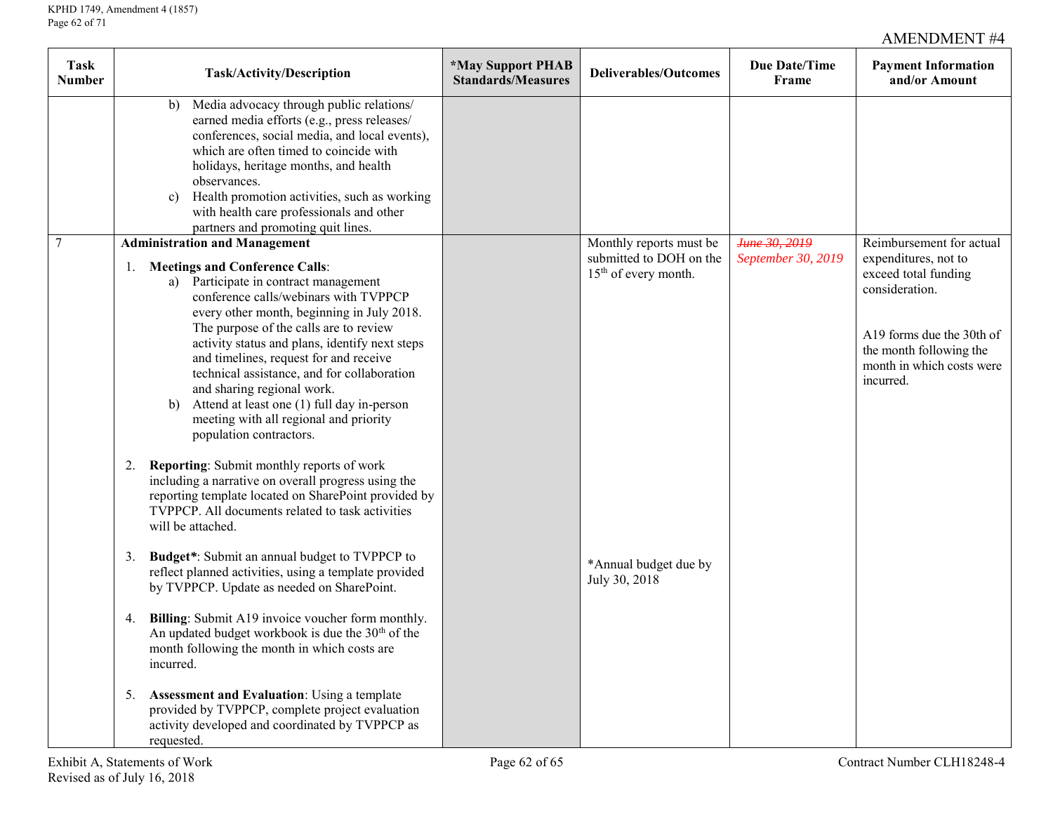AMENDMENT #4

| Task Number | Task/Activity/Description | *May Support PHAB Standards/Measures | Deliverables/Outcomes | Due Date/Time Frame | Payment Information and/or Amount |
|---|---|---|---|---|---|
| | b) Media advocacy through public relations/ earned media efforts (e.g., press releases/ conferences, social media, and local events), which are often timed to coincide with holidays, heritage months, and health observances.<br>c) Health promotion activities, such as working with health care professionals and other partners and promoting quit lines. | | | | |
| 7 | **Administration and Management**<br><br>1. **Meetings and Conference Calls**:<br>a) Participate in contract management conference calls/webinars with TVPPCP every other month, beginning in July 2018. The purpose of the calls are to review activity status and plans, identify next steps and timelines, request for and receive technical assistance, and for collaboration and sharing regional work.<br>b) Attend at least one (1) full day in-person meeting with all regional and priority population contractors.<br><br>2. **Reporting**: Submit monthly reports of work including a narrative on overall progress using the reporting template located on SharePoint provided by TVPPCP. All documents related to task activities will be attached.<br><br>3. **Budget***: Submit an annual budget to TVPPCP to reflect planned activities, using a template provided by TVPPCP. Update as needed on SharePoint.<br><br>4. **Billing**: Submit A19 invoice voucher form monthly. An updated budget workbook is due the 30th of the month following the month in which costs are incurred.<br><br>5. **Assessment and Evaluation**: Using a template provided by TVPPCP, complete project evaluation activity developed and coordinated by TVPPCP as requested. | | Monthly reports must be submitted to DOH on the 15th of every month.<br><br>*Annual budget due by July 30, 2018 | ~~June 30, 2019~~<br>*September 30, 2019* | Reimbursement for actual expenditures, not to exceed total funding consideration.<br><br>A19 forms due the 30th of the month following the month in which costs were incurred. |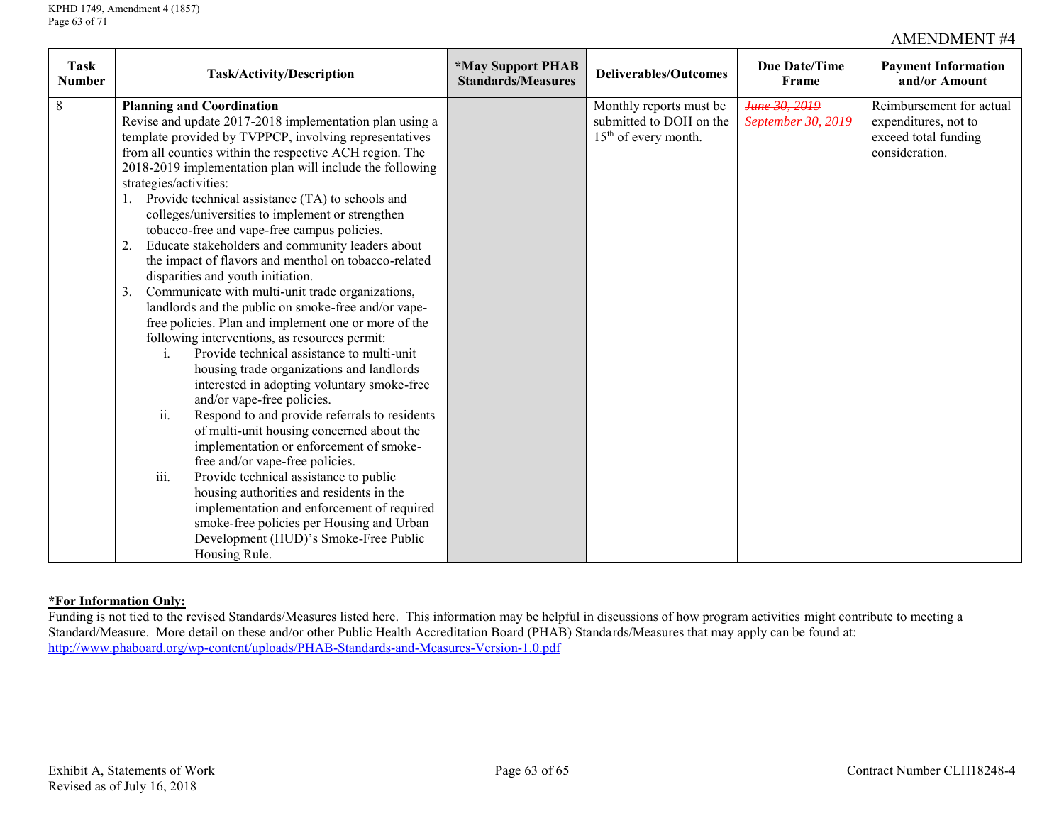AMENDMENT #4

| Task Number | Task/Activity/Description | *May Support PHAB Standards/Measures | Deliverables/Outcomes | Due Date/Time Frame | Payment Information and/or Amount |
|---|---|---|---|---|---|
| 8 | **Planning and Coordination**<br>Revise and update 2017-2018 implementation plan using a template provided by TVPPCP, involving representatives from all counties within the respective ACH region. The 2018-2019 implementation plan will include the following strategies/activities:<br>1. Provide technical assistance (TA) to schools and colleges/universities to implement or strengthen tobacco-free and vape-free campus policies.<br>2. Educate stakeholders and community leaders about the impact of flavors and menthol on tobacco-related disparities and youth initiation.<br>3. Communicate with multi-unit trade organizations, landlords and the public on smoke-free and/or vape-free policies. Plan and implement one or more of the following interventions, as resources permit:<br>i. Provide technical assistance to multi-unit housing trade organizations and landlords interested in adopting voluntary smoke-free and/or vape-free policies.<br>ii. Respond to and provide referrals to residents of multi-unit housing concerned about the implementation or enforcement of smoke-free and/or vape-free policies.<br>iii. Provide technical assistance to public housing authorities and residents in the implementation and enforcement of required smoke-free policies per Housing and Urban Development (HUD)'s Smoke-Free Public Housing Rule. | | Monthly reports must be submitted to DOH on the 15th of every month. | ~~*June 30, 2019*~~<br>*September 30, 2019* | Reimbursement for actual expenditures, not to exceed total funding consideration. |

**\*For Information Only:**
Funding is not tied to the revised Standards/Measures listed here. This information may be helpful in discussions of how program activities might contribute to meeting a Standard/Measure. More detail on these and/or other Public Health Accreditation Board (PHAB) Standards/Measures that may apply can be found at:
http://www.phaboard.org/wp-content/uploads/PHAB-Standards-and-Measures-Version-1.0.pdf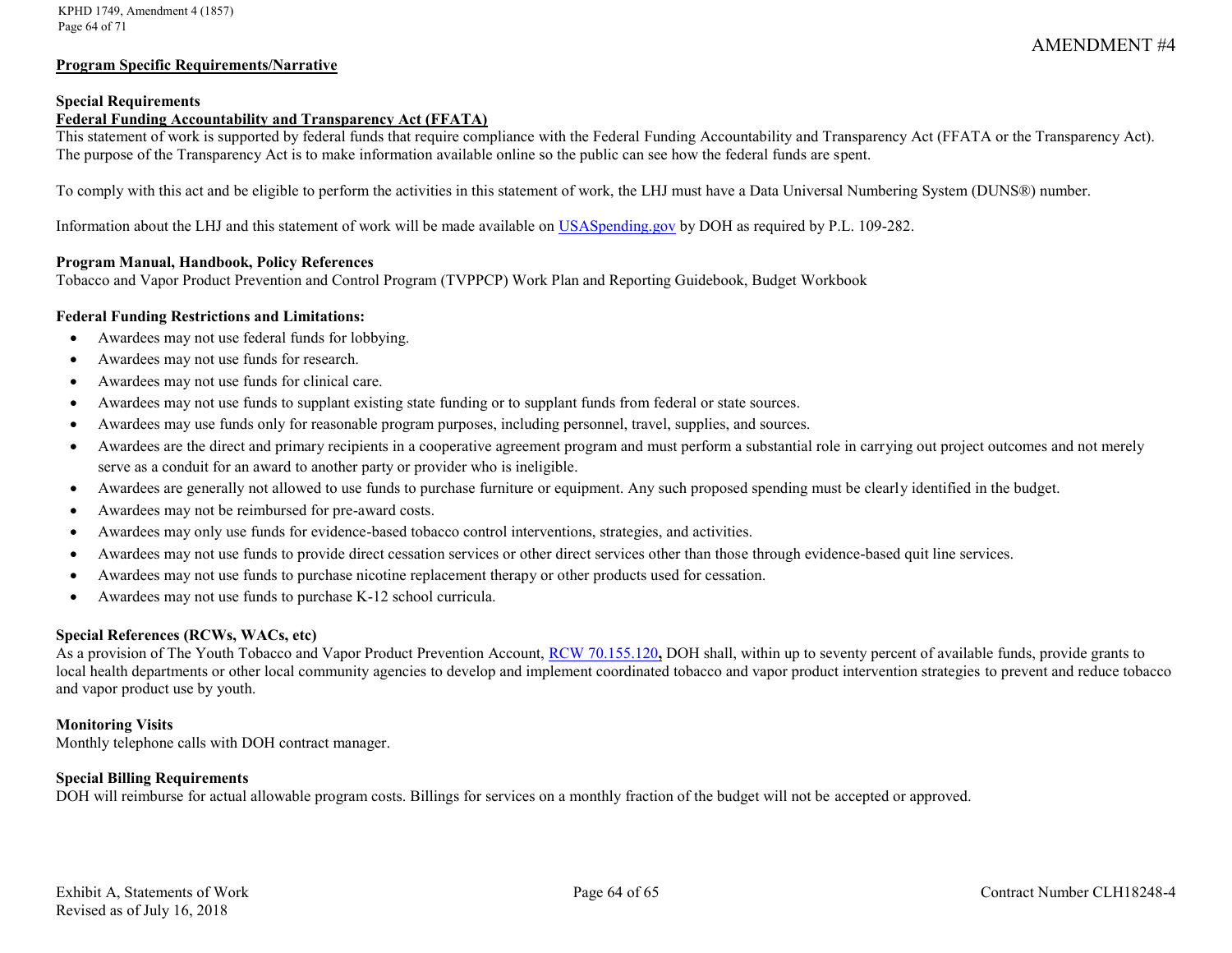AMENDMENT #4

**Program Specific Requirements/Narrative**

**Special Requirements**

**Federal Funding Accountability and Transparency Act (FFATA)**

This statement of work is supported by federal funds that require compliance with the Federal Funding Accountability and Transparency Act (FFATA or the Transparency Act). The purpose of the Transparency Act is to make information available online so the public can see how the federal funds are spent.

To comply with this act and be eligible to perform the activities in this statement of work, the LHJ must have a Data Universal Numbering System (DUNS®) number.

Information about the LHJ and this statement of work will be made available on USASpending.gov by DOH as required by P.L. 109-282.

**Program Manual, Handbook, Policy References**

Tobacco and Vapor Product Prevention and Control Program (TVPPCP) Work Plan and Reporting Guidebook, Budget Workbook

**Federal Funding Restrictions and Limitations:**

- Awardees may not use federal funds for lobbying.
- Awardees may not use funds for research.
- Awardees may not use funds for clinical care.
- Awardees may not use funds to supplant existing state funding or to supplant funds from federal or state sources.
- Awardees may use funds only for reasonable program purposes, including personnel, travel, supplies, and sources.
- Awardees are the direct and primary recipients in a cooperative agreement program and must perform a substantial role in carrying out project outcomes and not merely serve as a conduit for an award to another party or provider who is ineligible.
- Awardees are generally not allowed to use funds to purchase furniture or equipment. Any such proposed spending must be clearly identified in the budget.
- Awardees may not be reimbursed for pre-award costs.
- Awardees may only use funds for evidence-based tobacco control interventions, strategies, and activities.
- Awardees may not use funds to provide direct cessation services or other direct services other than those through evidence-based quit line services.
- Awardees may not use funds to purchase nicotine replacement therapy or other products used for cessation.
- Awardees may not use funds to purchase K-12 school curricula.

**Special References (RCWs, WACs, etc)**

As a provision of The Youth Tobacco and Vapor Product Prevention Account, RCW 70.155.120**,** DOH shall, within up to seventy percent of available funds, provide grants to local health departments or other local community agencies to develop and implement coordinated tobacco and vapor product intervention strategies to prevent and reduce tobacco and vapor product use by youth.

**Monitoring Visits**

Monthly telephone calls with DOH contract manager.

**Special Billing Requirements**

DOH will reimburse for actual allowable program costs. Billings for services on a monthly fraction of the budget will not be accepted or approved.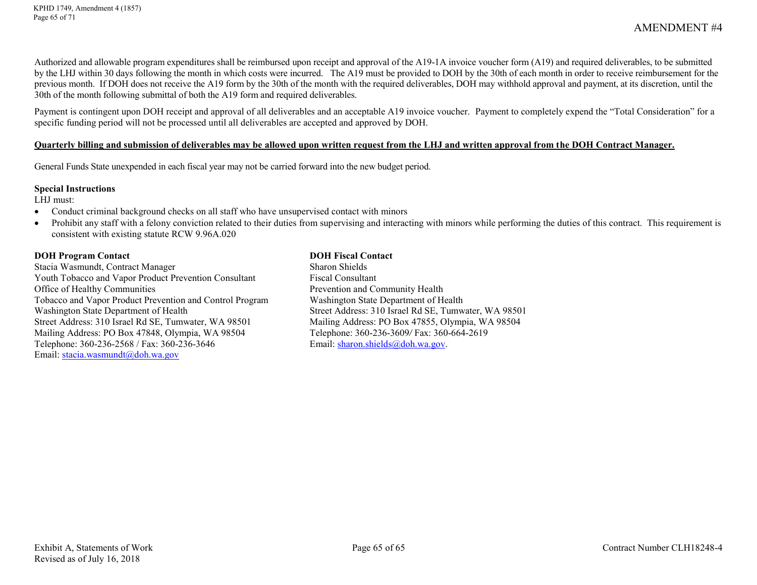Authorized and allowable program expenditures shall be reimbursed upon receipt and approval of the A19-1A invoice voucher form (A19) and required deliverables, to be submitted by the LHJ within 30 days following the month in which costs were incurred. The A19 must be provided to DOH by the 30th of each month in order to receive reimbursement for the previous month. If DOH does not receive the A19 form by the 30th of the month with the required deliverables, DOH may withhold approval and payment, at its discretion, until the 30th of the month following submittal of both the A19 form and required deliverables.

Payment is contingent upon DOH receipt and approval of all deliverables and an acceptable A19 invoice voucher. Payment to completely expend the "Total Consideration" for a specific funding period will not be processed until all deliverables are accepted and approved by DOH.

**Quarterly billing and submission of deliverables may be allowed upon written request from the LHJ and written approval from the DOH Contract Manager.**

General Funds State unexpended in each fiscal year may not be carried forward into the new budget period.

**Special Instructions**

LHJ must:

- Conduct criminal background checks on all staff who have unsupervised contact with minors
- Prohibit any staff with a felony conviction related to their duties from supervising and interacting with minors while performing the duties of this contract. This requirement is consistent with existing statute RCW 9.96A.020

**DOH Program Contact**
Stacia Wasmundt, Contract Manager
Youth Tobacco and Vapor Product Prevention Consultant
Office of Healthy Communities
Tobacco and Vapor Product Prevention and Control Program
Washington State Department of Health
Street Address: 310 Israel Rd SE, Tumwater, WA 98501
Mailing Address: PO Box 47848, Olympia, WA 98504
Telephone: 360-236-2568 / Fax: 360-236-3646
Email: stacia.wasmundt@doh.wa.gov

**DOH Fiscal Contact**
Sharon Shields
Fiscal Consultant
Prevention and Community Health
Washington State Department of Health
Street Address: 310 Israel Rd SE, Tumwater, WA 98501
Mailing Address: PO Box 47855, Olympia, WA 98504
Telephone: 360-236-3609/ Fax: 360-664-2619
Email: sharon.shields@doh.wa.gov.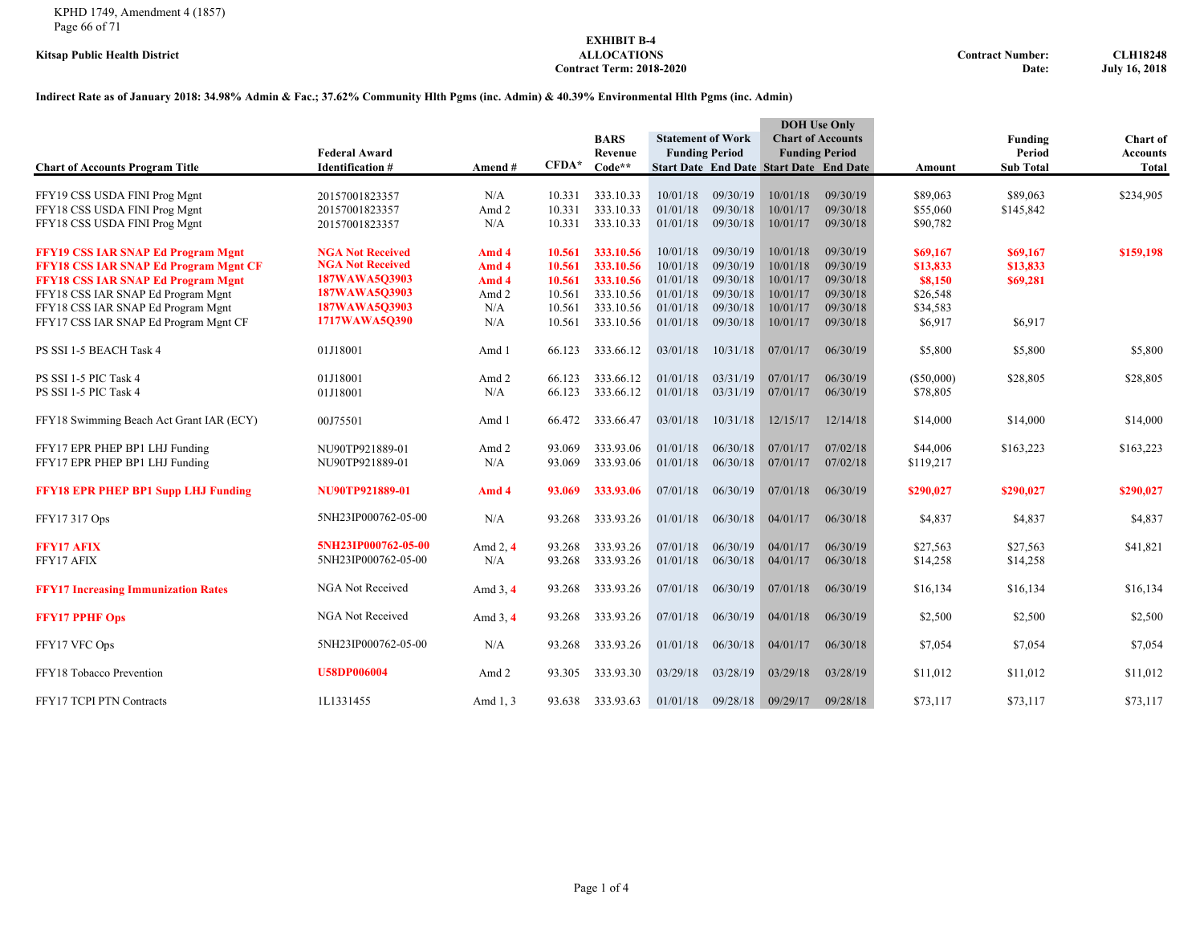**Kitsap Public Health District**

**EXHIBIT B-4**
**ALLOCATIONS**
**Contract Term: 2018-2020**

**Contract Number:** **CLH18248**
**Date:** **July 16, 2018**

**Indirect Rate as of January 2018: 34.98% Admin & Fac.; 37.62% Community Hlth Pgms (inc. Admin) & 40.39% Environmental Hlth Pgms (inc. Admin)**

| Chart of Accounts Program Title | Federal Award Identification # | Amend # | CFDA* | BARS Revenue Code** | Statement of Work Funding Period Start Date | Statement of Work Funding Period End Date | DOH Use Only Chart of Accounts Funding Period Start Date | DOH Use Only Chart of Accounts Funding Period End Date | Amount | Funding Period Sub Total | Chart of Accounts Total |
|---|---|---|---|---|---|---|---|---|---|---|---|
| FFY19 CSS USDA FINI Prog Mgnt | 20157001823357 | N/A | 10.331 | 333.10.33 | 10/01/18 | 09/30/19 | 10/01/18 | 09/30/19 | $89,063 | $89,063 | $234,905 |
| FFY18 CSS USDA FINI Prog Mgnt | 20157001823357 | Amd 2 | 10.331 | 333.10.33 | 01/01/18 | 09/30/18 | 10/01/17 | 09/30/18 | $55,060 | $145,842 | |
| FFY18 CSS USDA FINI Prog Mgnt | 20157001823357 | N/A | 10.331 | 333.10.33 | 01/01/18 | 09/30/18 | 10/01/17 | 09/30/18 | $90,782 | | |
| **FFY19 CSS IAR SNAP Ed Program Mgnt** | **NGA Not Received** | **Amd 4** | **10.561** | **333.10.56** | 10/01/18 | 09/30/19 | 10/01/18 | 09/30/19 | **$69,167** | **$69,167** | **$159,198** |
| **FFY18 CSS IAR SNAP Ed Program Mgnt CF** | **NGA Not Received** | **Amd 4** | **10.561** | **333.10.56** | 10/01/18 | 09/30/19 | 10/01/18 | 09/30/19 | **$13,833** | **$13,833** | |
| **FFY18 CSS IAR SNAP Ed Program Mgnt** | **187WAWA5Q3903** | **Amd 4** | **10.561** | **333.10.56** | 01/01/18 | 09/30/18 | 10/01/17 | 09/30/18 | **$8,150** | **$69,281** | |
| FFY18 CSS IAR SNAP Ed Program Mgnt | **187WAWA5Q3903** | Amd 2 | 10.561 | 333.10.56 | 01/01/18 | 09/30/18 | 10/01/17 | 09/30/18 | $26,548 | | |
| FFY18 CSS IAR SNAP Ed Program Mgnt | **187WAWA5Q3903** | N/A | 10.561 | 333.10.56 | 01/01/18 | 09/30/18 | 10/01/17 | 09/30/18 | $34,583 | | |
| FFY17 CSS IAR SNAP Ed Program Mgnt CF | **1717WAWA5Q390** | N/A | 10.561 | 333.10.56 | 01/01/18 | 09/30/18 | 10/01/17 | 09/30/18 | $6,917 | $6,917 | |
| PS SSI 1-5 BEACH Task 4 | 01J18001 | Amd 1 | 66.123 | 333.66.12 | 03/01/18 | 10/31/18 | 07/01/17 | 06/30/19 | $5,800 | $5,800 | $5,800 |
| PS SSI 1-5 PIC Task 4 | 01J18001 | Amd 2 | 66.123 | 333.66.12 | 01/01/18 | 03/31/19 | 07/01/17 | 06/30/19 | ($50,000) | $28,805 | $28,805 |
| PS SSI 1-5 PIC Task 4 | 01J18001 | N/A | 66.123 | 333.66.12 | 01/01/18 | 03/31/19 | 07/01/17 | 06/30/19 | $78,805 | | |
| FFY18 Swimming Beach Act Grant IAR (ECY) | 00J75501 | Amd 1 | 66.472 | 333.66.47 | 03/01/18 | 10/31/18 | 12/15/17 | 12/14/18 | $14,000 | $14,000 | $14,000 |
| FFY17 EPR PHEP BP1 LHJ Funding | NU90TP921889-01 | Amd 2 | 93.069 | 333.93.06 | 01/01/18 | 06/30/18 | 07/01/17 | 07/02/18 | $44,006 | $163,223 | $163,223 |
| FFY17 EPR PHEP BP1 LHJ Funding | NU90TP921889-01 | N/A | 93.069 | 333.93.06 | 01/01/18 | 06/30/18 | 07/01/17 | 07/02/18 | $119,217 | | |
| **FFY18 EPR PHEP BP1 Supp LHJ Funding** | **NU90TP921889-01** | **Amd 4** | **93.069** | **333.93.06** | 07/01/18 | 06/30/19 | 07/01/18 | 06/30/19 | **$290,027** | **$290,027** | **$290,027** |
| FFY17 317 Ops | 5NH23IP000762-05-00 | N/A | 93.268 | 333.93.26 | 01/01/18 | 06/30/18 | 04/01/17 | 06/30/18 | $4,837 | $4,837 | $4,837 |
| **FFY17 AFIX** | **5NH23IP000762-05-00** | Amd 2, **4** | 93.268 | 333.93.26 | 07/01/18 | 06/30/19 | 04/01/17 | 06/30/19 | $27,563 | $27,563 | $41,821 |
| FFY17 AFIX | 5NH23IP000762-05-00 | N/A | 93.268 | 333.93.26 | 01/01/18 | 06/30/18 | 04/01/17 | 06/30/18 | $14,258 | $14,258 | |
| **FFY17 Increasing Immunization Rates** | NGA Not Received | Amd 3, **4** | 93.268 | 333.93.26 | 07/01/18 | 06/30/19 | 07/01/18 | 06/30/19 | $16,134 | $16,134 | $16,134 |
| **FFY17 PPHF Ops** | NGA Not Received | Amd 3, **4** | 93.268 | 333.93.26 | 07/01/18 | 06/30/19 | 04/01/18 | 06/30/19 | $2,500 | $2,500 | $2,500 |
| FFY17 VFC Ops | 5NH23IP000762-05-00 | N/A | 93.268 | 333.93.26 | 01/01/18 | 06/30/18 | 04/01/17 | 06/30/18 | $7,054 | $7,054 | $7,054 |
| FFY18 Tobacco Prevention | **U58DP006004** | Amd 2 | 93.305 | 333.93.30 | 03/29/18 | 03/28/19 | 03/29/18 | 03/28/19 | $11,012 | $11,012 | $11,012 |
| FFY17 TCPI PTN Contracts | 1L1331455 | Amd 1, 3 | 93.638 | 333.93.63 | 01/01/18 | 09/28/18 | 09/29/17 | 09/28/18 | $73,117 | $73,117 | $73,117 |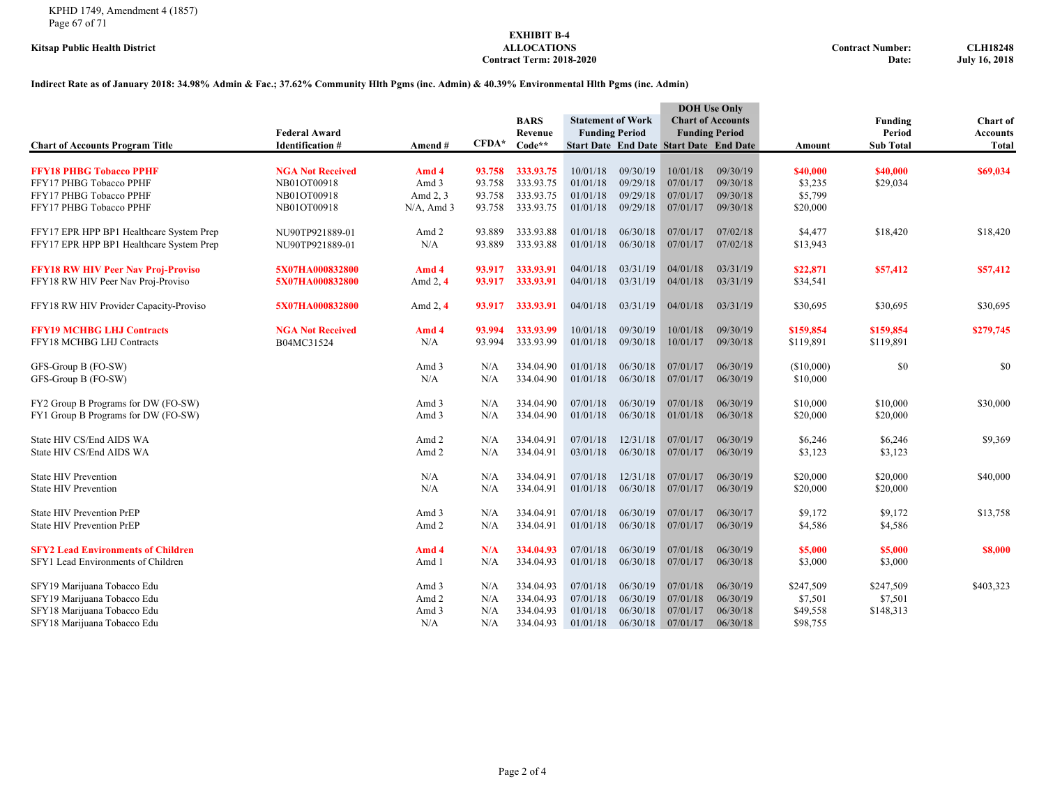KPHD 1749, Amendment 4 (1857)

**Kitsap Public Health District**

**EXHIBIT B-4**
**ALLOCATIONS**
**Contract Term: 2018-2020**

**Contract Number:** **CLH18248**
**Date:** **July 16, 2018**

**Indirect Rate as of January 2018: 34.98% Admin & Fac.; 37.62% Community Hlth Pgms (inc. Admin) & 40.39% Environmental Hlth Pgms (inc. Admin)**

| Chart of Accounts Program Title | Federal Award Identification # | Amend # | CFDA* | BARS Revenue Code** | Statement of Work Funding Period Start Date | Statement of Work Funding Period End Date | DOH Use Only Chart of Accounts Funding Period Start Date | DOH Use Only Chart of Accounts Funding Period End Date | Amount | Funding Period Sub Total | Chart of Accounts Total |
|---|---|---|---|---|---|---|---|---|---|---|---|
| **FFY18 PHBG Tobacco PPHF** | **NGA Not Received** | **Amd 4** | **93.758** | **333.93.75** | 10/01/18 | 09/30/19 | 10/01/18 | 09/30/19 | **$40,000** | **$40,000** | **$69,034** |
| FFY17 PHBG Tobacco PPHF | NB01OT00918 | Amd 3 | 93.758 | 333.93.75 | 01/01/18 | 09/29/18 | 07/01/17 | 09/30/18 | $3,235 | $29,034 | |
| FFY17 PHBG Tobacco PPHF | NB01OT00918 | Amd 2, 3 | 93.758 | 333.93.75 | 01/01/18 | 09/29/18 | 07/01/17 | 09/30/18 | $5,799 | | |
| FFY17 PHBG Tobacco PPHF | NB01OT00918 | N/A, Amd 3 | 93.758 | 333.93.75 | 01/01/18 | 09/29/18 | 07/01/17 | 09/30/18 | $20,000 | | |
| FFY17 EPR HPP BP1 Healthcare System Prep | NU90TP921889-01 | Amd 2 | 93.889 | 333.93.88 | 01/01/18 | 06/30/18 | 07/01/17 | 07/02/18 | $4,477 | $18,420 | $18,420 |
| FFY17 EPR HPP BP1 Healthcare System Prep | NU90TP921889-01 | N/A | 93.889 | 333.93.88 | 01/01/18 | 06/30/18 | 07/01/17 | 07/02/18 | $13,943 | | |
| **FFY18 RW HIV Peer Nav Proj-Proviso** | **5X07HA000832800** | **Amd 4** | **93.917** | **333.93.91** | 04/01/18 | 03/31/19 | 04/01/18 | 03/31/19 | **$22,871** | **$57,412** | **$57,412** |
| FFY18 RW HIV Peer Nav Proj-Proviso | **5X07HA000832800** | Amd 2, **4** | **93.917** | **333.93.91** | 04/01/18 | 03/31/19 | 04/01/18 | 03/31/19 | $34,541 | | |
| FFY18 RW HIV Provider Capacity-Proviso | **5X07HA000832800** | Amd 2, **4** | **93.917** | **333.93.91** | 04/01/18 | 03/31/19 | 04/01/18 | 03/31/19 | $30,695 | $30,695 | $30,695 |
| **FFY19 MCHBG LHJ Contracts** | **NGA Not Received** | **Amd 4** | **93.994** | **333.93.99** | 10/01/18 | 09/30/19 | 10/01/18 | 09/30/19 | **$159,854** | **$159,854** | **$279,745** |
| FFY18 MCHBG LHJ Contracts | B04MC31524 | N/A | 93.994 | 333.93.99 | 01/01/18 | 09/30/18 | 10/01/17 | 09/30/18 | $119,891 | $119,891 | |
| GFS-Group B (FO-SW) | | Amd 3 | N/A | 334.04.90 | 01/01/18 | 06/30/18 | 07/01/17 | 06/30/19 | ($10,000) | $0 | $0 |
| GFS-Group B (FO-SW) | | N/A | N/A | 334.04.90 | 01/01/18 | 06/30/18 | 07/01/17 | 06/30/19 | $10,000 | | |
| FY2 Group B Programs for DW (FO-SW) | | Amd 3 | N/A | 334.04.90 | 07/01/18 | 06/30/19 | 07/01/18 | 06/30/19 | $10,000 | $10,000 | $30,000 |
| FY1 Group B Programs for DW (FO-SW) | | Amd 3 | N/A | 334.04.90 | 01/01/18 | 06/30/18 | 01/01/18 | 06/30/18 | $20,000 | $20,000 | |
| State HIV CS/End AIDS WA | | Amd 2 | N/A | 334.04.91 | 07/01/18 | 12/31/18 | 07/01/17 | 06/30/19 | $6,246 | $6,246 | $9,369 |
| State HIV CS/End AIDS WA | | Amd 2 | N/A | 334.04.91 | 03/01/18 | 06/30/18 | 07/01/17 | 06/30/19 | $3,123 | $3,123 | |
| State HIV Prevention | | N/A | N/A | 334.04.91 | 07/01/18 | 12/31/18 | 07/01/17 | 06/30/19 | $20,000 | $20,000 | $40,000 |
| State HIV Prevention | | N/A | N/A | 334.04.91 | 01/01/18 | 06/30/18 | 07/01/17 | 06/30/19 | $20,000 | $20,000 | |
| State HIV Prevention PrEP | | Amd 3 | N/A | 334.04.91 | 07/01/18 | 06/30/19 | 07/01/17 | 06/30/17 | $9,172 | $9,172 | $13,758 |
| State HIV Prevention PrEP | | Amd 2 | N/A | 334.04.91 | 01/01/18 | 06/30/18 | 07/01/17 | 06/30/19 | $4,586 | $4,586 | |
| **SFY2 Lead Environments of Children** | | **Amd 4** | **N/A** | **334.04.93** | 07/01/18 | 06/30/19 | 07/01/18 | 06/30/19 | **$5,000** | **$5,000** | **$8,000** |
| SFY1 Lead Environments of Children | | Amd 1 | N/A | 334.04.93 | 01/01/18 | 06/30/18 | 07/01/17 | 06/30/18 | $3,000 | $3,000 | |
| SFY19 Marijuana Tobacco Edu | | Amd 3 | N/A | 334.04.93 | 07/01/18 | 06/30/19 | 07/01/18 | 06/30/19 | $247,509 | $247,509 | $403,323 |
| SFY19 Marijuana Tobacco Edu | | Amd 2 | N/A | 334.04.93 | 07/01/18 | 06/30/19 | 07/01/18 | 06/30/19 | $7,501 | $7,501 | |
| SFY18 Marijuana Tobacco Edu | | Amd 3 | N/A | 334.04.93 | 01/01/18 | 06/30/18 | 07/01/17 | 06/30/18 | $49,558 | $148,313 | |
| SFY18 Marijuana Tobacco Edu | | N/A | N/A | 334.04.93 | 01/01/18 | 06/30/18 | 07/01/17 | 06/30/18 | $98,755 | | |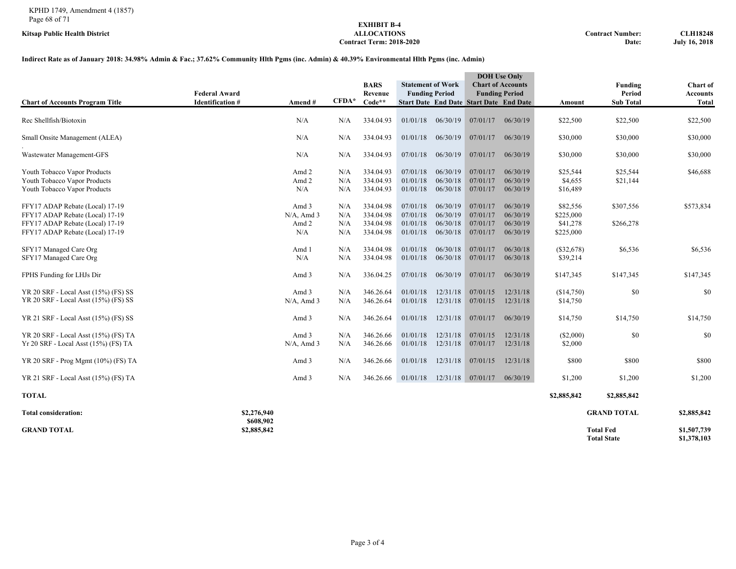**Kitsap Public Health District**

**EXHIBIT B-4**
**ALLOCATIONS**
**Contract Term: 2018-2020**

**Contract Number: CLH18248**
**Date: July 16, 2018**

**Indirect Rate as of January 2018: 34.98% Admin & Fac.; 37.62% Community Hlth Pgms (inc. Admin) & 40.39% Environmental Hlth Pgms (inc. Admin)**

| Chart of Accounts Program Title | Federal Award Identification # | Amend # | CFDA* | BARS Revenue Code** | Statement of Work Funding Period Start Date | Statement of Work Funding Period End Date | DOH Use Only Chart of Accounts Funding Period Start Date | DOH Use Only Chart of Accounts Funding Period End Date | Amount | Funding Period Sub Total | Chart of Accounts Total |
|---|---|---|---|---|---|---|---|---|---|---|---|
| Rec Shellfish/Biotoxin | | N/A | N/A | 334.04.93 | 01/01/18 | 06/30/19 | 07/01/17 | 06/30/19 | $22,500 | $22,500 | $22,500 |
| Small Onsite Management (ALEA) | | N/A | N/A | 334.04.93 | 01/01/18 | 06/30/19 | 07/01/17 | 06/30/19 | $30,000 | $30,000 | $30,000 |
| Wastewater Management-GFS | | N/A | N/A | 334.04.93 | 07/01/18 | 06/30/19 | 07/01/17 | 06/30/19 | $30,000 | $30,000 | $30,000 |
| Youth Tobacco Vapor Products | | Amd 2 | N/A | 334.04.93 | 07/01/18 | 06/30/19 | 07/01/17 | 06/30/19 | $25,544 | $25,544 | $46,688 |
| Youth Tobacco Vapor Products | | Amd 2 | N/A | 334.04.93 | 01/01/18 | 06/30/18 | 07/01/17 | 06/30/19 | $4,655 | $21,144 | |
| Youth Tobacco Vapor Products | | N/A | N/A | 334.04.93 | 01/01/18 | 06/30/18 | 07/01/17 | 06/30/19 | $16,489 | | |
| FFY17 ADAP Rebate (Local) 17-19 | | Amd 3 | N/A | 334.04.98 | 07/01/18 | 06/30/19 | 07/01/17 | 06/30/19 | $82,556 | $307,556 | $573,834 |
| FFY17 ADAP Rebate (Local) 17-19 | | N/A, Amd 3 | N/A | 334.04.98 | 07/01/18 | 06/30/19 | 07/01/17 | 06/30/19 | $225,000 | | |
| FFY17 ADAP Rebate (Local) 17-19 | | Amd 2 | N/A | 334.04.98 | 01/01/18 | 06/30/18 | 07/01/17 | 06/30/19 | $41,278 | $266,278 | |
| FFY17 ADAP Rebate (Local) 17-19 | | N/A | N/A | 334.04.98 | 01/01/18 | 06/30/18 | 07/01/17 | 06/30/19 | $225,000 | | |
| SFY17 Managed Care Org | | Amd 1 | N/A | 334.04.98 | 01/01/18 | 06/30/18 | 07/01/17 | 06/30/18 | ($32,678) | $6,536 | $6,536 |
| SFY17 Managed Care Org | | N/A | N/A | 334.04.98 | 01/01/18 | 06/30/18 | 07/01/17 | 06/30/18 | $39,214 | | |
| FPHS Funding for LHJs Dir | | Amd 3 | N/A | 336.04.25 | 07/01/18 | 06/30/19 | 07/01/17 | 06/30/19 | $147,345 | $147,345 | $147,345 |
| YR 20 SRF - Local Asst (15%) (FS) SS | | Amd 3 | N/A | 346.26.64 | 01/01/18 | 12/31/18 | 07/01/15 | 12/31/18 | ($14,750) | $0 | $0 |
| YR 20 SRF - Local Asst (15%) (FS) SS | | N/A, Amd 3 | N/A | 346.26.64 | 01/01/18 | 12/31/18 | 07/01/15 | 12/31/18 | $14,750 | | |
| YR 21 SRF - Local Asst (15%) (FS) SS | | Amd 3 | N/A | 346.26.64 | 01/01/18 | 12/31/18 | 07/01/17 | 06/30/19 | $14,750 | $14,750 | $14,750 |
| YR 20 SRF - Local Asst (15%) (FS) TA | | Amd 3 | N/A | 346.26.66 | 01/01/18 | 12/31/18 | 07/01/15 | 12/31/18 | ($2,000) | $0 | $0 |
| Yr 20 SRF - Local Asst (15%) (FS) TA | | N/A, Amd 3 | N/A | 346.26.66 | 01/01/18 | 12/31/18 | 07/01/17 | 12/31/18 | $2,000 | | |
| YR 20 SRF - Prog Mgmt (10%) (FS) TA | | Amd 3 | N/A | 346.26.66 | 01/01/18 | 12/31/18 | 07/01/15 | 12/31/18 | $800 | $800 | $800 |
| YR 21 SRF - Local Asst (15%) (FS) TA | | Amd 3 | N/A | 346.26.66 | 01/01/18 | 12/31/18 | 07/01/17 | 06/30/19 | $1,200 | $1,200 | $1,200 |
| **TOTAL** | | | | | | | | | $2,885,842 | $2,885,842 | |

| | | | |
|---|---|---|---|
| **Total consideration:** | $2,276,940<br>$608,902 | **GRAND TOTAL** | $2,885,842 |
| **GRAND TOTAL** | $2,885,842 | **Total Fed** | $1,507,739 |
| | | **Total State** | $1,378,103 |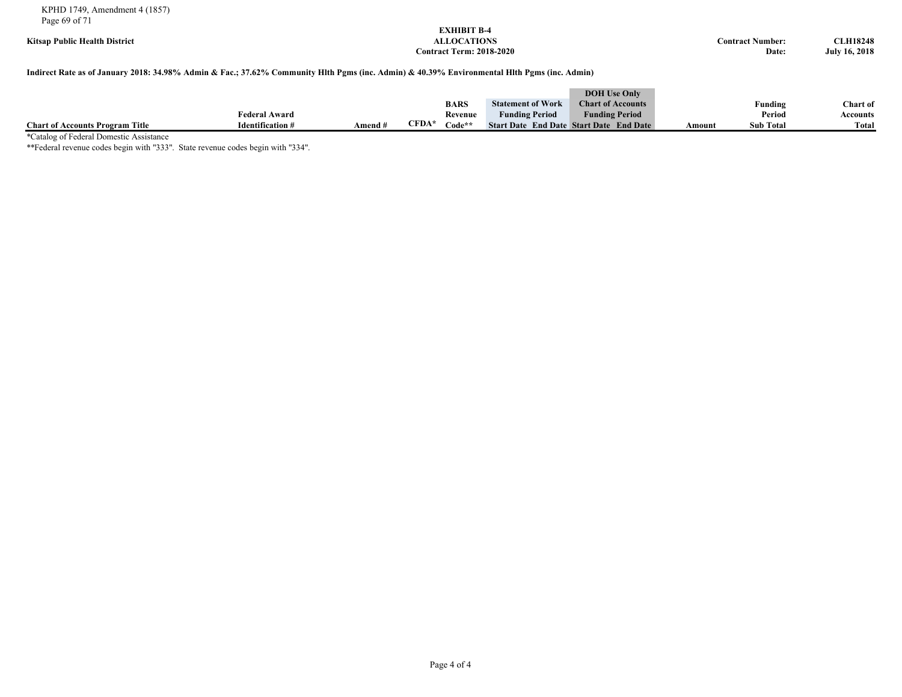**Kitsap Public Health District**

**EXHIBIT B-4**
**ALLOCATIONS**
**Contract Term: 2018-2020**

**Contract Number:** **CLH18248**
**Date:** **July 16, 2018**

**Indirect Rate as of January 2018: 34.98% Admin & Fac.; 37.62% Community Hlth Pgms (inc. Admin) & 40.39% Environmental Hlth Pgms (inc. Admin)**

| Chart of Accounts Program Title | Federal Award Identification # | Amend # | CFDA* | BARS Revenue Code** | Statement of Work Funding Period Start Date | Statement of Work Funding Period End Date | DOH Use Only Chart of Accounts Funding Period Start Date | DOH Use Only Chart of Accounts Funding Period End Date | Amount | Funding Period Sub Total | Chart of Accounts Total |
|---|---|---|---|---|---|---|---|---|---|---|---|

*Catalog of Federal Domestic Assistance
**Federal revenue codes begin with "333". State revenue codes begin with "334".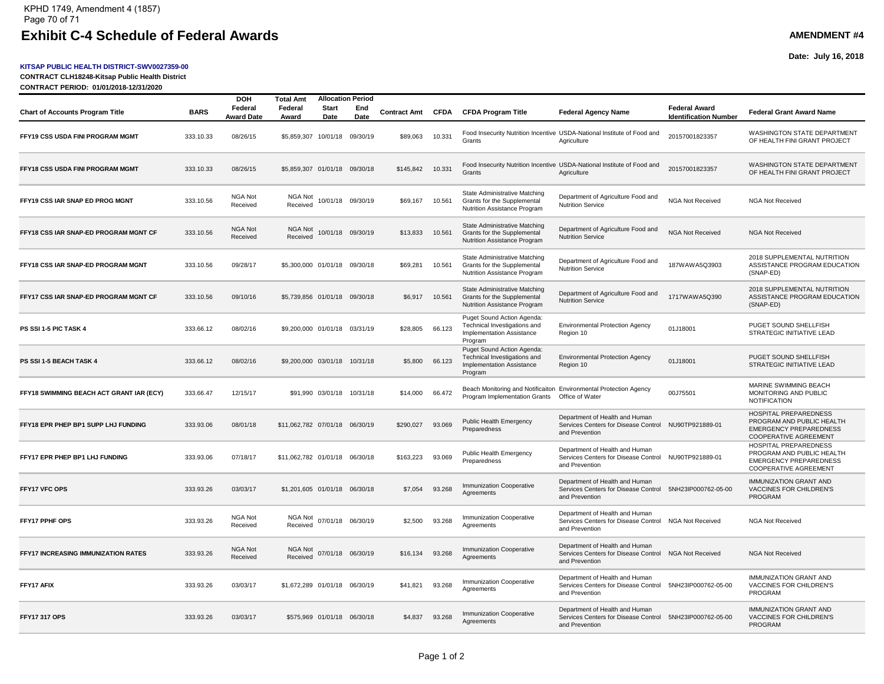# Exhibit C-4 Schedule of Federal Awards

**AMENDMENT #4**

**Date: July 16, 2018**

**KITSAP PUBLIC HEALTH DISTRICT-SWV0027359-00**
**CONTRACT CLH18248-Kitsap Public Health District**
**CONTRACT PERIOD: 01/01/2018-12/31/2020**

| Chart of Accounts Program Title | BARS | DOH Federal Award Date | Total Amt Federal Award | Allocation Period Start Date | Allocation Period End Date | Contract Amt | CFDA | CFDA Program Title | Federal Agency Name | Federal Award Identification Number | Federal Grant Award Name |
|---|---|---|---|---|---|---|---|---|---|---|---|
| FFY19 CSS USDA FINI PROGRAM MGMT | 333.10.33 | 08/26/15 | $5,859,307 | 10/01/18 | 09/30/19 | $89,063 | 10.331 | Food Insecurity Nutrition Incentive Grants | USDA-National Institute of Food and Agriculture | 20157001823357 | WASHINGTON STATE DEPARTMENT OF HEALTH FINI GRANT PROJECT |
| FFY18 CSS USDA FINI PROGRAM MGMT | 333.10.33 | 08/26/15 | $5,859,307 | 01/01/18 | 09/30/18 | $145,842 | 10.331 | Food Insecurity Nutrition Incentive Grants | USDA-National Institute of Food and Agriculture | 20157001823357 | WASHINGTON STATE DEPARTMENT OF HEALTH FINI GRANT PROJECT |
| FFY19 CSS IAR SNAP ED PROG MGNT | 333.10.56 | NGA Not Received | NGA Not Received | 10/01/18 | 09/30/19 | $69,167 | 10.561 | State Administrative Matching Grants for the Supplemental Nutrition Assistance Program | Department of Agriculture Food and Nutrition Service | NGA Not Received | NGA Not Received |
| FFY18 CSS IAR SNAP-ED PROGRAM MGNT CF | 333.10.56 | NGA Not Received | NGA Not Received | 10/01/18 | 09/30/19 | $13,833 | 10.561 | State Administrative Matching Grants for the Supplemental Nutrition Assistance Program | Department of Agriculture Food and Nutrition Service | NGA Not Received | NGA Not Received |
| FFY18 CSS IAR SNAP-ED PROGRAM MGNT | 333.10.56 | 09/28/17 | $5,300,000 | 01/01/18 | 09/30/18 | $69,281 | 10.561 | State Administrative Matching Grants for the Supplemental Nutrition Assistance Program | Department of Agriculture Food and Nutrition Service | 187WAWA5Q3903 | 2018 SUPPLEMENTAL NUTRITION ASSISTANCE PROGRAM EDUCATION (SNAP-ED) |
| FFY17 CSS IAR SNAP-ED PROGRAM MGNT CF | 333.10.56 | 09/10/16 | $5,739,856 | 01/01/18 | 09/30/18 | $6,917 | 10.561 | State Administrative Matching Grants for the Supplemental Nutrition Assistance Program | Department of Agriculture Food and Nutrition Service | 1717WAWA5Q390 | 2018 SUPPLEMENTAL NUTRITION ASSISTANCE PROGRAM EDUCATION (SNAP-ED) |
| PS SSI 1-5 PIC TASK 4 | 333.66.12 | 08/02/16 | $9,200,000 | 01/01/18 | 03/31/19 | $28,805 | 66.123 | Puget Sound Action Agenda: Technical Investigations and Implementation Assistance Program | Environmental Protection Agency Region 10 | 01J18001 | PUGET SOUND SHELLFISH STRATEGIC INITIATIVE LEAD |
| PS SSI 1-5 BEACH TASK 4 | 333.66.12 | 08/02/16 | $9,200,000 | 03/01/18 | 10/31/18 | $5,800 | 66.123 | Puget Sound Action Agenda: Technical Investigations and Implementation Assistance Program | Environmental Protection Agency Region 10 | 01J18001 | PUGET SOUND SHELLFISH STRATEGIC INITIATIVE LEAD |
| FFY18 SWIMMING BEACH ACT GRANT IAR (ECY) | 333.66.47 | 12/15/17 | $91,990 | 03/01/18 | 10/31/18 | $14,000 | 66.472 | Beach Monitoring and Notificaiton Program Implementation Grants | Environmental Protection Agency Office of Water | 00J75501 | MARINE SWIMMING BEACH MONITORING AND PUBLIC NOTIFICATION |
| FFY18 EPR PHEP BP1 SUPP LHJ FUNDING | 333.93.06 | 08/01/18 | $11,062,782 | 07/01/18 | 06/30/19 | $290,027 | 93.069 | Public Health Emergency Preparedness | Department of Health and Human Services Centers for Disease Control and Prevention | NU90TP921889-01 | HOSPITAL PREPAREDNESS PROGRAM AND PUBLIC HEALTH EMERGENCY PREPAREDNESS COOPERATIVE AGREEMENT |
| FFY17 EPR PHEP BP1 LHJ FUNDING | 333.93.06 | 07/18/17 | $11,062,782 | 01/01/18 | 06/30/18 | $163,223 | 93.069 | Public Health Emergency Preparedness | Department of Health and Human Services Centers for Disease Control and Prevention | NU90TP921889-01 | HOSPITAL PREPAREDNESS PROGRAM AND PUBLIC HEALTH EMERGENCY PREPAREDNESS COOPERATIVE AGREEMENT |
| FFY17 VFC OPS | 333.93.26 | 03/03/17 | $1,201,605 | 01/01/18 | 06/30/18 | $7,054 | 93.268 | Immunization Cooperative Agreements | Department of Health and Human Services Centers for Disease Control and Prevention | 5NH23IP000762-05-00 | IMMUNIZATION GRANT AND VACCINES FOR CHILDREN'S PROGRAM |
| FFY17 PPHF OPS | 333.93.26 | NGA Not Received | NGA Not Received | 07/01/18 | 06/30/19 | $2,500 | 93.268 | Immunization Cooperative Agreements | Department of Health and Human Services Centers for Disease Control and Prevention | NGA Not Received | NGA Not Received |
| FFY17 INCREASING IMMUNIZATION RATES | 333.93.26 | NGA Not Received | NGA Not Received | 07/01/18 | 06/30/19 | $16,134 | 93.268 | Immunization Cooperative Agreements | Department of Health and Human Services Centers for Disease Control and Prevention | NGA Not Received | NGA Not Received |
| FFY17 AFIX | 333.93.26 | 03/03/17 | $1,672,289 | 01/01/18 | 06/30/19 | $41,821 | 93.268 | Immunization Cooperative Agreements | Department of Health and Human Services Centers for Disease Control and Prevention | 5NH23IP000762-05-00 | IMMUNIZATION GRANT AND VACCINES FOR CHILDREN'S PROGRAM |
| FFY17 317 OPS | 333.93.26 | 03/03/17 | $575,969 | 01/01/18 | 06/30/18 | $4,837 | 93.268 | Immunization Cooperative Agreements | Department of Health and Human Services Centers for Disease Control and Prevention | 5NH23IP000762-05-00 | IMMUNIZATION GRANT AND VACCINES FOR CHILDREN'S PROGRAM |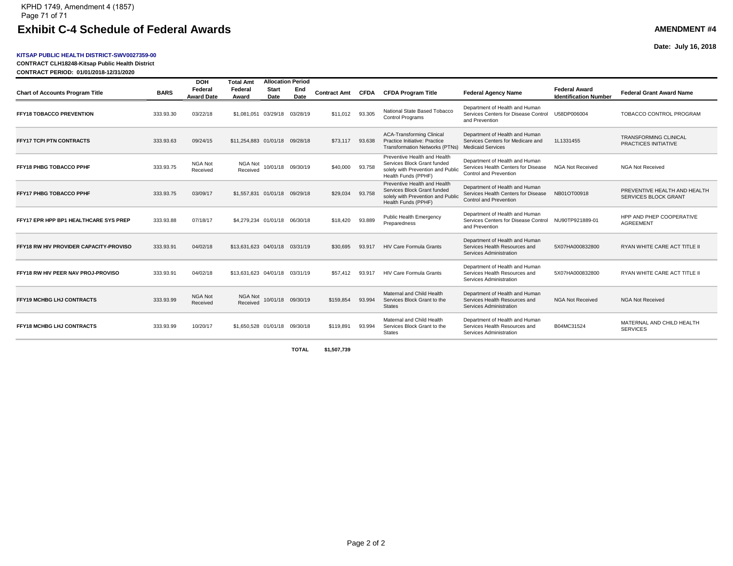# Exhibit C-4 Schedule of Federal Awards

**AMENDMENT #4**

**Date: July 16, 2018**

**KITSAP PUBLIC HEALTH DISTRICT-SWV0027359-00**

**CONTRACT CLH18248-Kitsap Public Health District**

**CONTRACT PERIOD: 01/01/2018-12/31/2020**

| Chart of Accounts Program Title | BARS | DOH Federal Award Date | Total Amt Federal Award | Allocation Period Start Date | Allocation Period End Date | Contract Amt | CFDA | CFDA Program Title | Federal Agency Name | Federal Award Identification Number | Federal Grant Award Name |
|---|---|---|---|---|---|---|---|---|---|---|---|
| **FFY18 TOBACCO PREVENTION** | 333.93.30 | 03/22/18 | $1,081,051 | 03/29/18 | 03/28/19 | $11,012 | 93.305 | National State Based Tobacco Control Programs | Department of Health and Human Services Centers for Disease Control and Prevention | U58DP006004 | TOBACCO CONTROL PROGRAM |
| **FFY17 TCPI PTN CONTRACTS** | 333.93.63 | 09/24/15 | $11,254,883 | 01/01/18 | 09/28/18 | $73,117 | 93.638 | ACA-Transforming Clinical Practice Initiative: Practice Transformation Networks (PTNs) | Department of Health and Human Services Centers for Medicare and Medicaid Services | 1L1331455 | TRANSFORMING CLINICAL PRACTICES INITIATIVE |
| **FFY18 PHBG TOBACCO PPHF** | 333.93.75 | NGA Not Received | NGA Not Received | 10/01/18 | 09/30/19 | $40,000 | 93.758 | Preventive Health and Health Services Block Grant funded solely with Prevention and Public Health Funds (PPHF) | Department of Health and Human Services Health Centers for Disease Control and Prevention | NGA Not Received | NGA Not Received |
| **FFY17 PHBG TOBACCO PPHF** | 333.93.75 | 03/09/17 | $1,557,831 | 01/01/18 | 09/29/18 | $29,034 | 93.758 | Preventive Health and Health Services Block Grant funded solely with Prevention and Public Health Funds (PPHF) | Department of Health and Human Services Health Centers for Disease Control and Prevention | NB01OT00918 | PREVENTIVE HEALTH AND HEALTH SERVICES BLOCK GRANT |
| **FFY17 EPR HPP BP1 HEALTHCARE SYS PREP** | 333.93.88 | 07/18/17 | $4,279,234 | 01/01/18 | 06/30/18 | $18,420 | 93.889 | Public Health Emergency Preparedness | Department of Health and Human Services Centers for Disease Control and Prevention | NU90TP921889-01 | HPP AND PHEP COOPERATIVE AGREEMENT |
| **FFY18 RW HIV PROVIDER CAPACITY-PROVISO** | 333.93.91 | 04/02/18 | $13,631,623 | 04/01/18 | 03/31/19 | $30,695 | 93.917 | HIV Care Formula Grants | Department of Health and Human Services Health Resources and Services Administration | 5X07HA000832800 | RYAN WHITE CARE ACT TITLE II |
| **FFY18 RW HIV PEER NAV PROJ-PROVISO** | 333.93.91 | 04/02/18 | $13,631,623 | 04/01/18 | 03/31/19 | $57,412 | 93.917 | HIV Care Formula Grants | Department of Health and Human Services Health Resources and Services Administration | 5X07HA000832800 | RYAN WHITE CARE ACT TITLE II |
| **FFY19 MCHBG LHJ CONTRACTS** | 333.93.99 | NGA Not Received | NGA Not Received | 10/01/18 | 09/30/19 | $159,854 | 93.994 | Maternal and Child Health Services Block Grant to the States | Department of Health and Human Services Health Resources and Services Administration | NGA Not Received | NGA Not Received |
| **FFY18 MCHBG LHJ CONTRACTS** | 333.93.99 | 10/20/17 | $1,650,528 | 01/01/18 | 09/30/18 | $119,891 | 93.994 | Maternal and Child Health Services Block Grant to the States | Department of Health and Human Services Health Resources and Services Administration | B04MC31524 | MATERNAL AND CHILD HEALTH SERVICES |
| | | | | | **TOTAL** | **$1,507,739** | | | | | |